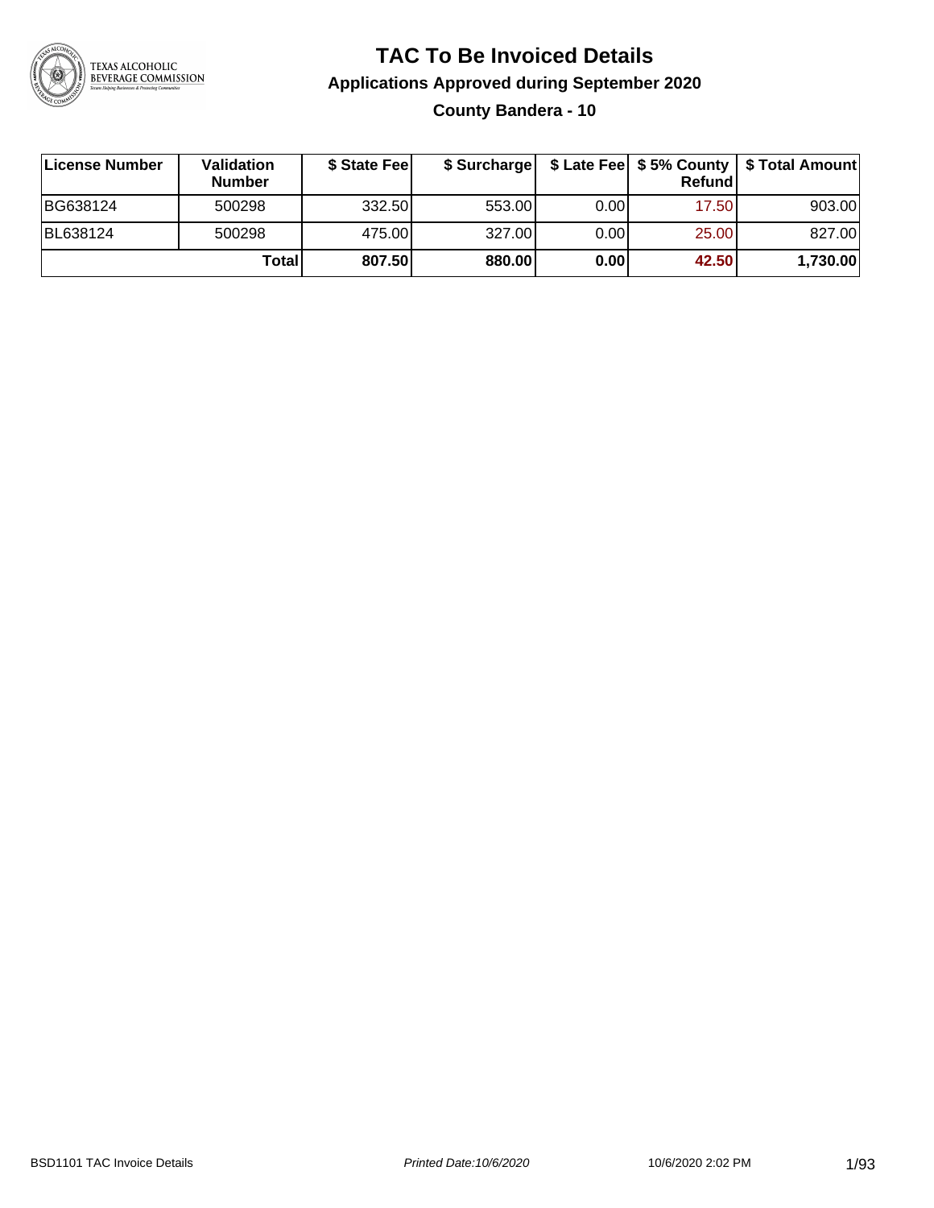# TAC To Be Invoiced Details

## Applications Approved during September 2020

### County Bandera - 10

| License Number | Validation Number | $ State Fee | $ Surcharge | $ Late Fee | $ 5% County Refund | $ Total Amount |
|---|---|---|---|---|---|---|
| BG638124 | 500298 | 332.50 | 553.00 | 0.00 | 17.50 | 903.00 |
| BL638124 | 500298 | 475.00 | 327.00 | 0.00 | 25.00 | 827.00 |
| | **Total** | **807.50** | **880.00** | **0.00** | **42.50** | **1,730.00** |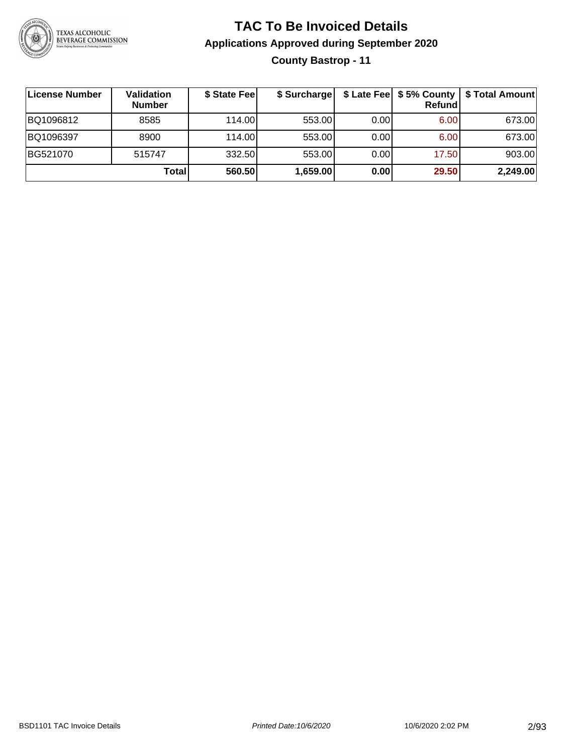# TAC To Be Invoiced Details

## Applications Approved during September 2020

### County Bastrop - 11

| License Number | Validation Number | $ State Fee | $ Surcharge | $ Late Fee | $ 5% County Refund | $ Total Amount |
|---|---|---|---|---|---|---|
| BQ1096812 | 8585 | 114.00 | 553.00 | 0.00 | 6.00 | 673.00 |
| BQ1096397 | 8900 | 114.00 | 553.00 | 0.00 | 6.00 | 673.00 |
| BG521070 | 515747 | 332.50 | 553.00 | 0.00 | 17.50 | 903.00 |
| | **Total** | **560.50** | **1,659.00** | **0.00** | **29.50** | **2,249.00** |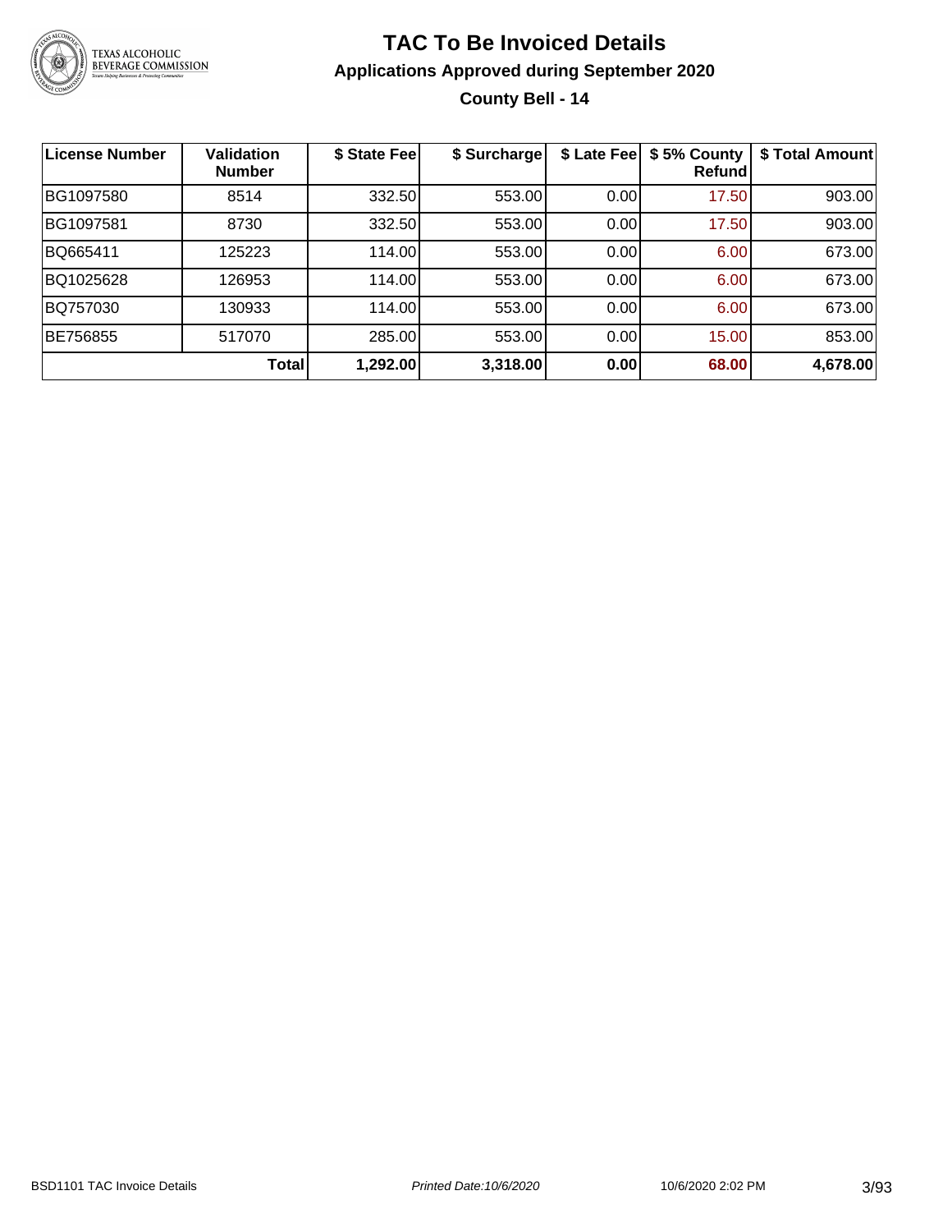# TAC To Be Invoiced Details

## Applications Approved during September 2020

### County Bell - 14

| License Number | Validation Number | $ State Fee | $ Surcharge | $ Late Fee | $ 5% County Refund | $ Total Amount |
|---|---|---|---|---|---|---|
| BG1097580 | 8514 | 332.50 | 553.00 | 0.00 | 17.50 | 903.00 |
| BG1097581 | 8730 | 332.50 | 553.00 | 0.00 | 17.50 | 903.00 |
| BQ665411 | 125223 | 114.00 | 553.00 | 0.00 | 6.00 | 673.00 |
| BQ1025628 | 126953 | 114.00 | 553.00 | 0.00 | 6.00 | 673.00 |
| BQ757030 | 130933 | 114.00 | 553.00 | 0.00 | 6.00 | 673.00 |
| BE756855 | 517070 | 285.00 | 553.00 | 0.00 | 15.00 | 853.00 |
| | **Total** | **1,292.00** | **3,318.00** | **0.00** | **68.00** | **4,678.00** |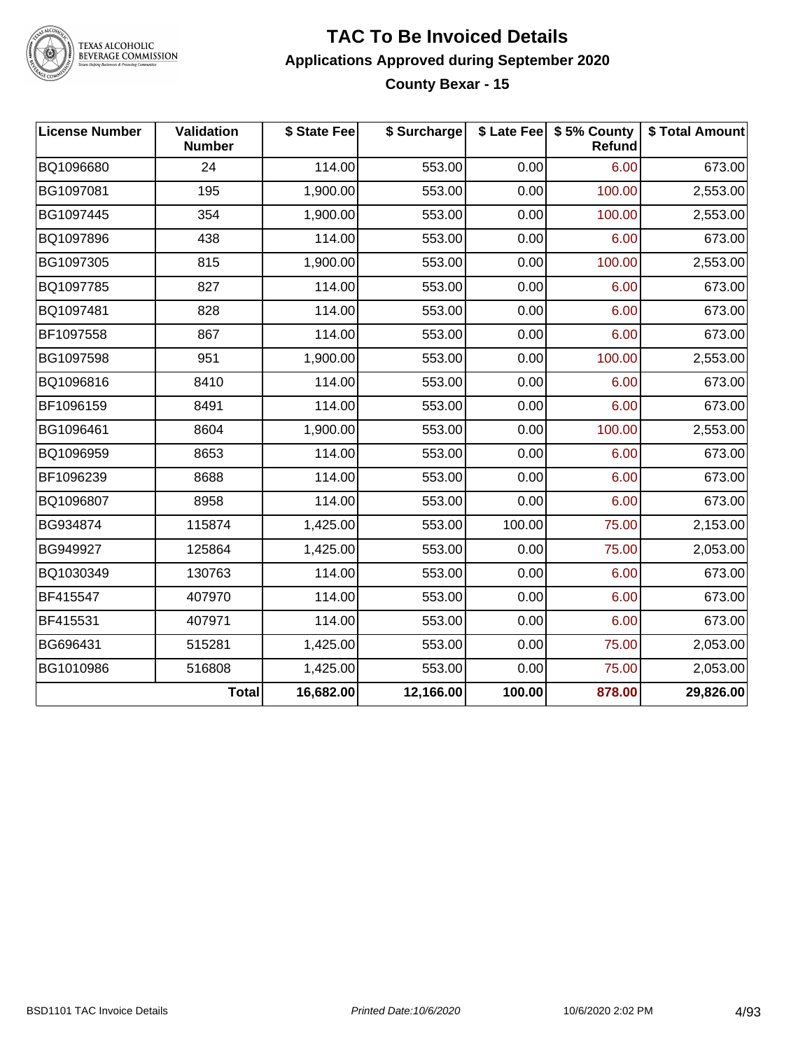# TAC To Be Invoiced Details

## Applications Approved during September 2020

### County Bexar - 15

| License Number | Validation Number | $ State Fee | $ Surcharge | $ Late Fee | $ 5% County Refund | $ Total Amount |
|---|---|---|---|---|---|---|
| BQ1096680 | 24 | 114.00 | 553.00 | 0.00 | 6.00 | 673.00 |
| BG1097081 | 195 | 1,900.00 | 553.00 | 0.00 | 100.00 | 2,553.00 |
| BG1097445 | 354 | 1,900.00 | 553.00 | 0.00 | 100.00 | 2,553.00 |
| BQ1097896 | 438 | 114.00 | 553.00 | 0.00 | 6.00 | 673.00 |
| BG1097305 | 815 | 1,900.00 | 553.00 | 0.00 | 100.00 | 2,553.00 |
| BQ1097785 | 827 | 114.00 | 553.00 | 0.00 | 6.00 | 673.00 |
| BQ1097481 | 828 | 114.00 | 553.00 | 0.00 | 6.00 | 673.00 |
| BF1097558 | 867 | 114.00 | 553.00 | 0.00 | 6.00 | 673.00 |
| BG1097598 | 951 | 1,900.00 | 553.00 | 0.00 | 100.00 | 2,553.00 |
| BQ1096816 | 8410 | 114.00 | 553.00 | 0.00 | 6.00 | 673.00 |
| BF1096159 | 8491 | 114.00 | 553.00 | 0.00 | 6.00 | 673.00 |
| BG1096461 | 8604 | 1,900.00 | 553.00 | 0.00 | 100.00 | 2,553.00 |
| BQ1096959 | 8653 | 114.00 | 553.00 | 0.00 | 6.00 | 673.00 |
| BF1096239 | 8688 | 114.00 | 553.00 | 0.00 | 6.00 | 673.00 |
| BQ1096807 | 8958 | 114.00 | 553.00 | 0.00 | 6.00 | 673.00 |
| BG934874 | 115874 | 1,425.00 | 553.00 | 100.00 | 75.00 | 2,153.00 |
| BG949927 | 125864 | 1,425.00 | 553.00 | 0.00 | 75.00 | 2,053.00 |
| BQ1030349 | 130763 | 114.00 | 553.00 | 0.00 | 6.00 | 673.00 |
| BF415547 | 407970 | 114.00 | 553.00 | 0.00 | 6.00 | 673.00 |
| BF415531 | 407971 | 114.00 | 553.00 | 0.00 | 6.00 | 673.00 |
| BG696431 | 515281 | 1,425.00 | 553.00 | 0.00 | 75.00 | 2,053.00 |
| BG1010986 | 516808 | 1,425.00 | 553.00 | 0.00 | 75.00 | 2,053.00 |
| | **Total** | **16,682.00** | **12,166.00** | **100.00** | **878.00** | **29,826.00** |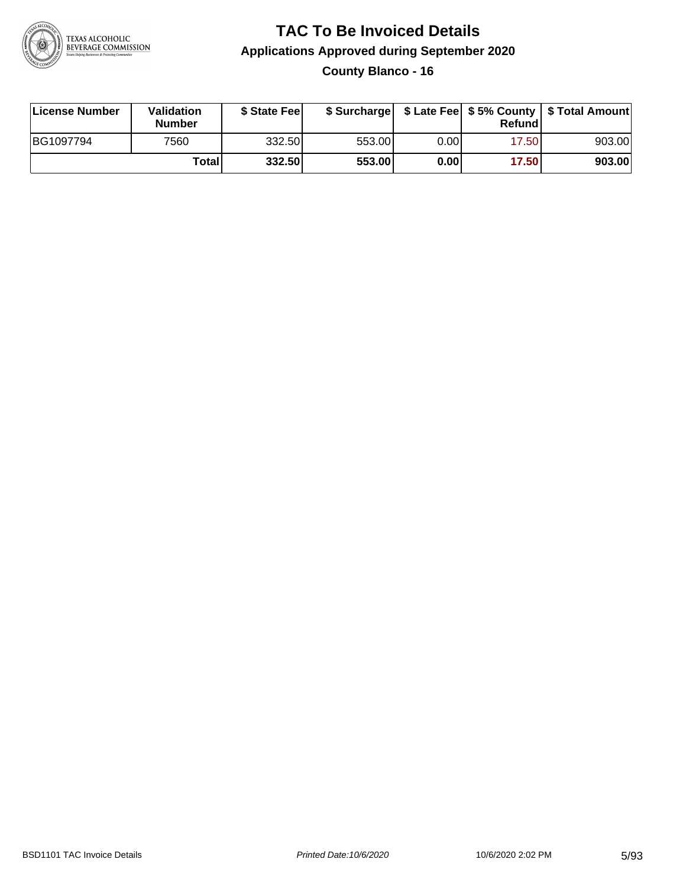# TAC To Be Invoiced Details

## Applications Approved during September 2020

### County Blanco - 16

| License Number | Validation Number | $ State Fee | $ Surcharge | $ Late Fee | $ 5% County Refund | $ Total Amount |
|---|---|---|---|---|---|---|
| BG1097794 | 7560 | 332.50 | 553.00 | 0.00 | 17.50 | 903.00 |
| | **Total** | **332.50** | **553.00** | **0.00** | **17.50** | **903.00** |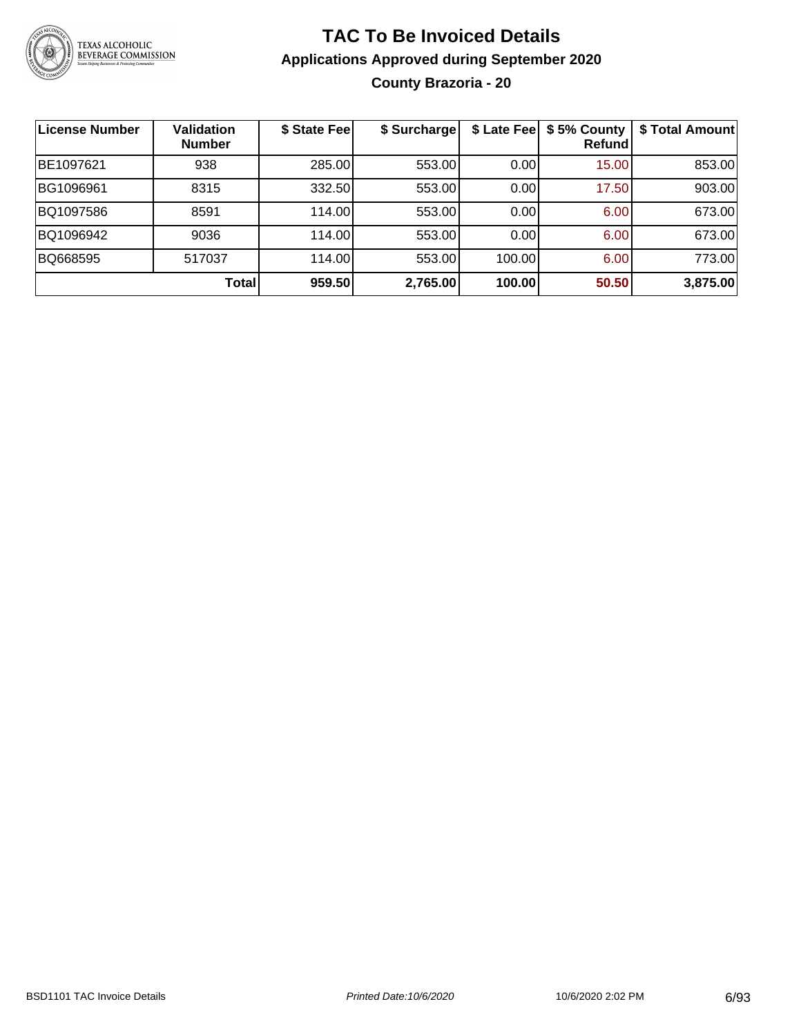# TAC To Be Invoiced Details

## Applications Approved during September 2020

### County Brazoria - 20

| License Number | Validation Number | $ State Fee | $ Surcharge | $ Late Fee | $ 5% County Refund | $ Total Amount |
|---|---|---|---|---|---|---|
| BE1097621 | 938 | 285.00 | 553.00 | 0.00 | 15.00 | 853.00 |
| BG1096961 | 8315 | 332.50 | 553.00 | 0.00 | 17.50 | 903.00 |
| BQ1097586 | 8591 | 114.00 | 553.00 | 0.00 | 6.00 | 673.00 |
| BQ1096942 | 9036 | 114.00 | 553.00 | 0.00 | 6.00 | 673.00 |
| BQ668595 | 517037 | 114.00 | 553.00 | 100.00 | 6.00 | 773.00 |
| | **Total** | **959.50** | **2,765.00** | **100.00** | **50.50** | **3,875.00** |

BSD1101 TAC Invoice Details | *Printed Date:10/6/2020* | 10/6/2020 2:02 PM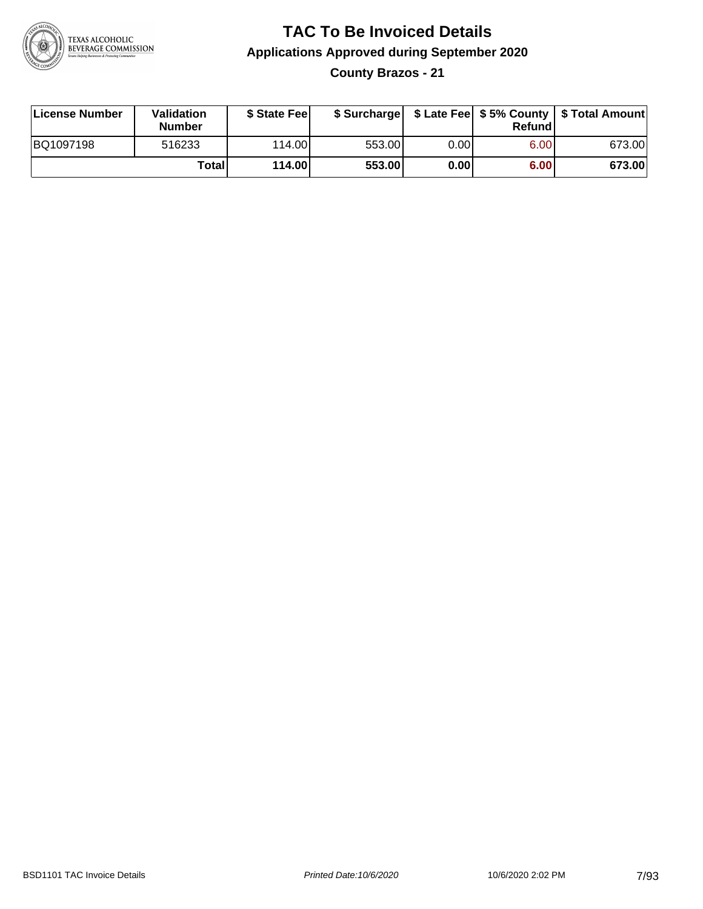# TAC To Be Invoiced Details

## Applications Approved during September 2020

### County Brazos - 21

| License Number | Validation Number | $ State Fee | $ Surcharge | $ Late Fee | $ 5% County Refund | $ Total Amount |
|---|---|---|---|---|---|---|
| BQ1097198 | 516233 | 114.00 | 553.00 | 0.00 | 6.00 | 673.00 |
| | **Total** | **114.00** | **553.00** | **0.00** | **6.00** | **673.00** |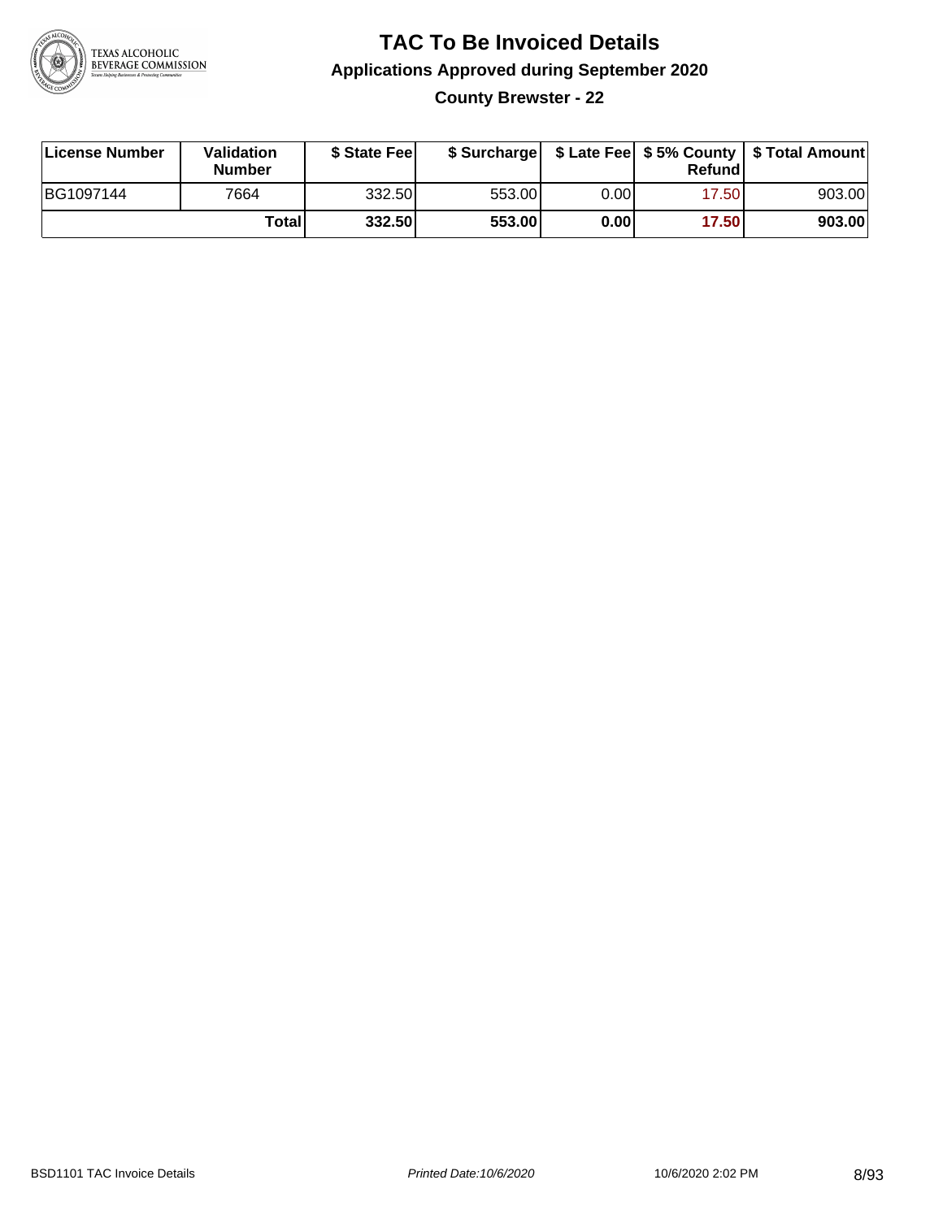# TAC To Be Invoiced Details

## Applications Approved during September 2020

### County Brewster - 22

| License Number | Validation Number | $ State Fee | $ Surcharge | $ Late Fee | $ 5% County Refund | $ Total Amount |
|---|---|---|---|---|---|---|
| BG1097144 | 7664 | 332.50 | 553.00 | 0.00 | 17.50 | 903.00 |
| | **Total** | **332.50** | **553.00** | **0.00** | **17.50** | **903.00** |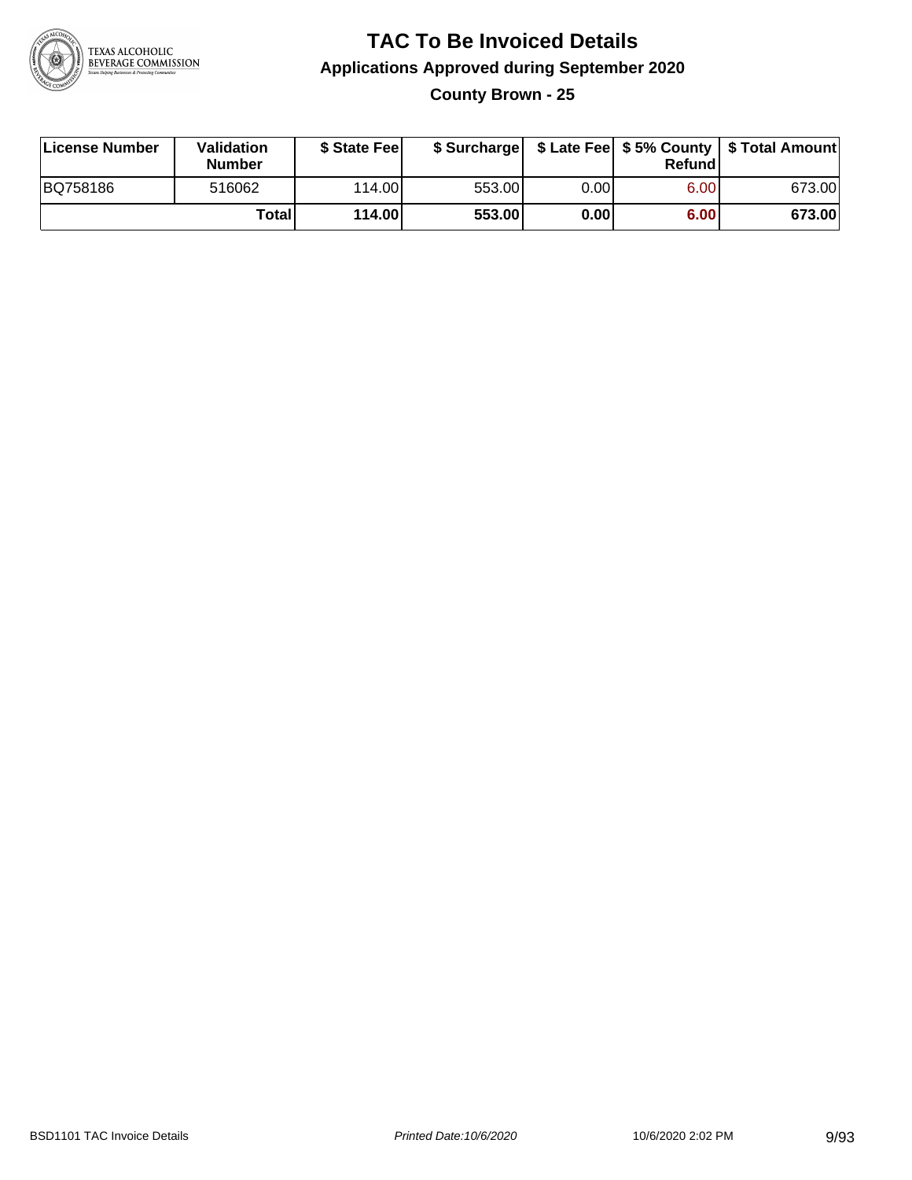# TAC To Be Invoiced Details

## Applications Approved during September 2020

### County Brown - 25

| License Number | Validation Number | $ State Fee | $ Surcharge | $ Late Fee | $ 5% County Refund | $ Total Amount |
|---|---|---|---|---|---|---|
| BQ758186 | 516062 | 114.00 | 553.00 | 0.00 | 6.00 | 673.00 |
| | **Total** | **114.00** | **553.00** | **0.00** | **6.00** | **673.00** |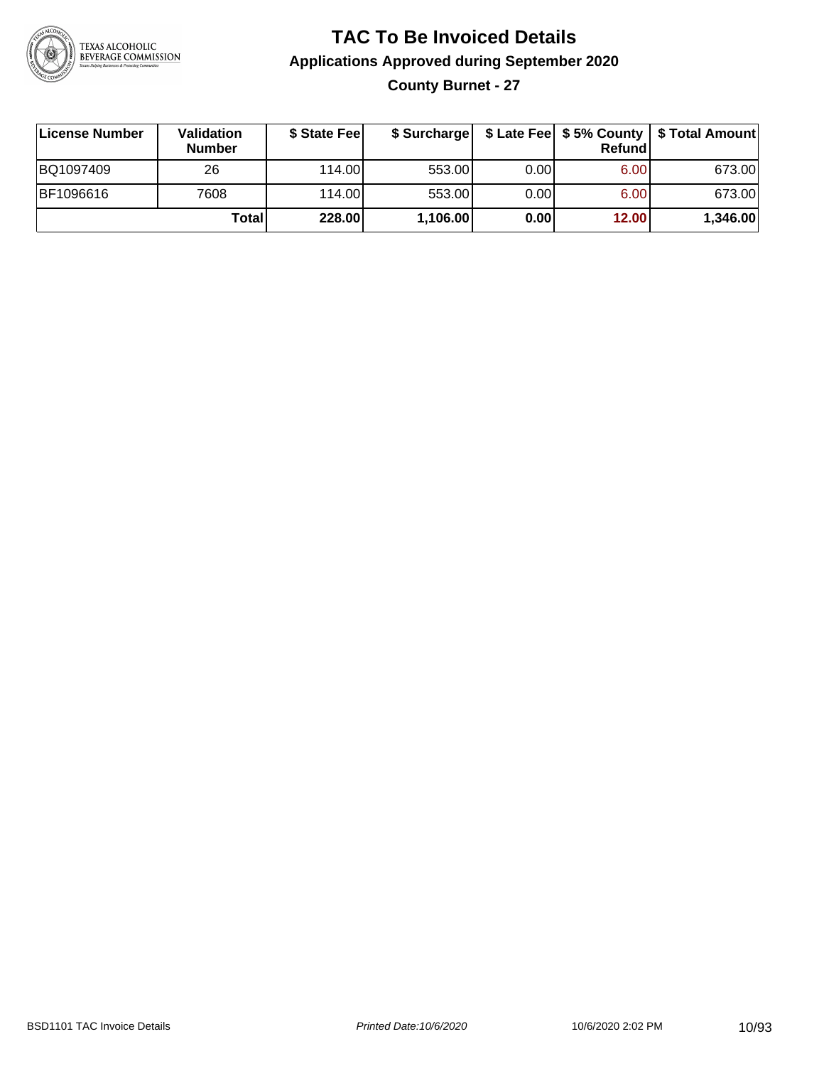# TAC To Be Invoiced Details

## Applications Approved during September 2020

### County Burnet - 27

| License Number | Validation Number | $ State Fee | $ Surcharge | $ Late Fee | $ 5% County Refund | $ Total Amount |
|---|---|---|---|---|---|---|
| BQ1097409 | 26 | 114.00 | 553.00 | 0.00 | 6.00 | 673.00 |
| BF1096616 | 7608 | 114.00 | 553.00 | 0.00 | 6.00 | 673.00 |
| | **Total** | **228.00** | **1,106.00** | **0.00** | **12.00** | **1,346.00** |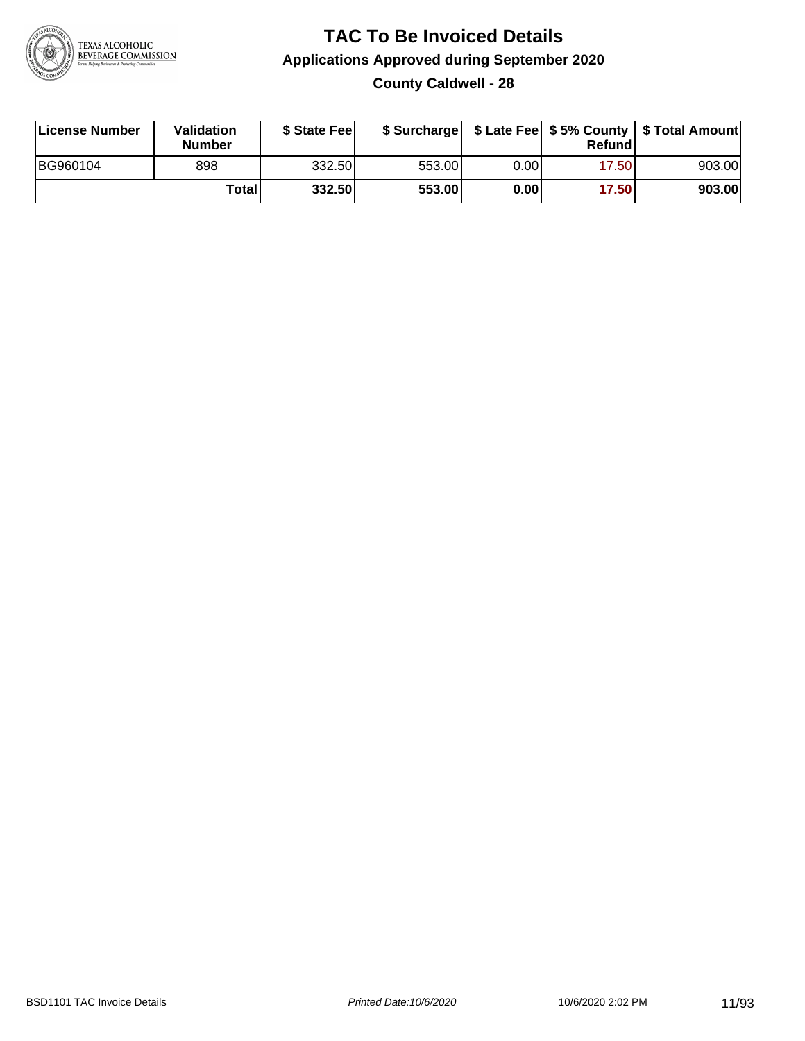# TAC To Be Invoiced Details

## Applications Approved during September 2020

### County Caldwell - 28

| License Number | Validation Number | $ State Fee | $ Surcharge | $ Late Fee | $ 5% County Refund | $ Total Amount |
|---|---|---|---|---|---|---|
| BG960104 | 898 | 332.50 | 553.00 | 0.00 | 17.50 | 903.00 |
| | **Total** | **332.50** | **553.00** | **0.00** | **17.50** | **903.00** |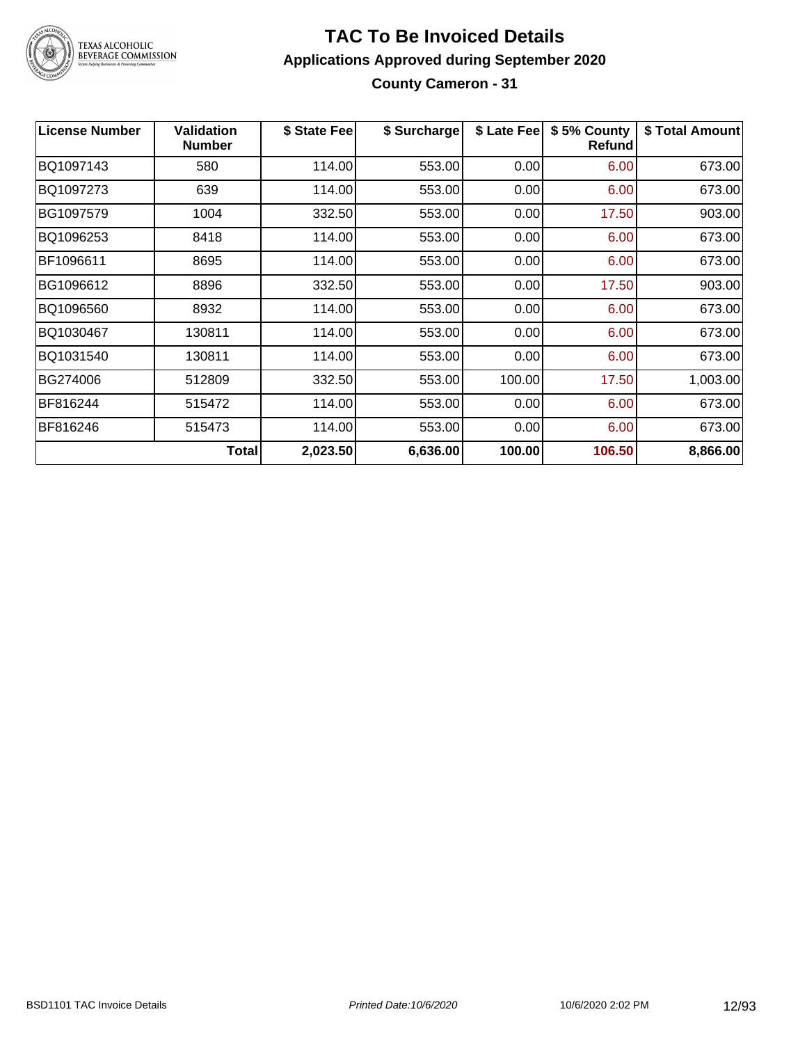# TAC To Be Invoiced Details

## Applications Approved during September 2020

### County Cameron - 31

| License Number | Validation Number | $ State Fee | $ Surcharge | $ Late Fee | $ 5% County Refund | $ Total Amount |
|---|---|---|---|---|---|---|
| BQ1097143 | 580 | 114.00 | 553.00 | 0.00 | 6.00 | 673.00 |
| BQ1097273 | 639 | 114.00 | 553.00 | 0.00 | 6.00 | 673.00 |
| BG1097579 | 1004 | 332.50 | 553.00 | 0.00 | 17.50 | 903.00 |
| BQ1096253 | 8418 | 114.00 | 553.00 | 0.00 | 6.00 | 673.00 |
| BF1096611 | 8695 | 114.00 | 553.00 | 0.00 | 6.00 | 673.00 |
| BG1096612 | 8896 | 332.50 | 553.00 | 0.00 | 17.50 | 903.00 |
| BQ1096560 | 8932 | 114.00 | 553.00 | 0.00 | 6.00 | 673.00 |
| BQ1030467 | 130811 | 114.00 | 553.00 | 0.00 | 6.00 | 673.00 |
| BQ1031540 | 130811 | 114.00 | 553.00 | 0.00 | 6.00 | 673.00 |
| BG274006 | 512809 | 332.50 | 553.00 | 100.00 | 17.50 | 1,003.00 |
| BF816244 | 515472 | 114.00 | 553.00 | 0.00 | 6.00 | 673.00 |
| BF816246 | 515473 | 114.00 | 553.00 | 0.00 | 6.00 | 673.00 |
| | **Total** | **2,023.50** | **6,636.00** | **100.00** | **106.50** | **8,866.00** |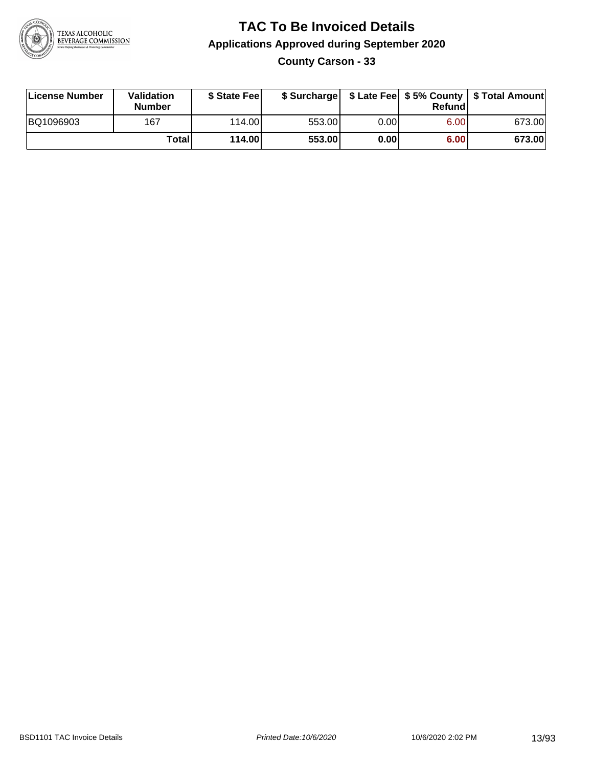# TAC To Be Invoiced Details

## Applications Approved during September 2020

### County Carson - 33

| License Number | Validation Number | $ State Fee | $ Surcharge | $ Late Fee | $ 5% County Refund | $ Total Amount |
|---|---|---|---|---|---|---|
| BQ1096903 | 167 | 114.00 | 553.00 | 0.00 | 6.00 | 673.00 |
| | **Total** | **114.00** | **553.00** | **0.00** | **6.00** | **673.00** |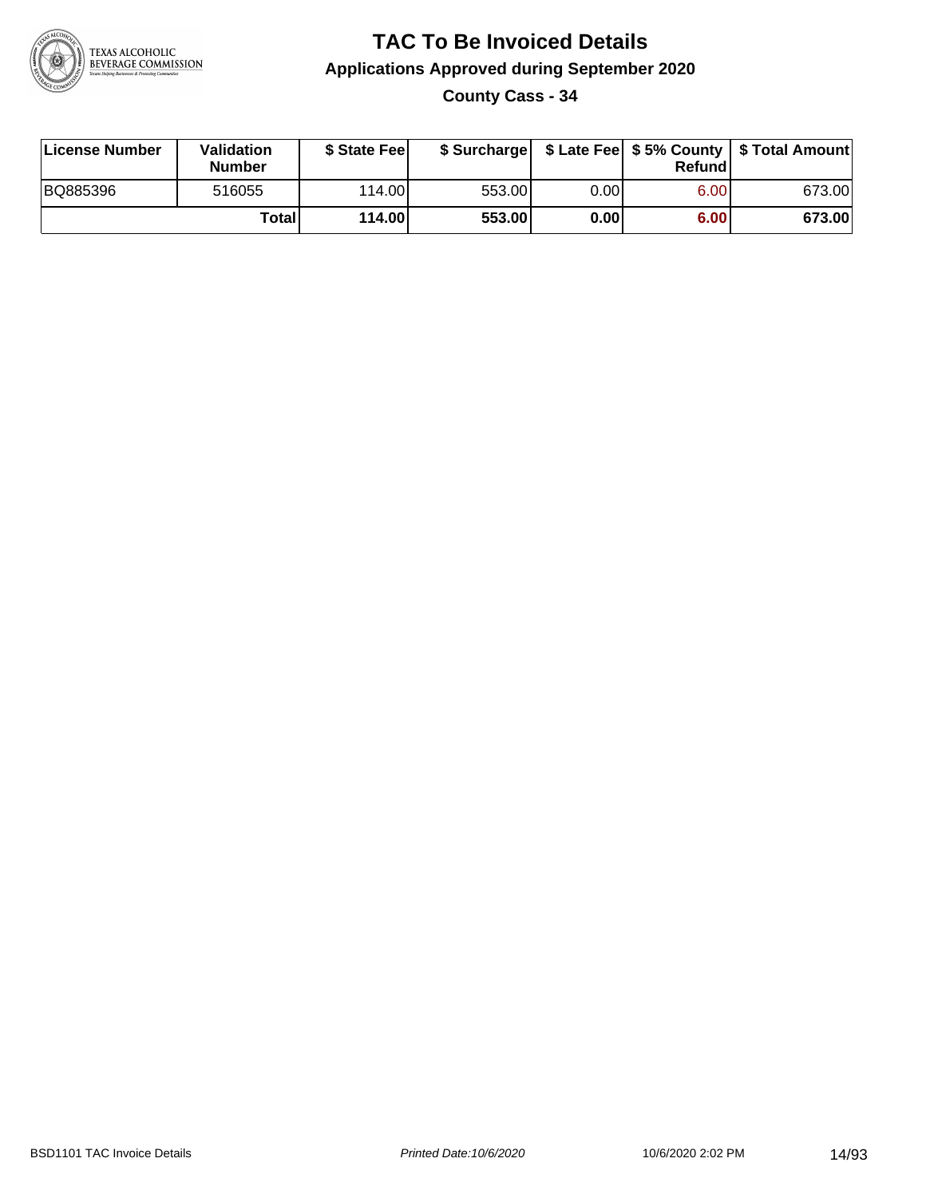# TAC To Be Invoiced Details

## Applications Approved during September 2020

### County Cass - 34

| License Number | Validation Number | $ State Fee | $ Surcharge | $ Late Fee | $ 5% County Refund | $ Total Amount |
|---|---|---|---|---|---|---|
| BQ885396 | 516055 | 114.00 | 553.00 | 0.00 | 6.00 | 673.00 |
| | Total | 114.00 | 553.00 | 0.00 | 6.00 | 673.00 |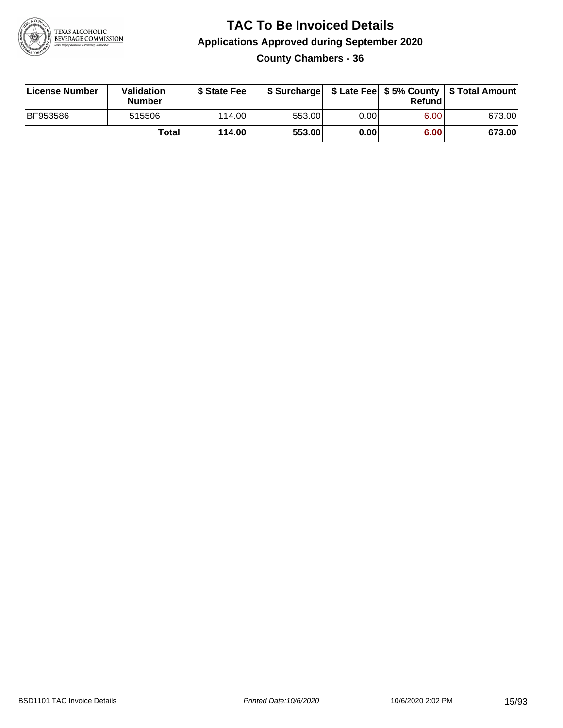# TAC To Be Invoiced Details

## Applications Approved during September 2020

### County Chambers - 36

| License Number | Validation Number | $ State Fee | $ Surcharge | $ Late Fee | $ 5% County Refund | $ Total Amount |
|---|---|---|---|---|---|---|
| BF953586 | 515506 | 114.00 | 553.00 | 0.00 | 6.00 | 673.00 |
| | **Total** | **114.00** | **553.00** | **0.00** | **6.00** | **673.00** |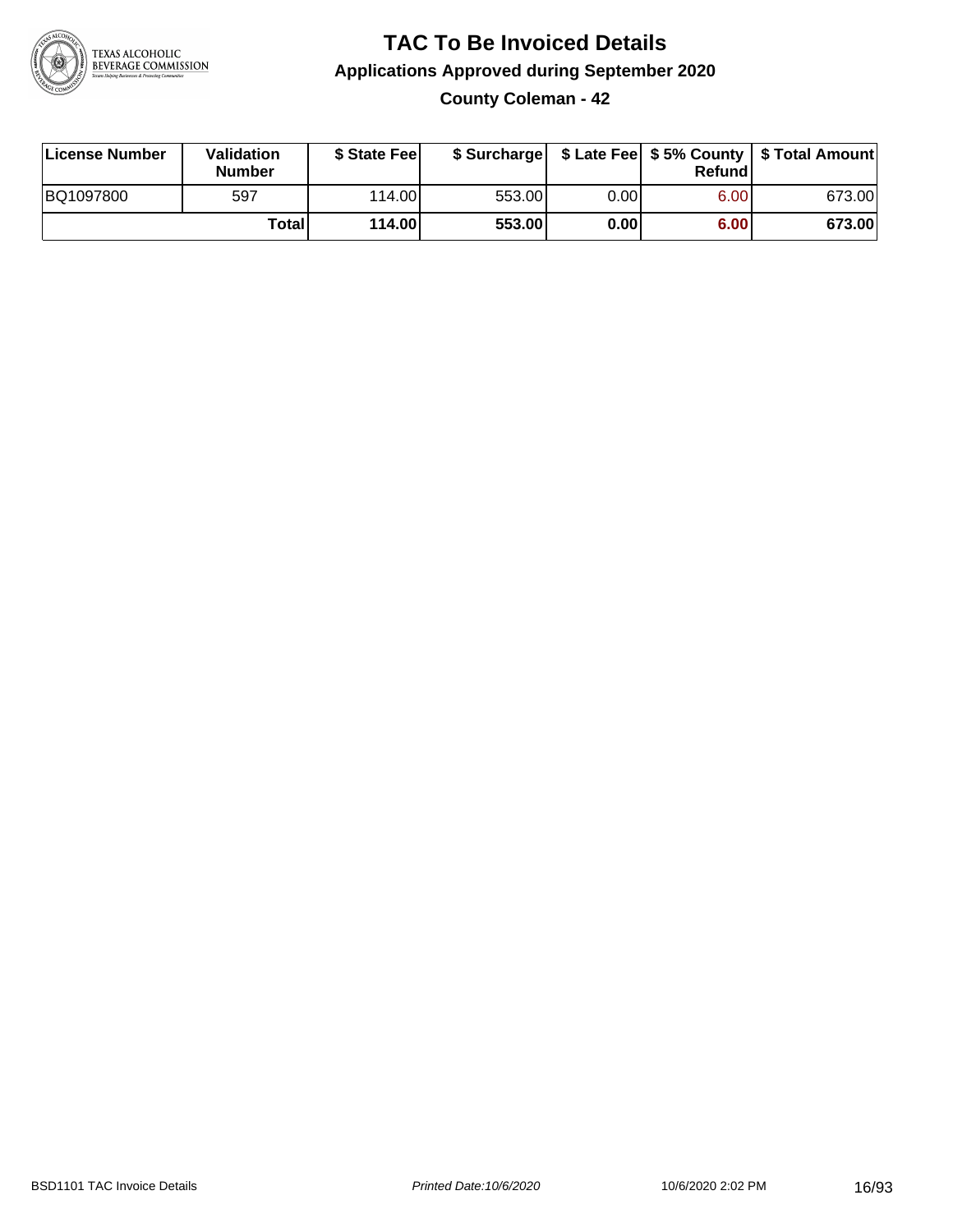# TAC To Be Invoiced Details

## Applications Approved during September 2020

### County Coleman - 42

| License Number | Validation Number | $ State Fee | $ Surcharge | $ Late Fee | $ 5% County Refund | $ Total Amount |
|---|---|---|---|---|---|---|
| BQ1097800 | 597 | 114.00 | 553.00 | 0.00 | 6.00 | 673.00 |
| | **Total** | **114.00** | **553.00** | **0.00** | **6.00** | **673.00** |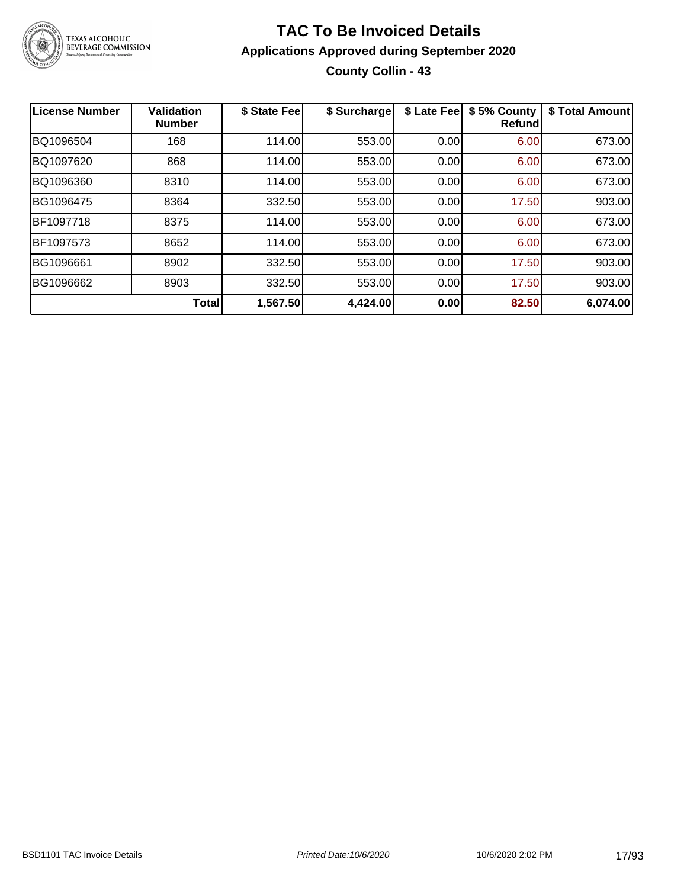# TAC To Be Invoiced Details

## Applications Approved during September 2020

### County Collin - 43

| License Number | Validation Number | $ State Fee | $ Surcharge | $ Late Fee | $ 5% County Refund | $ Total Amount |
|---|---|---|---|---|---|---|
| BQ1096504 | 168 | 114.00 | 553.00 | 0.00 | 6.00 | 673.00 |
| BQ1097620 | 868 | 114.00 | 553.00 | 0.00 | 6.00 | 673.00 |
| BQ1096360 | 8310 | 114.00 | 553.00 | 0.00 | 6.00 | 673.00 |
| BG1096475 | 8364 | 332.50 | 553.00 | 0.00 | 17.50 | 903.00 |
| BF1097718 | 8375 | 114.00 | 553.00 | 0.00 | 6.00 | 673.00 |
| BF1097573 | 8652 | 114.00 | 553.00 | 0.00 | 6.00 | 673.00 |
| BG1096661 | 8902 | 332.50 | 553.00 | 0.00 | 17.50 | 903.00 |
| BG1096662 | 8903 | 332.50 | 553.00 | 0.00 | 17.50 | 903.00 |
| | **Total** | **1,567.50** | **4,424.00** | **0.00** | **82.50** | **6,074.00** |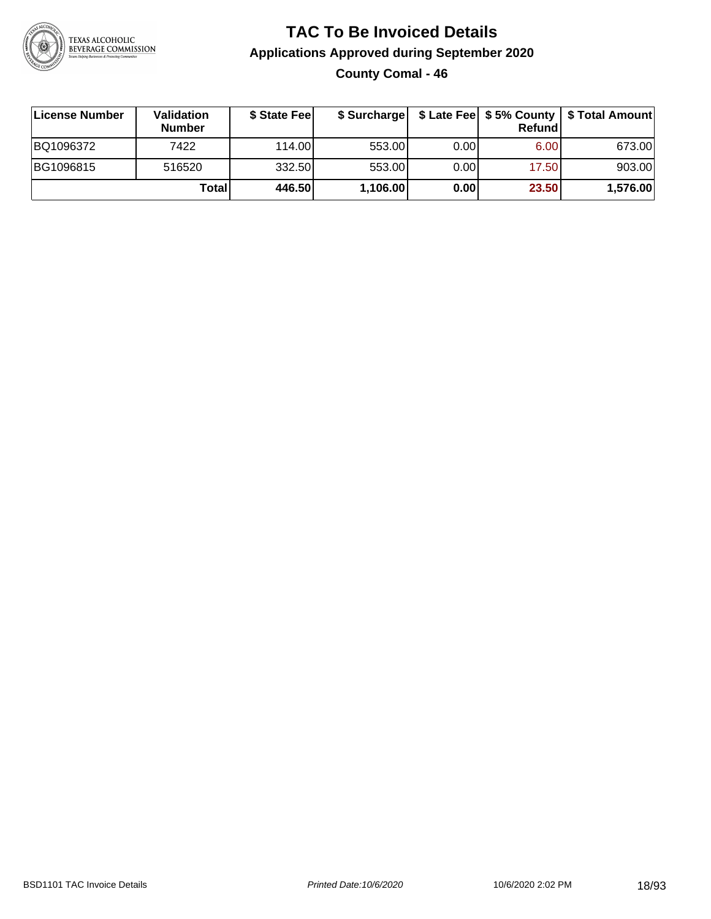# TAC To Be Invoiced Details

## Applications Approved during September 2020

### County Comal - 46

| License Number | Validation Number | $ State Fee | $ Surcharge | $ Late Fee | $ 5% County Refund | $ Total Amount |
| --- | --- | --- | --- | --- | --- | --- |
| BQ1096372 | 7422 | 114.00 | 553.00 | 0.00 | 6.00 | 673.00 |
| BG1096815 | 516520 | 332.50 | 553.00 | 0.00 | 17.50 | 903.00 |
| | **Total** | **446.50** | **1,106.00** | **0.00** | **23.50** | **1,576.00** |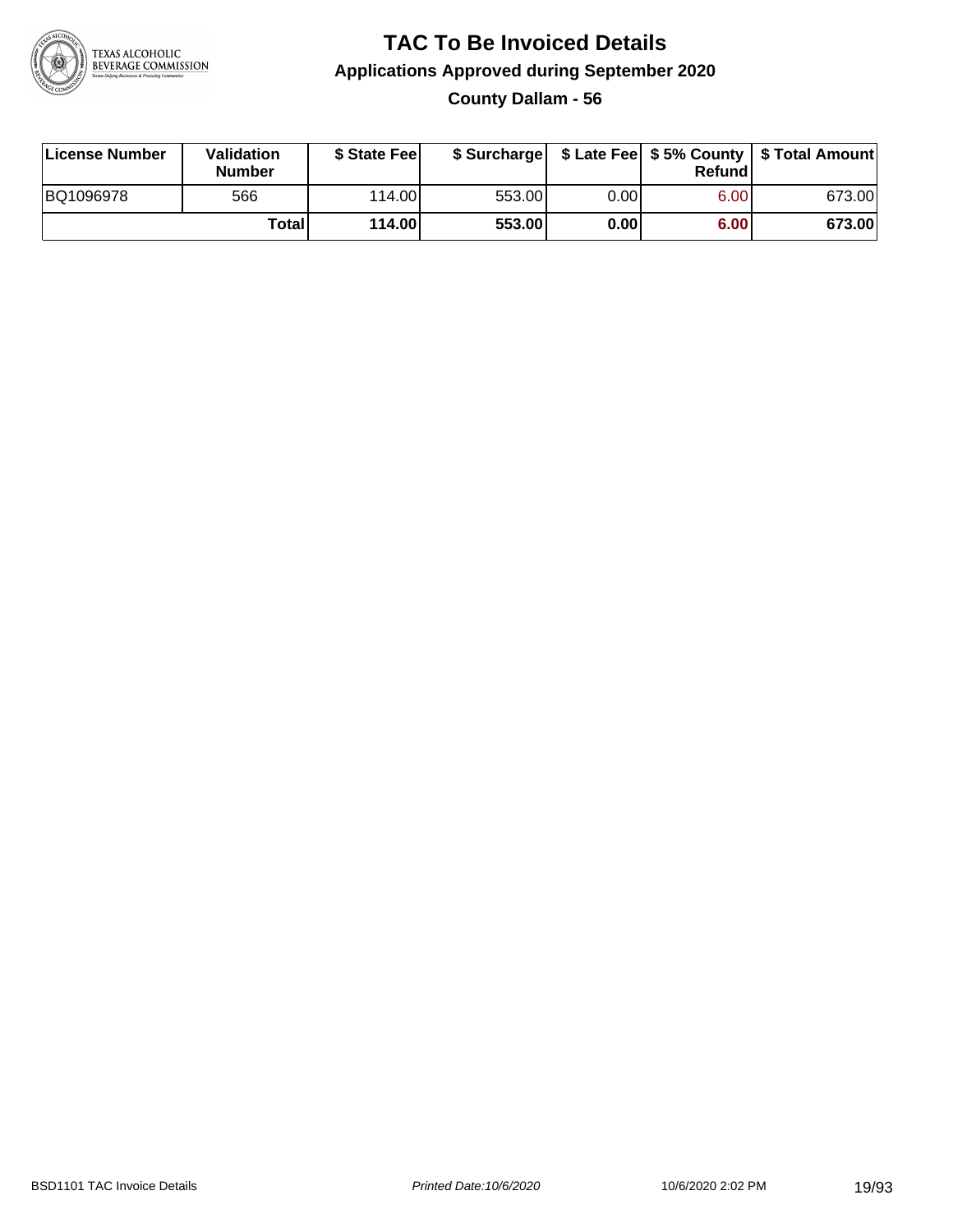# TAC To Be Invoiced Details

## Applications Approved during September 2020

### County Dallam - 56

| License Number | Validation Number | $ State Fee | $ Surcharge | $ Late Fee | $ 5% County Refund | $ Total Amount |
|---|---|---|---|---|---|---|
| BQ1096978 | 566 | 114.00 | 553.00 | 0.00 | 6.00 | 673.00 |
| | **Total** | **114.00** | **553.00** | **0.00** | **6.00** | **673.00** |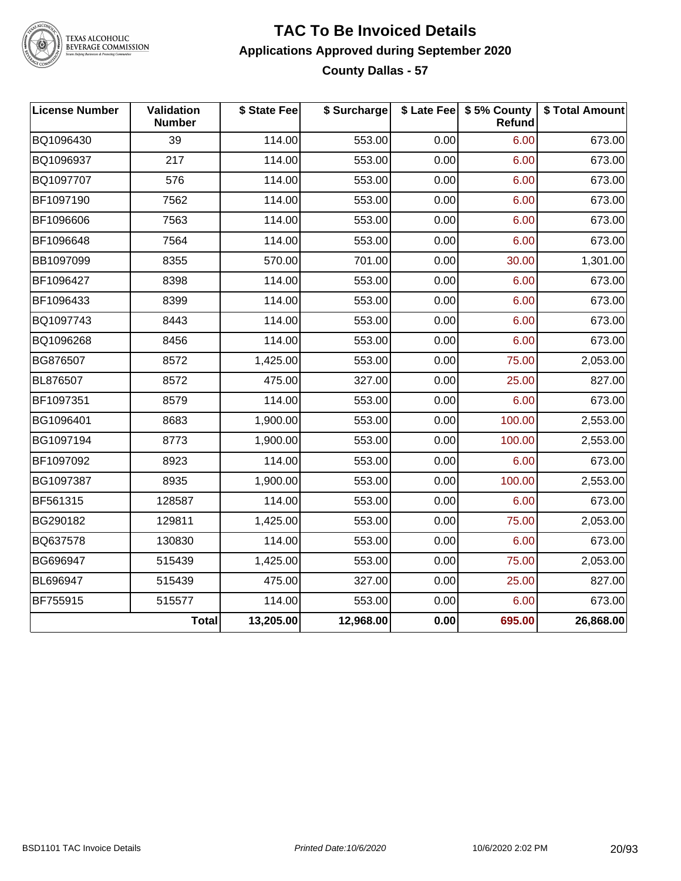# TAC To Be Invoiced Details

## Applications Approved during September 2020

### County Dallas - 57

| License Number | Validation Number | $ State Fee | $ Surcharge | $ Late Fee | $ 5% County Refund | $ Total Amount |
|---|---|---|---|---|---|---|
| BQ1096430 | 39 | 114.00 | 553.00 | 0.00 | 6.00 | 673.00 |
| BQ1096937 | 217 | 114.00 | 553.00 | 0.00 | 6.00 | 673.00 |
| BQ1097707 | 576 | 114.00 | 553.00 | 0.00 | 6.00 | 673.00 |
| BF1097190 | 7562 | 114.00 | 553.00 | 0.00 | 6.00 | 673.00 |
| BF1096606 | 7563 | 114.00 | 553.00 | 0.00 | 6.00 | 673.00 |
| BF1096648 | 7564 | 114.00 | 553.00 | 0.00 | 6.00 | 673.00 |
| BB1097099 | 8355 | 570.00 | 701.00 | 0.00 | 30.00 | 1,301.00 |
| BF1096427 | 8398 | 114.00 | 553.00 | 0.00 | 6.00 | 673.00 |
| BF1096433 | 8399 | 114.00 | 553.00 | 0.00 | 6.00 | 673.00 |
| BQ1097743 | 8443 | 114.00 | 553.00 | 0.00 | 6.00 | 673.00 |
| BQ1096268 | 8456 | 114.00 | 553.00 | 0.00 | 6.00 | 673.00 |
| BG876507 | 8572 | 1,425.00 | 553.00 | 0.00 | 75.00 | 2,053.00 |
| BL876507 | 8572 | 475.00 | 327.00 | 0.00 | 25.00 | 827.00 |
| BF1097351 | 8579 | 114.00 | 553.00 | 0.00 | 6.00 | 673.00 |
| BG1096401 | 8683 | 1,900.00 | 553.00 | 0.00 | 100.00 | 2,553.00 |
| BG1097194 | 8773 | 1,900.00 | 553.00 | 0.00 | 100.00 | 2,553.00 |
| BF1097092 | 8923 | 114.00 | 553.00 | 0.00 | 6.00 | 673.00 |
| BG1097387 | 8935 | 1,900.00 | 553.00 | 0.00 | 100.00 | 2,553.00 |
| BF561315 | 128587 | 114.00 | 553.00 | 0.00 | 6.00 | 673.00 |
| BG290182 | 129811 | 1,425.00 | 553.00 | 0.00 | 75.00 | 2,053.00 |
| BQ637578 | 130830 | 114.00 | 553.00 | 0.00 | 6.00 | 673.00 |
| BG696947 | 515439 | 1,425.00 | 553.00 | 0.00 | 75.00 | 2,053.00 |
| BL696947 | 515439 | 475.00 | 327.00 | 0.00 | 25.00 | 827.00 |
| BF755915 | 515577 | 114.00 | 553.00 | 0.00 | 6.00 | 673.00 |
| | **Total** | **13,205.00** | **12,968.00** | **0.00** | **695.00** | **26,868.00** |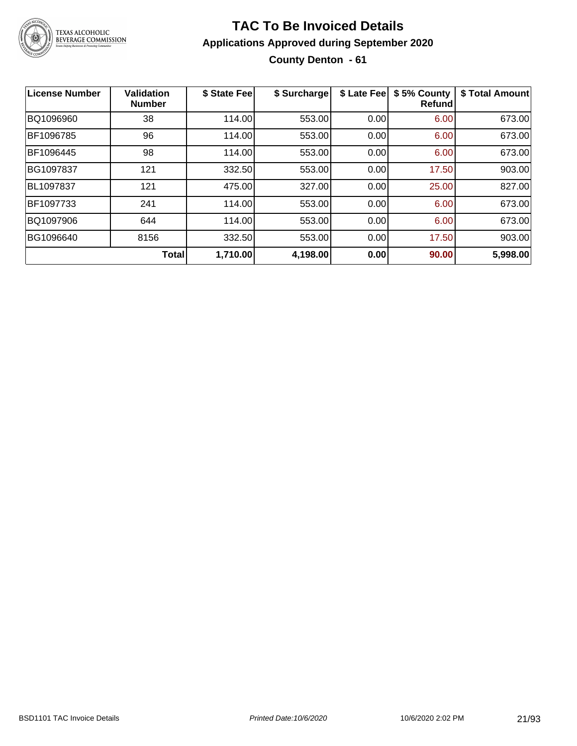# TAC To Be Invoiced Details

## Applications Approved during September 2020

### County Denton - 61

| License Number | Validation Number | $ State Fee | $ Surcharge | $ Late Fee | $ 5% County Refund | $ Total Amount |
|---|---|---|---|---|---|---|
| BQ1096960 | 38 | 114.00 | 553.00 | 0.00 | 6.00 | 673.00 |
| BF1096785 | 96 | 114.00 | 553.00 | 0.00 | 6.00 | 673.00 |
| BF1096445 | 98 | 114.00 | 553.00 | 0.00 | 6.00 | 673.00 |
| BG1097837 | 121 | 332.50 | 553.00 | 0.00 | 17.50 | 903.00 |
| BL1097837 | 121 | 475.00 | 327.00 | 0.00 | 25.00 | 827.00 |
| BF1097733 | 241 | 114.00 | 553.00 | 0.00 | 6.00 | 673.00 |
| BQ1097906 | 644 | 114.00 | 553.00 | 0.00 | 6.00 | 673.00 |
| BG1096640 | 8156 | 332.50 | 553.00 | 0.00 | 17.50 | 903.00 |
| | **Total** | **1,710.00** | **4,198.00** | **0.00** | **90.00** | **5,998.00** |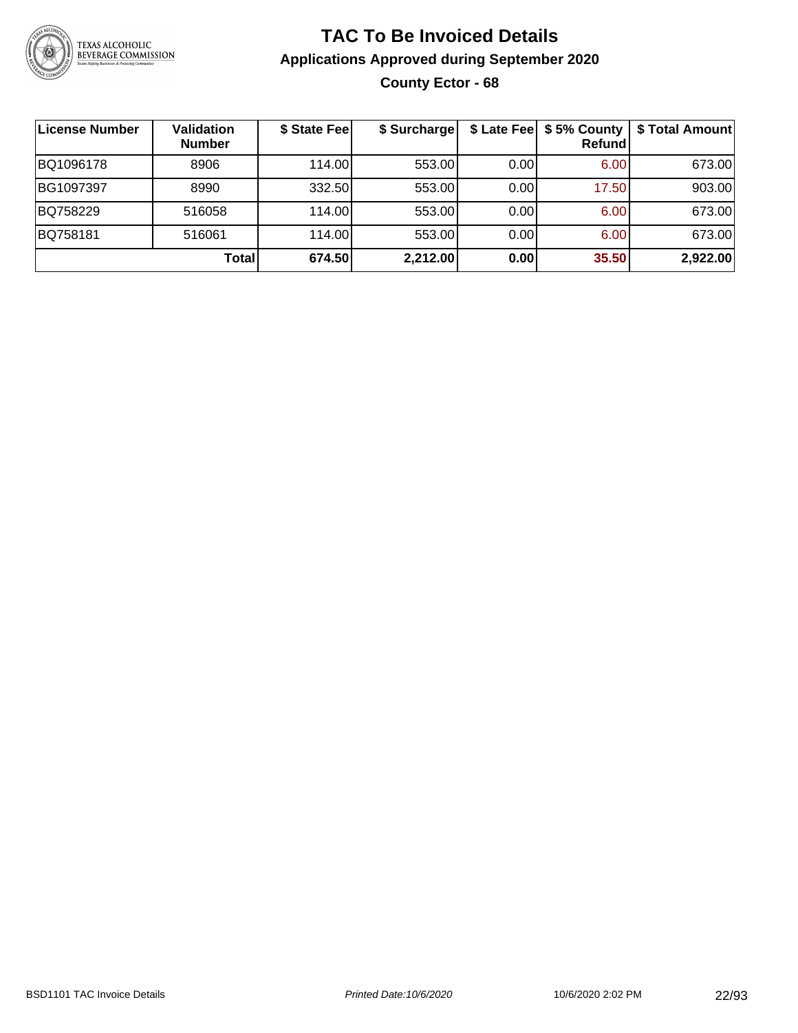# TAC To Be Invoiced Details

## Applications Approved during September 2020

### County Ector - 68

| License Number | Validation Number | $ State Fee | $ Surcharge | $ Late Fee | $ 5% County Refund | $ Total Amount |
|---|---|---|---|---|---|---|
| BQ1096178 | 8906 | 114.00 | 553.00 | 0.00 | 6.00 | 673.00 |
| BG1097397 | 8990 | 332.50 | 553.00 | 0.00 | 17.50 | 903.00 |
| BQ758229 | 516058 | 114.00 | 553.00 | 0.00 | 6.00 | 673.00 |
| BQ758181 | 516061 | 114.00 | 553.00 | 0.00 | 6.00 | 673.00 |
| | **Total** | **674.50** | **2,212.00** | **0.00** | **35.50** | **2,922.00** |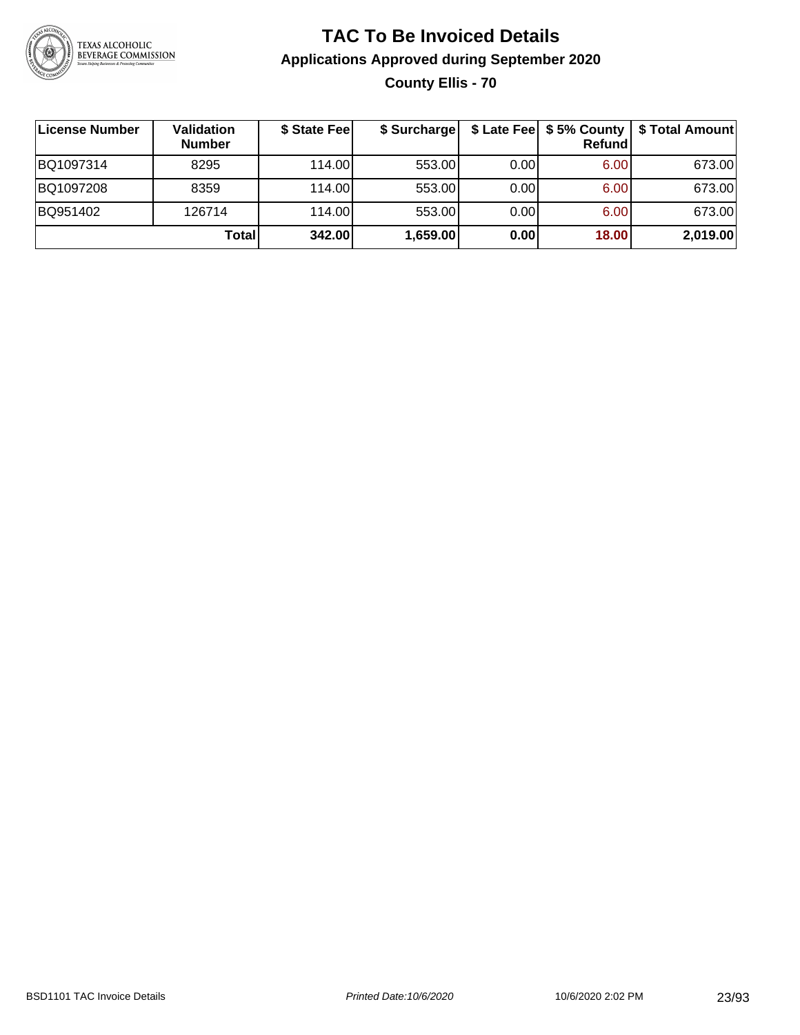# TAC To Be Invoiced Details

## Applications Approved during September 2020

### County Ellis - 70

| License Number | Validation Number | $ State Fee | $ Surcharge | $ Late Fee | $ 5% County Refund | $ Total Amount |
|---|---|---|---|---|---|---|
| BQ1097314 | 8295 | 114.00 | 553.00 | 0.00 | 6.00 | 673.00 |
| BQ1097208 | 8359 | 114.00 | 553.00 | 0.00 | 6.00 | 673.00 |
| BQ951402 | 126714 | 114.00 | 553.00 | 0.00 | 6.00 | 673.00 |
| | **Total** | **342.00** | **1,659.00** | **0.00** | **18.00** | **2,019.00** |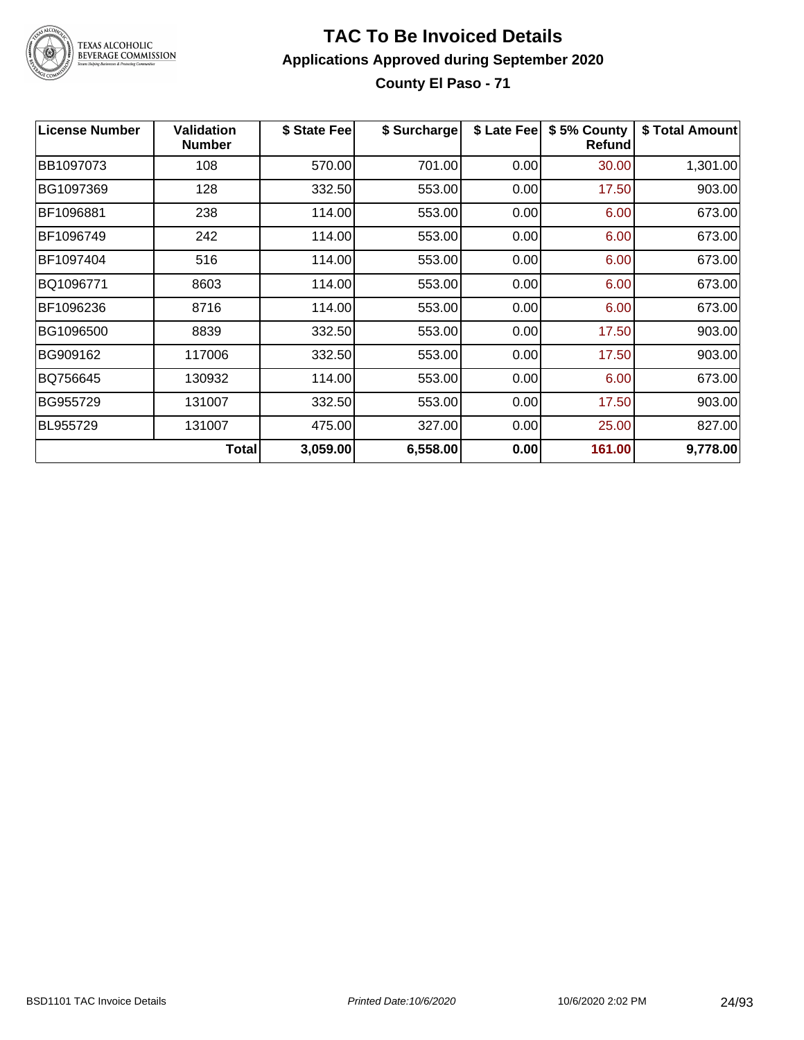# TAC To Be Invoiced Details

## Applications Approved during September 2020

### County El Paso - 71

| License Number | Validation Number | $ State Fee | $ Surcharge | $ Late Fee | $ 5% County Refund | $ Total Amount |
|---|---|---|---|---|---|---|
| BB1097073 | 108 | 570.00 | 701.00 | 0.00 | 30.00 | 1,301.00 |
| BG1097369 | 128 | 332.50 | 553.00 | 0.00 | 17.50 | 903.00 |
| BF1096881 | 238 | 114.00 | 553.00 | 0.00 | 6.00 | 673.00 |
| BF1096749 | 242 | 114.00 | 553.00 | 0.00 | 6.00 | 673.00 |
| BF1097404 | 516 | 114.00 | 553.00 | 0.00 | 6.00 | 673.00 |
| BQ1096771 | 8603 | 114.00 | 553.00 | 0.00 | 6.00 | 673.00 |
| BF1096236 | 8716 | 114.00 | 553.00 | 0.00 | 6.00 | 673.00 |
| BG1096500 | 8839 | 332.50 | 553.00 | 0.00 | 17.50 | 903.00 |
| BG909162 | 117006 | 332.50 | 553.00 | 0.00 | 17.50 | 903.00 |
| BQ756645 | 130932 | 114.00 | 553.00 | 0.00 | 6.00 | 673.00 |
| BG955729 | 131007 | 332.50 | 553.00 | 0.00 | 17.50 | 903.00 |
| BL955729 | 131007 | 475.00 | 327.00 | 0.00 | 25.00 | 827.00 |
| | **Total** | **3,059.00** | **6,558.00** | **0.00** | **161.00** | **9,778.00** |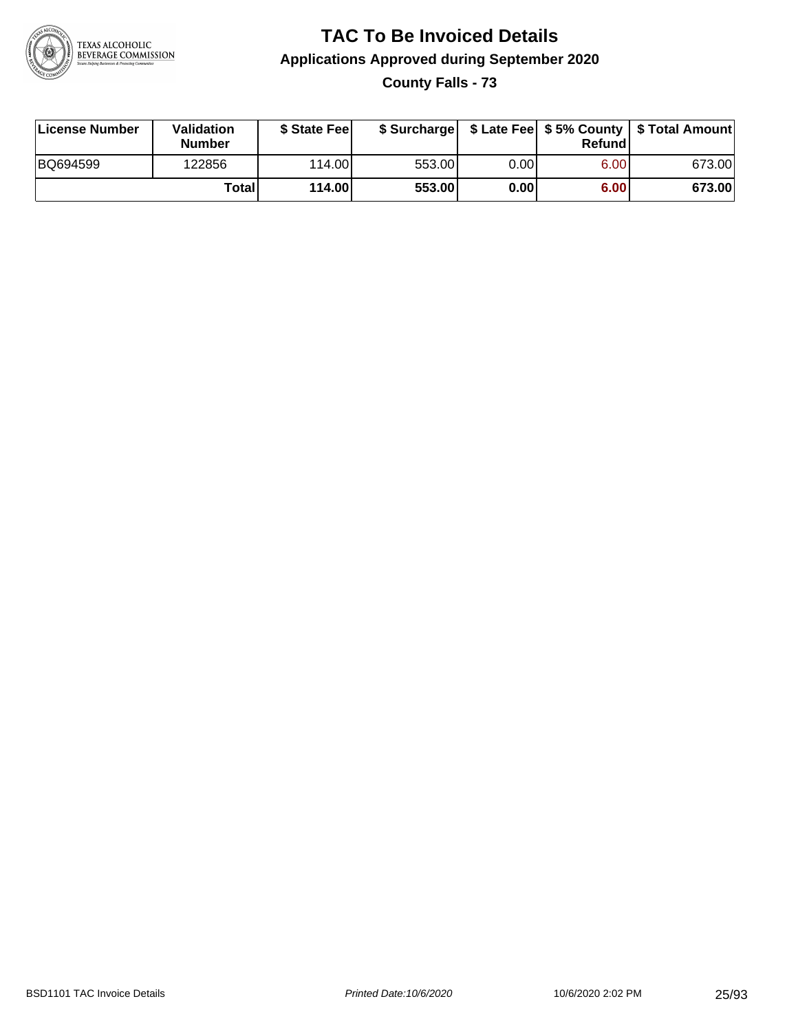# TAC To Be Invoiced Details

## Applications Approved during September 2020

### County Falls - 73

| License Number | Validation Number | $ State Fee | $ Surcharge | $ Late Fee | $ 5% County Refund | $ Total Amount |
|---|---|---|---|---|---|---|
| BQ694599 | 122856 | 114.00 | 553.00 | 0.00 | 6.00 | 673.00 |
| | **Total** | **114.00** | **553.00** | **0.00** | **6.00** | **673.00** |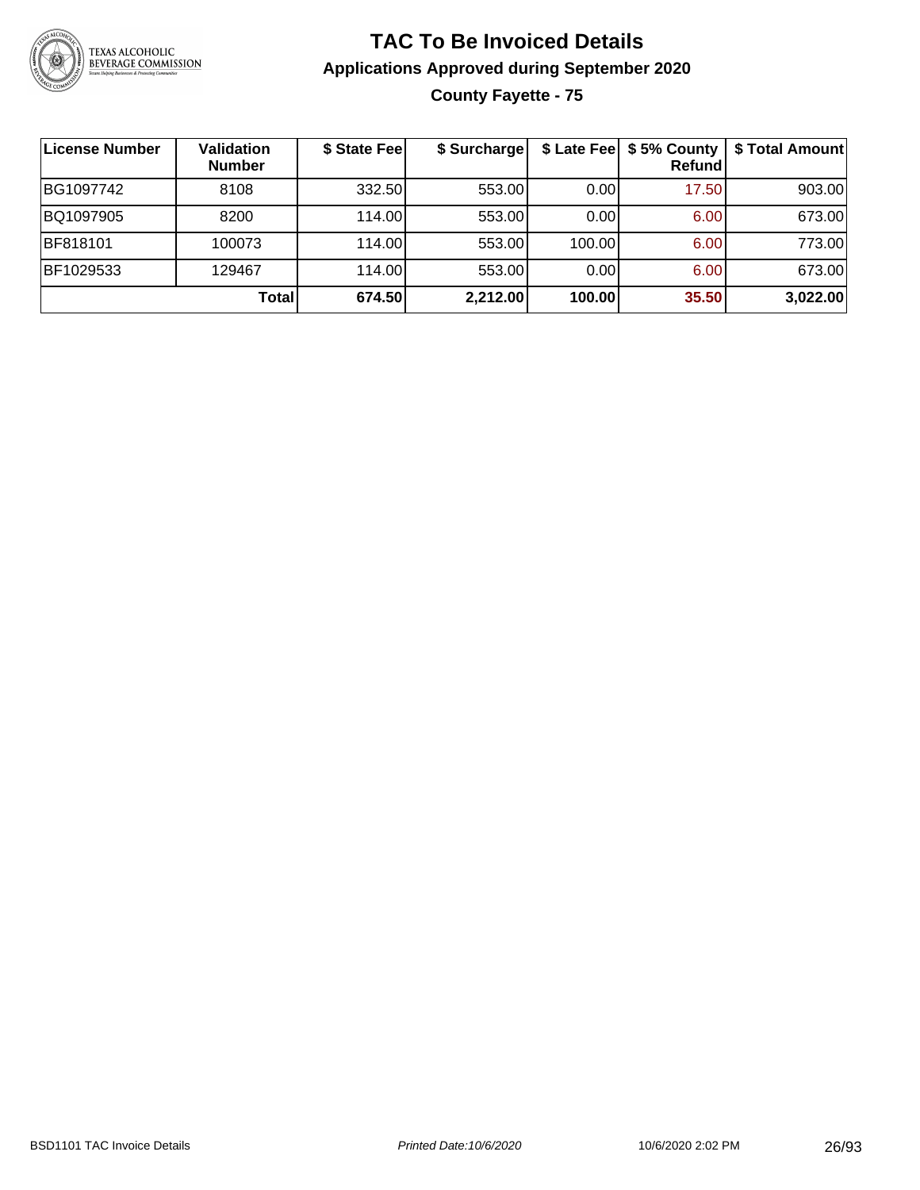# TAC To Be Invoiced Details

## Applications Approved during September 2020

### County Fayette - 75

| License Number | Validation Number | $ State Fee | $ Surcharge | $ Late Fee | $ 5% County Refund | $ Total Amount |
|---|---|---|---|---|---|---|
| BG1097742 | 8108 | 332.50 | 553.00 | 0.00 | 17.50 | 903.00 |
| BQ1097905 | 8200 | 114.00 | 553.00 | 0.00 | 6.00 | 673.00 |
| BF818101 | 100073 | 114.00 | 553.00 | 100.00 | 6.00 | 773.00 |
| BF1029533 | 129467 | 114.00 | 553.00 | 0.00 | 6.00 | 673.00 |
| | **Total** | **674.50** | **2,212.00** | **100.00** | **35.50** | **3,022.00** |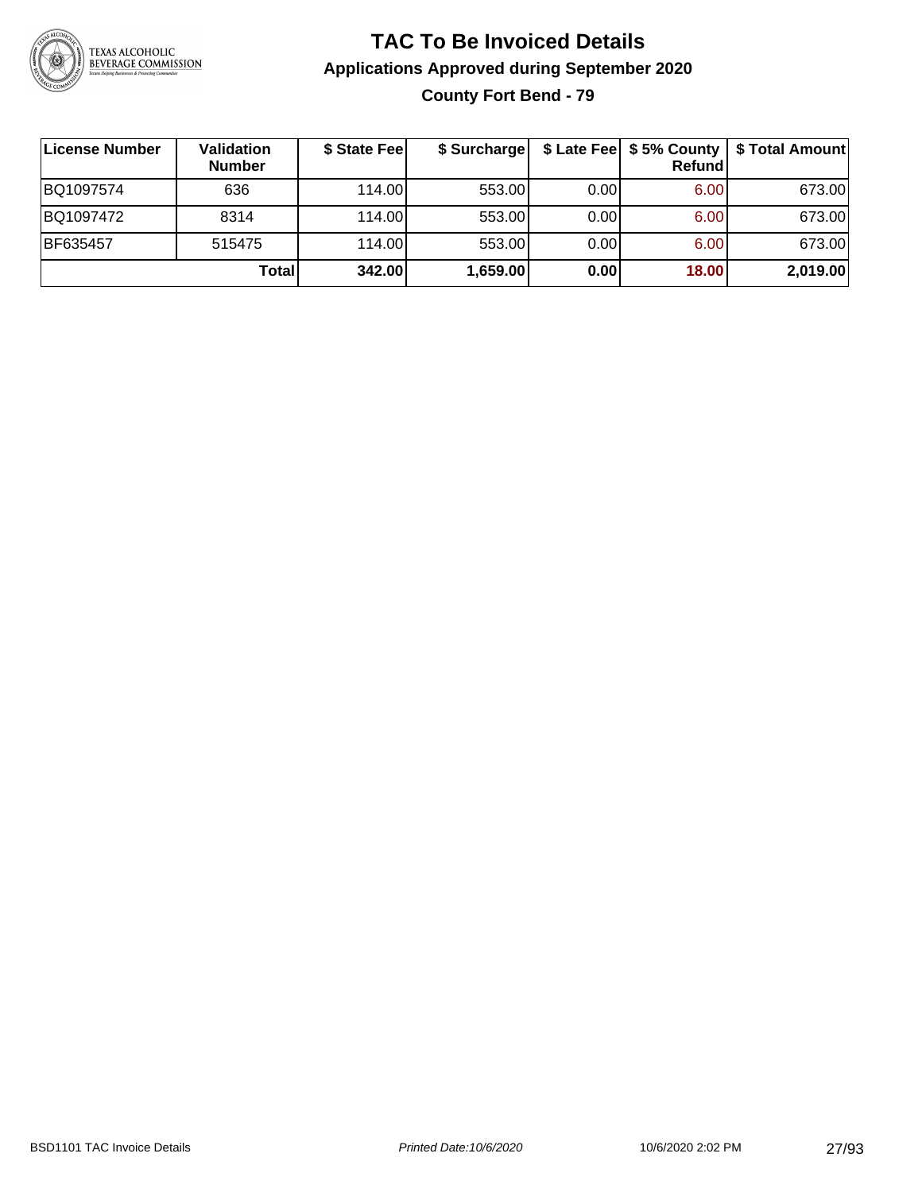# TAC To Be Invoiced Details

## Applications Approved during September 2020

### County Fort Bend - 79

| License Number | Validation Number | $ State Fee | $ Surcharge | $ Late Fee | $ 5% County Refund | $ Total Amount |
|---|---|---|---|---|---|---|
| BQ1097574 | 636 | 114.00 | 553.00 | 0.00 | 6.00 | 673.00 |
| BQ1097472 | 8314 | 114.00 | 553.00 | 0.00 | 6.00 | 673.00 |
| BF635457 | 515475 | 114.00 | 553.00 | 0.00 | 6.00 | 673.00 |
| | **Total** | **342.00** | **1,659.00** | **0.00** | **18.00** | **2,019.00** |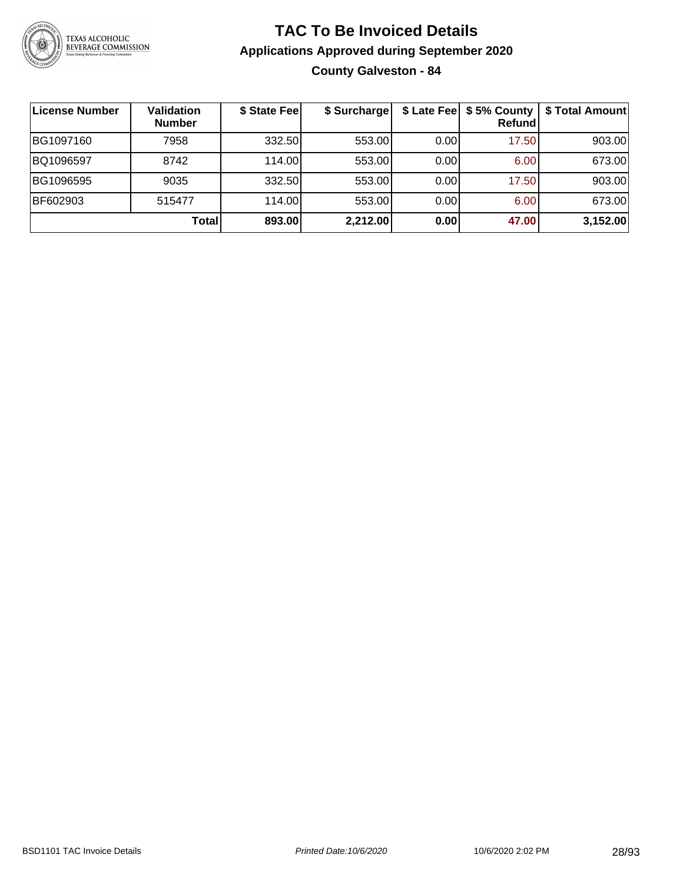# TAC To Be Invoiced Details

## Applications Approved during September 2020

### County Galveston - 84

| License Number | Validation Number | $ State Fee | $ Surcharge | $ Late Fee | $ 5% County Refund | $ Total Amount |
|---|---|---|---|---|---|---|
| BG1097160 | 7958 | 332.50 | 553.00 | 0.00 | 17.50 | 903.00 |
| BQ1096597 | 8742 | 114.00 | 553.00 | 0.00 | 6.00 | 673.00 |
| BG1096595 | 9035 | 332.50 | 553.00 | 0.00 | 17.50 | 903.00 |
| BF602903 | 515477 | 114.00 | 553.00 | 0.00 | 6.00 | 673.00 |
| | **Total** | **893.00** | **2,212.00** | **0.00** | **47.00** | **3,152.00** |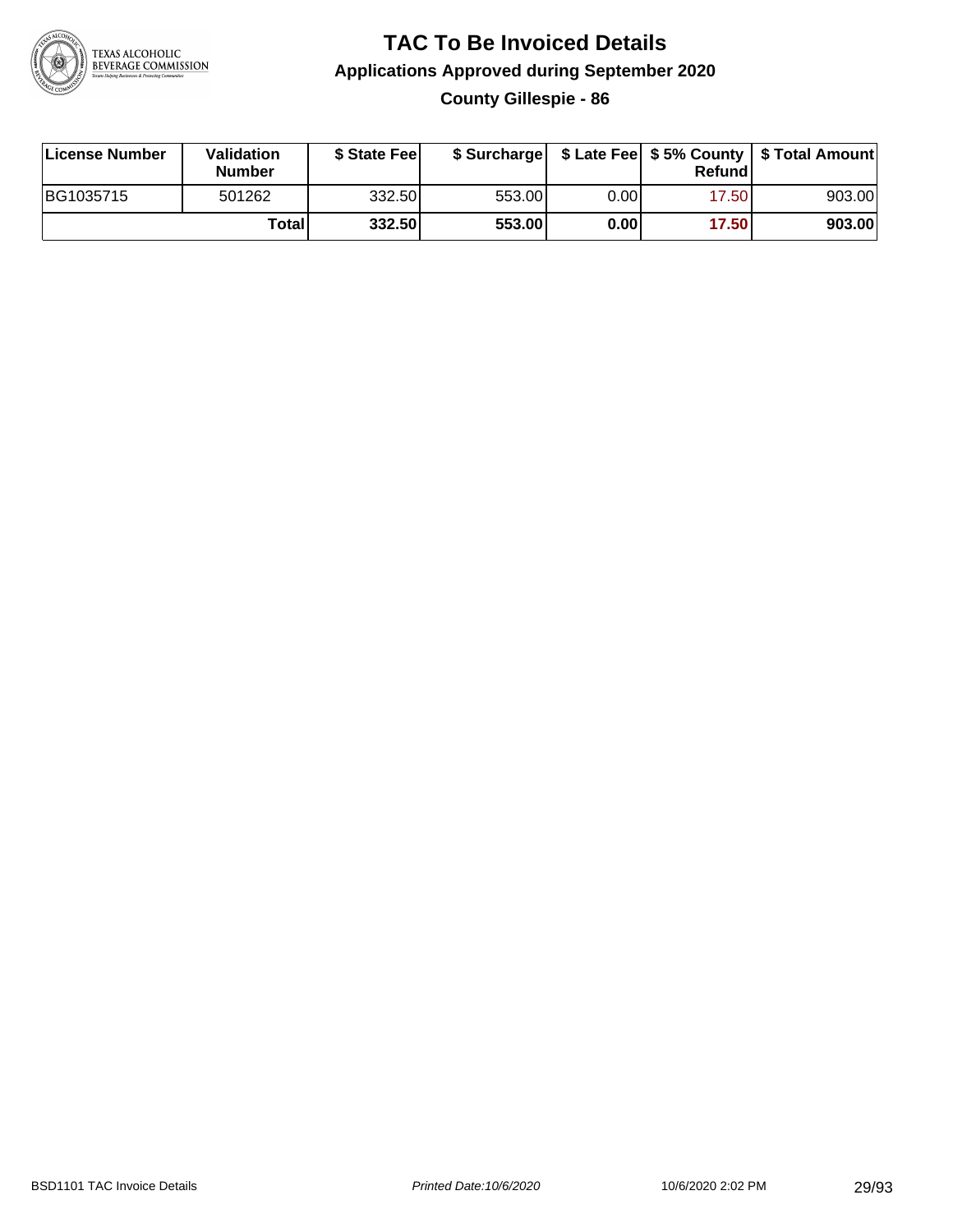# TAC To Be Invoiced Details

## Applications Approved during September 2020

### County Gillespie - 86

| License Number | Validation Number | $ State Fee | $ Surcharge | $ Late Fee | $ 5% County Refund | $ Total Amount |
|---|---|---|---|---|---|---|
| BG1035715 | 501262 | 332.50 | 553.00 | 0.00 | 17.50 | 903.00 |
| | **Total** | **332.50** | **553.00** | **0.00** | **17.50** | **903.00** |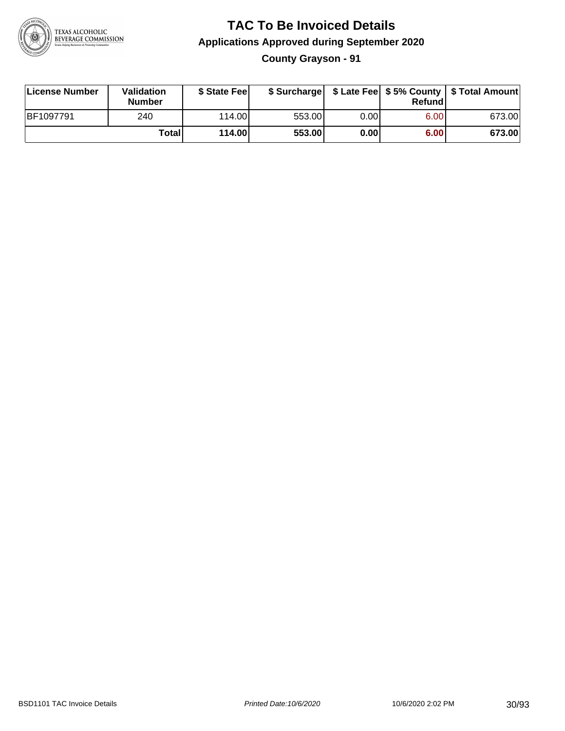# TAC To Be Invoiced Details

## Applications Approved during September 2020

### County Grayson - 91

| License Number | Validation Number | $ State Fee | $ Surcharge | $ Late Fee | $ 5% County Refund | $ Total Amount |
|---|---|---|---|---|---|---|
| BF1097791 | 240 | 114.00 | 553.00 | 0.00 | 6.00 | 673.00 |
| | **Total** | **114.00** | **553.00** | **0.00** | **6.00** | **673.00** |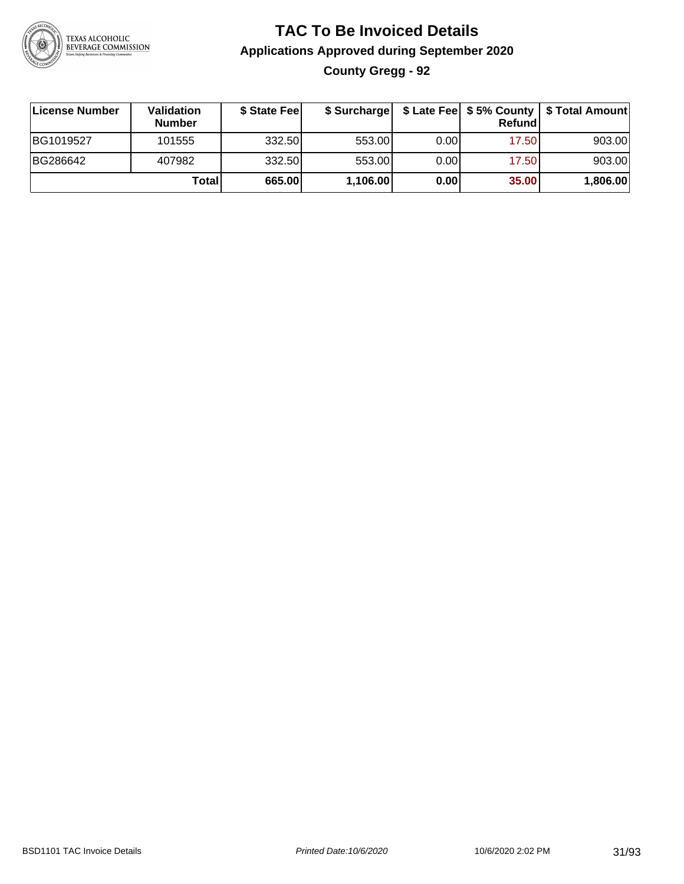# TAC To Be Invoiced Details

## Applications Approved during September 2020

### County Gregg - 92

| License Number | Validation Number | $ State Fee | $ Surcharge | $ Late Fee | $ 5% County Refund | $ Total Amount |
|---|---|---|---|---|---|---|
| BG1019527 | 101555 | 332.50 | 553.00 | 0.00 | 17.50 | 903.00 |
| BG286642 | 407982 | 332.50 | 553.00 | 0.00 | 17.50 | 903.00 |
| | **Total** | **665.00** | **1,106.00** | **0.00** | **35.00** | **1,806.00** |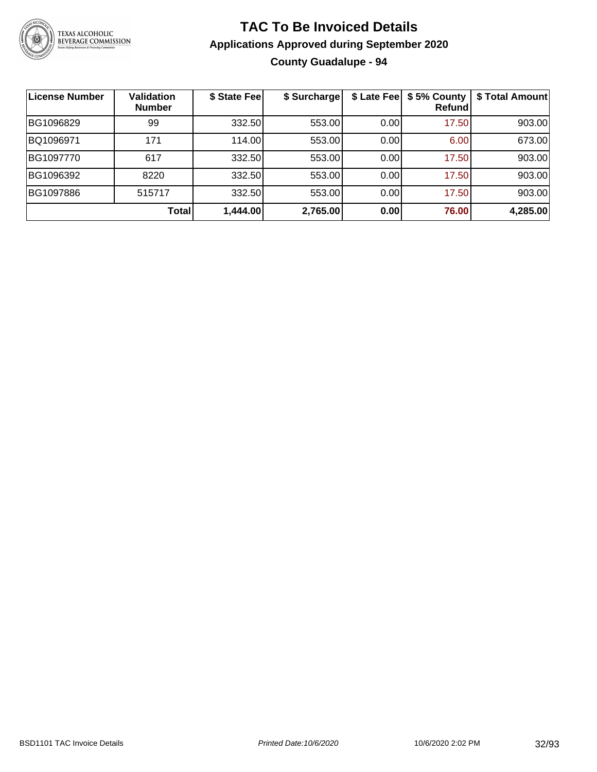# TAC To Be Invoiced Details

## Applications Approved during September 2020

### County Guadalupe - 94

| License Number | Validation Number | $ State Fee | $ Surcharge | $ Late Fee | $ 5% County Refund | $ Total Amount |
|---|---|---|---|---|---|---|
| BG1096829 | 99 | 332.50 | 553.00 | 0.00 | 17.50 | 903.00 |
| BQ1096971 | 171 | 114.00 | 553.00 | 0.00 | 6.00 | 673.00 |
| BG1097770 | 617 | 332.50 | 553.00 | 0.00 | 17.50 | 903.00 |
| BG1096392 | 8220 | 332.50 | 553.00 | 0.00 | 17.50 | 903.00 |
| BG1097886 | 515717 | 332.50 | 553.00 | 0.00 | 17.50 | 903.00 |
| | **Total** | **1,444.00** | **2,765.00** | **0.00** | **76.00** | **4,285.00** |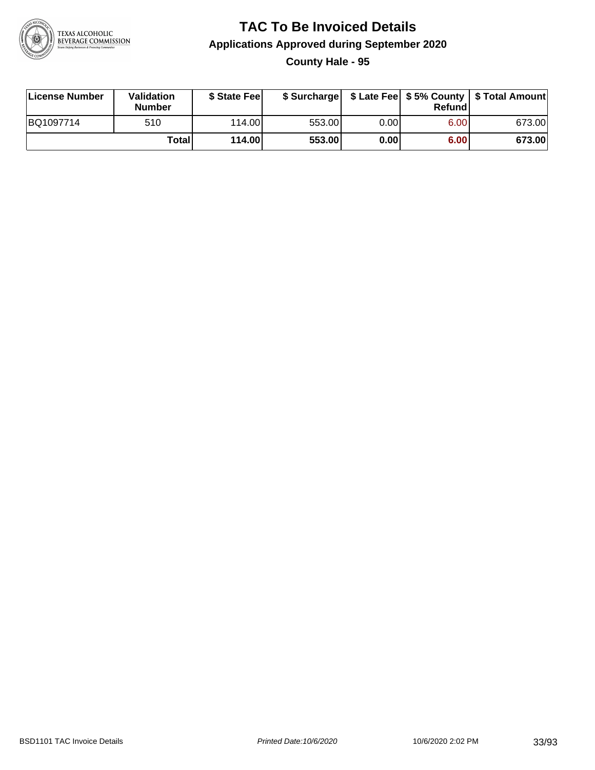# TAC To Be Invoiced Details

## Applications Approved during September 2020

### County Hale - 95

| License Number | Validation Number | $ State Fee | $ Surcharge | $ Late Fee | $ 5% County Refund | $ Total Amount |
|---|---|---|---|---|---|---|
| BQ1097714 | 510 | 114.00 | 553.00 | 0.00 | 6.00 | 673.00 |
| | **Total** | **114.00** | **553.00** | **0.00** | **6.00** | **673.00** |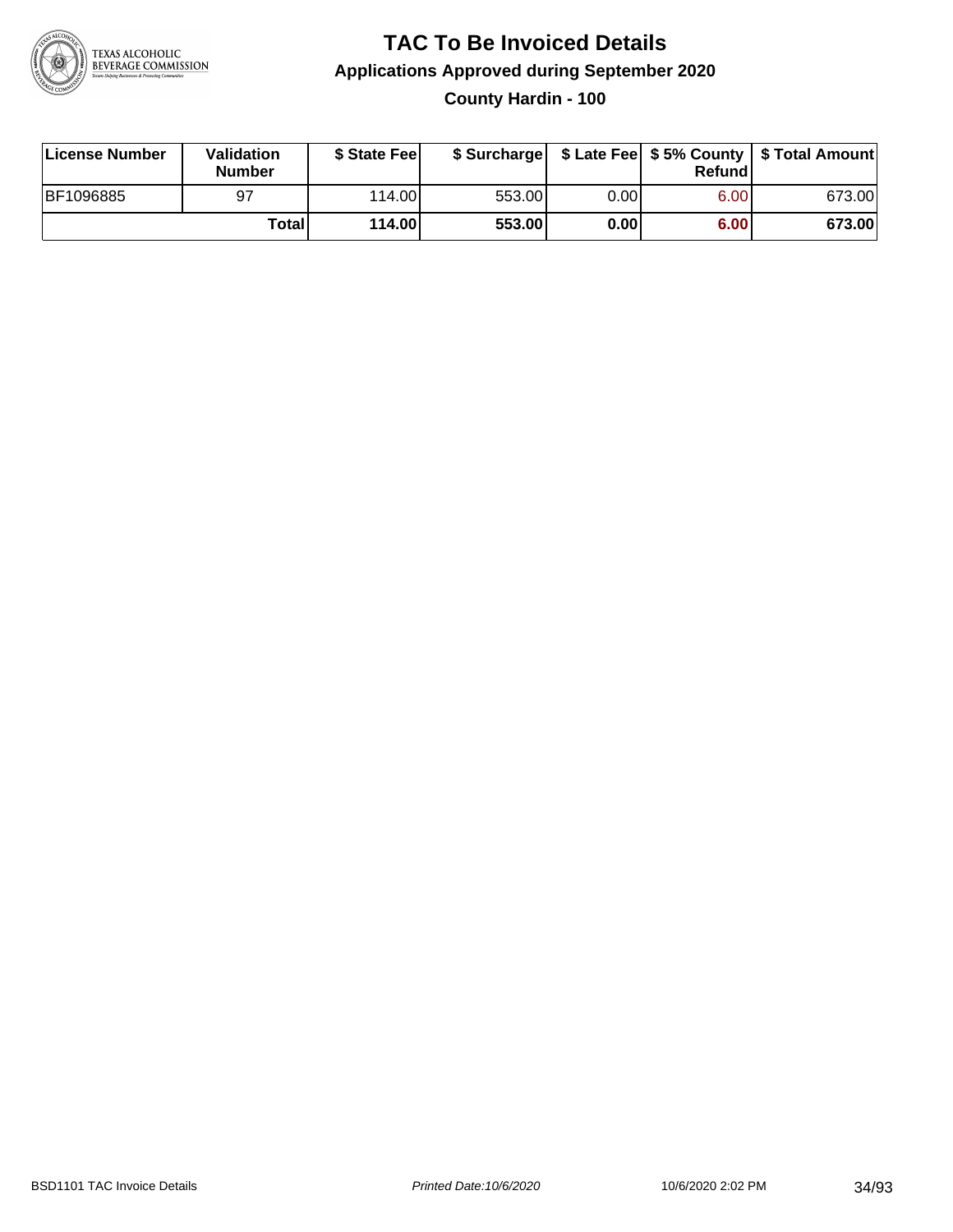# TAC To Be Invoiced Details

## Applications Approved during September 2020

### County Hardin - 100

| License Number | Validation Number | $ State Fee | $ Surcharge | $ Late Fee | $ 5% County Refund | $ Total Amount |
|---|---|---|---|---|---|---|
| BF1096885 | 97 | 114.00 | 553.00 | 0.00 | 6.00 | 673.00 |
| | **Total** | **114.00** | **553.00** | **0.00** | **6.00** | **673.00** |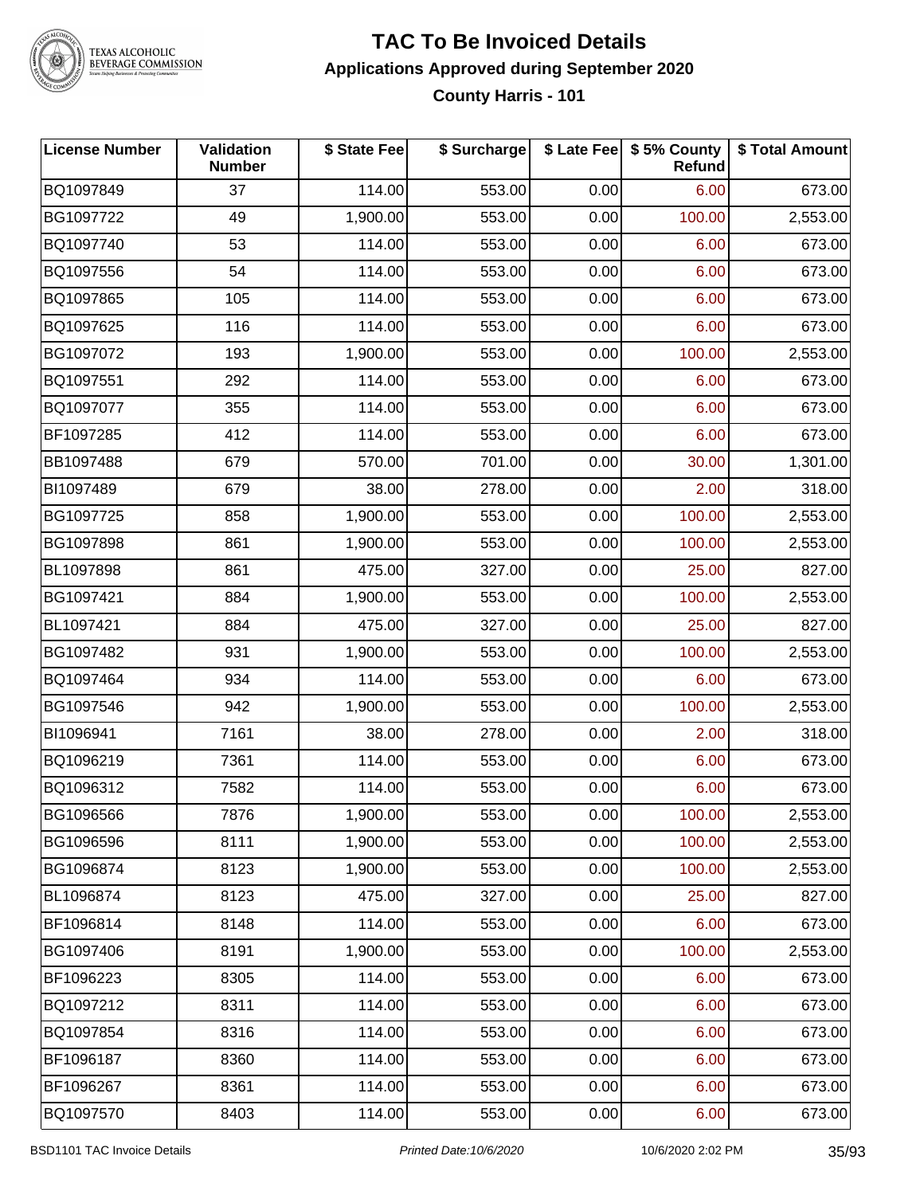# TAC To Be Invoiced Details

## Applications Approved during September 2020

### County Harris - 101

| License Number | Validation Number | $ State Fee | $ Surcharge | $ Late Fee | $ 5% County Refund | $ Total Amount |
|---|---|---|---|---|---|---|
| BQ1097849 | 37 | 114.00 | 553.00 | 0.00 | 6.00 | 673.00 |
| BG1097722 | 49 | 1,900.00 | 553.00 | 0.00 | 100.00 | 2,553.00 |
| BQ1097740 | 53 | 114.00 | 553.00 | 0.00 | 6.00 | 673.00 |
| BQ1097556 | 54 | 114.00 | 553.00 | 0.00 | 6.00 | 673.00 |
| BQ1097865 | 105 | 114.00 | 553.00 | 0.00 | 6.00 | 673.00 |
| BQ1097625 | 116 | 114.00 | 553.00 | 0.00 | 6.00 | 673.00 |
| BG1097072 | 193 | 1,900.00 | 553.00 | 0.00 | 100.00 | 2,553.00 |
| BQ1097551 | 292 | 114.00 | 553.00 | 0.00 | 6.00 | 673.00 |
| BQ1097077 | 355 | 114.00 | 553.00 | 0.00 | 6.00 | 673.00 |
| BF1097285 | 412 | 114.00 | 553.00 | 0.00 | 6.00 | 673.00 |
| BB1097488 | 679 | 570.00 | 701.00 | 0.00 | 30.00 | 1,301.00 |
| BI1097489 | 679 | 38.00 | 278.00 | 0.00 | 2.00 | 318.00 |
| BG1097725 | 858 | 1,900.00 | 553.00 | 0.00 | 100.00 | 2,553.00 |
| BG1097898 | 861 | 1,900.00 | 553.00 | 0.00 | 100.00 | 2,553.00 |
| BL1097898 | 861 | 475.00 | 327.00 | 0.00 | 25.00 | 827.00 |
| BG1097421 | 884 | 1,900.00 | 553.00 | 0.00 | 100.00 | 2,553.00 |
| BL1097421 | 884 | 475.00 | 327.00 | 0.00 | 25.00 | 827.00 |
| BG1097482 | 931 | 1,900.00 | 553.00 | 0.00 | 100.00 | 2,553.00 |
| BQ1097464 | 934 | 114.00 | 553.00 | 0.00 | 6.00 | 673.00 |
| BG1097546 | 942 | 1,900.00 | 553.00 | 0.00 | 100.00 | 2,553.00 |
| BI1096941 | 7161 | 38.00 | 278.00 | 0.00 | 2.00 | 318.00 |
| BQ1096219 | 7361 | 114.00 | 553.00 | 0.00 | 6.00 | 673.00 |
| BQ1096312 | 7582 | 114.00 | 553.00 | 0.00 | 6.00 | 673.00 |
| BG1096566 | 7876 | 1,900.00 | 553.00 | 0.00 | 100.00 | 2,553.00 |
| BG1096596 | 8111 | 1,900.00 | 553.00 | 0.00 | 100.00 | 2,553.00 |
| BG1096874 | 8123 | 1,900.00 | 553.00 | 0.00 | 100.00 | 2,553.00 |
| BL1096874 | 8123 | 475.00 | 327.00 | 0.00 | 25.00 | 827.00 |
| BF1096814 | 8148 | 114.00 | 553.00 | 0.00 | 6.00 | 673.00 |
| BG1097406 | 8191 | 1,900.00 | 553.00 | 0.00 | 100.00 | 2,553.00 |
| BF1096223 | 8305 | 114.00 | 553.00 | 0.00 | 6.00 | 673.00 |
| BQ1097212 | 8311 | 114.00 | 553.00 | 0.00 | 6.00 | 673.00 |
| BQ1097854 | 8316 | 114.00 | 553.00 | 0.00 | 6.00 | 673.00 |
| BF1096187 | 8360 | 114.00 | 553.00 | 0.00 | 6.00 | 673.00 |
| BF1096267 | 8361 | 114.00 | 553.00 | 0.00 | 6.00 | 673.00 |
| BQ1097570 | 8403 | 114.00 | 553.00 | 0.00 | 6.00 | 673.00 |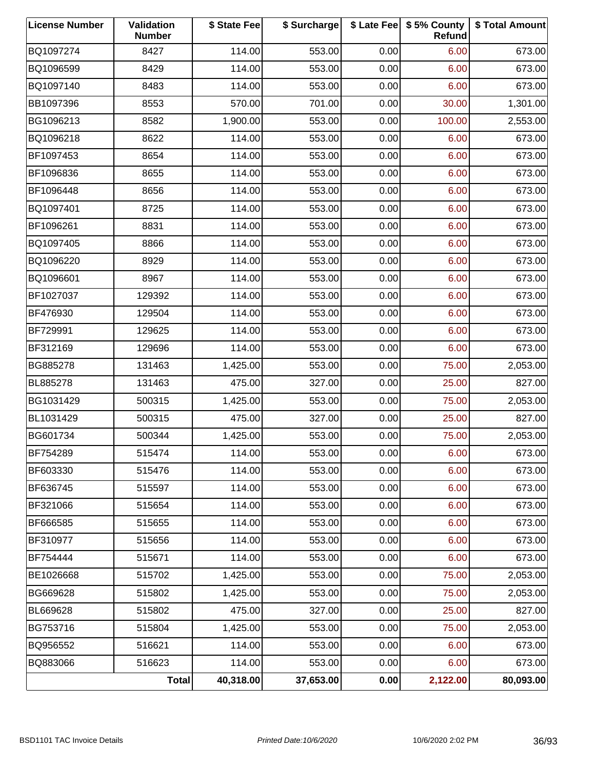| License Number | Validation Number | $ State Fee | $ Surcharge | $ Late Fee | $ 5% County Refund | $ Total Amount |
|---|---|---|---|---|---|---|
| BQ1097274 | 8427 | 114.00 | 553.00 | 0.00 | 6.00 | 673.00 |
| BQ1096599 | 8429 | 114.00 | 553.00 | 0.00 | 6.00 | 673.00 |
| BQ1097140 | 8483 | 114.00 | 553.00 | 0.00 | 6.00 | 673.00 |
| BB1097396 | 8553 | 570.00 | 701.00 | 0.00 | 30.00 | 1,301.00 |
| BG1096213 | 8582 | 1,900.00 | 553.00 | 0.00 | 100.00 | 2,553.00 |
| BQ1096218 | 8622 | 114.00 | 553.00 | 0.00 | 6.00 | 673.00 |
| BF1097453 | 8654 | 114.00 | 553.00 | 0.00 | 6.00 | 673.00 |
| BF1096836 | 8655 | 114.00 | 553.00 | 0.00 | 6.00 | 673.00 |
| BF1096448 | 8656 | 114.00 | 553.00 | 0.00 | 6.00 | 673.00 |
| BQ1097401 | 8725 | 114.00 | 553.00 | 0.00 | 6.00 | 673.00 |
| BF1096261 | 8831 | 114.00 | 553.00 | 0.00 | 6.00 | 673.00 |
| BQ1097405 | 8866 | 114.00 | 553.00 | 0.00 | 6.00 | 673.00 |
| BQ1096220 | 8929 | 114.00 | 553.00 | 0.00 | 6.00 | 673.00 |
| BQ1096601 | 8967 | 114.00 | 553.00 | 0.00 | 6.00 | 673.00 |
| BF1027037 | 129392 | 114.00 | 553.00 | 0.00 | 6.00 | 673.00 |
| BF476930 | 129504 | 114.00 | 553.00 | 0.00 | 6.00 | 673.00 |
| BF729991 | 129625 | 114.00 | 553.00 | 0.00 | 6.00 | 673.00 |
| BF312169 | 129696 | 114.00 | 553.00 | 0.00 | 6.00 | 673.00 |
| BG885278 | 131463 | 1,425.00 | 553.00 | 0.00 | 75.00 | 2,053.00 |
| BL885278 | 131463 | 475.00 | 327.00 | 0.00 | 25.00 | 827.00 |
| BG1031429 | 500315 | 1,425.00 | 553.00 | 0.00 | 75.00 | 2,053.00 |
| BL1031429 | 500315 | 475.00 | 327.00 | 0.00 | 25.00 | 827.00 |
| BG601734 | 500344 | 1,425.00 | 553.00 | 0.00 | 75.00 | 2,053.00 |
| BF754289 | 515474 | 114.00 | 553.00 | 0.00 | 6.00 | 673.00 |
| BF603330 | 515476 | 114.00 | 553.00 | 0.00 | 6.00 | 673.00 |
| BF636745 | 515597 | 114.00 | 553.00 | 0.00 | 6.00 | 673.00 |
| BF321066 | 515654 | 114.00 | 553.00 | 0.00 | 6.00 | 673.00 |
| BF666585 | 515655 | 114.00 | 553.00 | 0.00 | 6.00 | 673.00 |
| BF310977 | 515656 | 114.00 | 553.00 | 0.00 | 6.00 | 673.00 |
| BF754444 | 515671 | 114.00 | 553.00 | 0.00 | 6.00 | 673.00 |
| BE1026668 | 515702 | 1,425.00 | 553.00 | 0.00 | 75.00 | 2,053.00 |
| BG669628 | 515802 | 1,425.00 | 553.00 | 0.00 | 75.00 | 2,053.00 |
| BL669628 | 515802 | 475.00 | 327.00 | 0.00 | 25.00 | 827.00 |
| BG753716 | 515804 | 1,425.00 | 553.00 | 0.00 | 75.00 | 2,053.00 |
| BQ956552 | 516621 | 114.00 | 553.00 | 0.00 | 6.00 | 673.00 |
| BQ883066 | 516623 | 114.00 | 553.00 | 0.00 | 6.00 | 673.00 |
| | **Total** | **40,318.00** | **37,653.00** | **0.00** | **2,122.00** | **80,093.00** |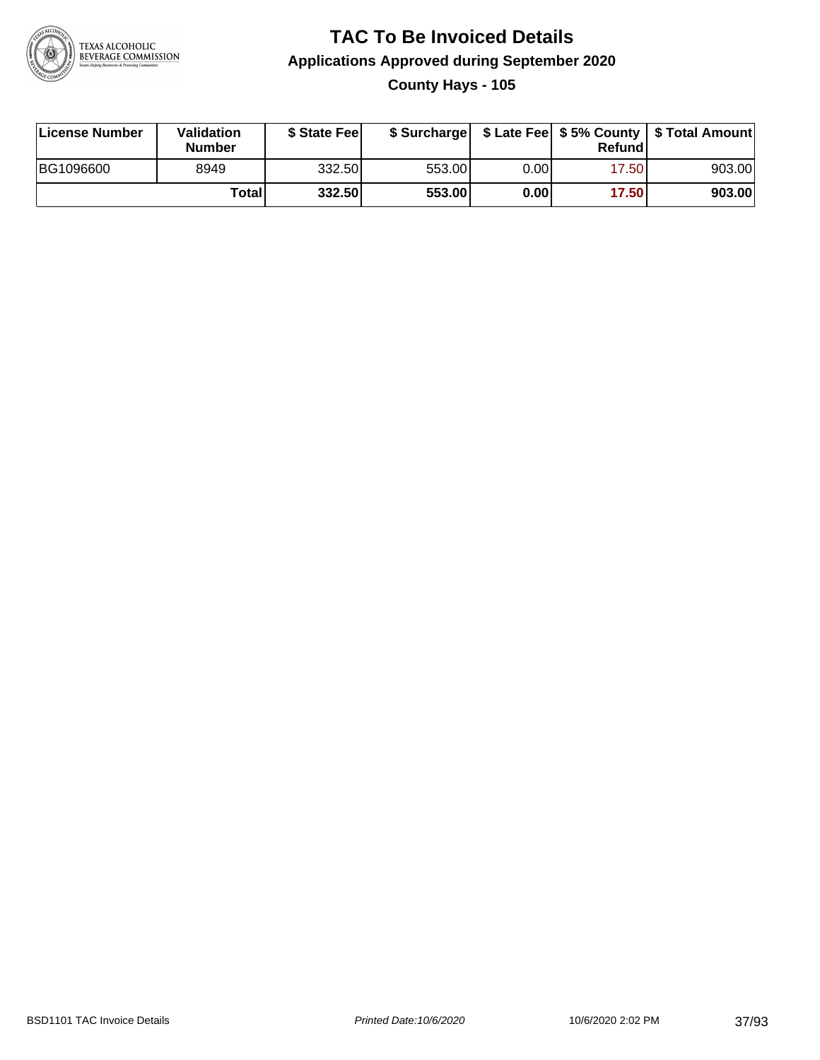# TAC To Be Invoiced Details

## Applications Approved during September 2020

### County Hays - 105

| License Number | Validation Number | $ State Fee | $ Surcharge | $ Late Fee | $ 5% County Refund | $ Total Amount |
|---|---|---|---|---|---|---|
| BG1096600 | 8949 | 332.50 | 553.00 | 0.00 | 17.50 | 903.00 |
| | **Total** | **332.50** | **553.00** | **0.00** | **17.50** | **903.00** |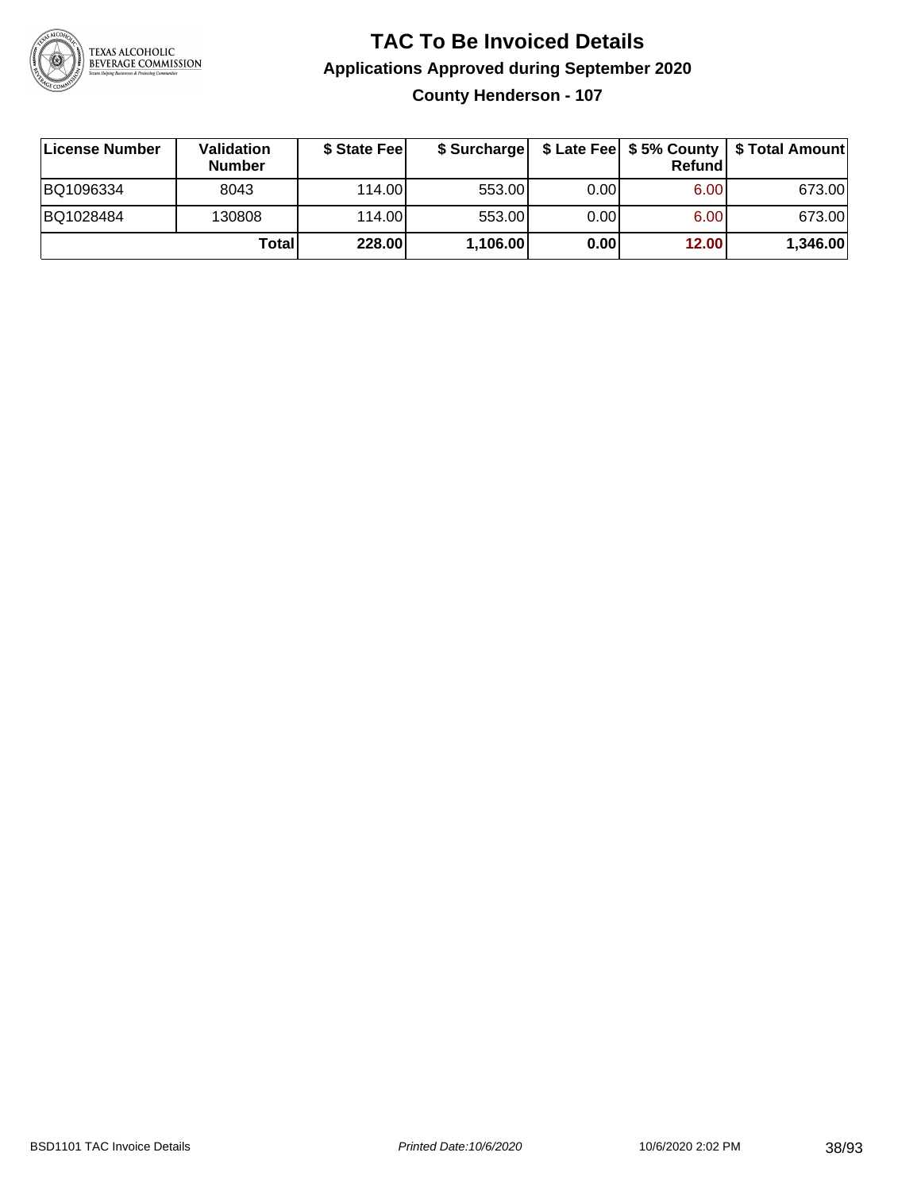# TAC To Be Invoiced Details

## Applications Approved during September 2020

### County Henderson - 107

| License Number | Validation Number | $ State Fee | $ Surcharge | $ Late Fee | $ 5% County Refund | $ Total Amount |
|---|---|---|---|---|---|---|
| BQ1096334 | 8043 | 114.00 | 553.00 | 0.00 | 6.00 | 673.00 |
| BQ1028484 | 130808 | 114.00 | 553.00 | 0.00 | 6.00 | 673.00 |
| | **Total** | **228.00** | **1,106.00** | **0.00** | **12.00** | **1,346.00** |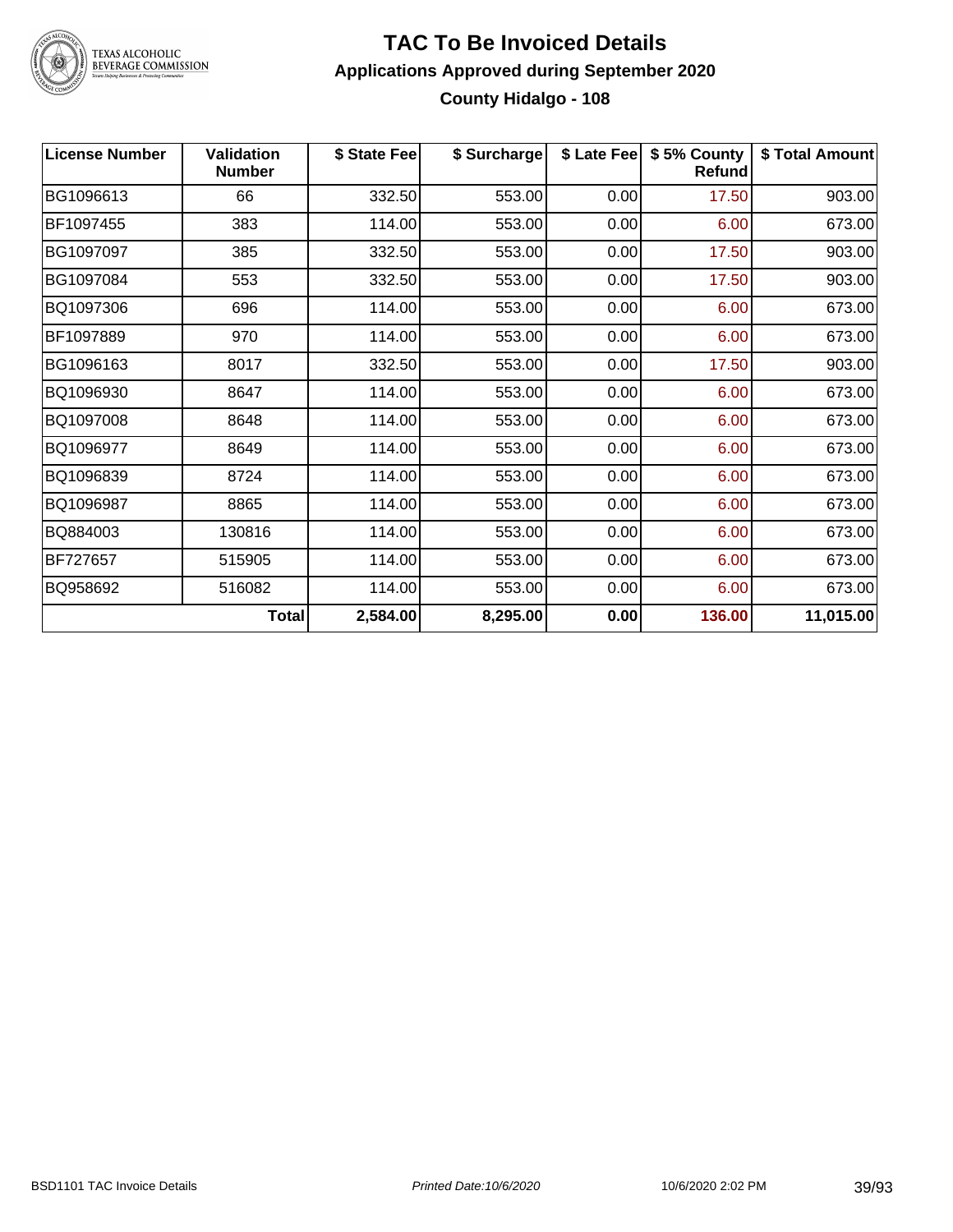# TAC To Be Invoiced Details

## Applications Approved during September 2020

### County Hidalgo - 108

| License Number | Validation Number | $ State Fee | $ Surcharge | $ Late Fee | $ 5% County Refund | $ Total Amount |
|---|---|---|---|---|---|---|
| BG1096613 | 66 | 332.50 | 553.00 | 0.00 | 17.50 | 903.00 |
| BF1097455 | 383 | 114.00 | 553.00 | 0.00 | 6.00 | 673.00 |
| BG1097097 | 385 | 332.50 | 553.00 | 0.00 | 17.50 | 903.00 |
| BG1097084 | 553 | 332.50 | 553.00 | 0.00 | 17.50 | 903.00 |
| BQ1097306 | 696 | 114.00 | 553.00 | 0.00 | 6.00 | 673.00 |
| BF1097889 | 970 | 114.00 | 553.00 | 0.00 | 6.00 | 673.00 |
| BG1096163 | 8017 | 332.50 | 553.00 | 0.00 | 17.50 | 903.00 |
| BQ1096930 | 8647 | 114.00 | 553.00 | 0.00 | 6.00 | 673.00 |
| BQ1097008 | 8648 | 114.00 | 553.00 | 0.00 | 6.00 | 673.00 |
| BQ1096977 | 8649 | 114.00 | 553.00 | 0.00 | 6.00 | 673.00 |
| BQ1096839 | 8724 | 114.00 | 553.00 | 0.00 | 6.00 | 673.00 |
| BQ1096987 | 8865 | 114.00 | 553.00 | 0.00 | 6.00 | 673.00 |
| BQ884003 | 130816 | 114.00 | 553.00 | 0.00 | 6.00 | 673.00 |
| BF727657 | 515905 | 114.00 | 553.00 | 0.00 | 6.00 | 673.00 |
| BQ958692 | 516082 | 114.00 | 553.00 | 0.00 | 6.00 | 673.00 |
| | **Total** | **2,584.00** | **8,295.00** | **0.00** | **136.00** | **11,015.00** |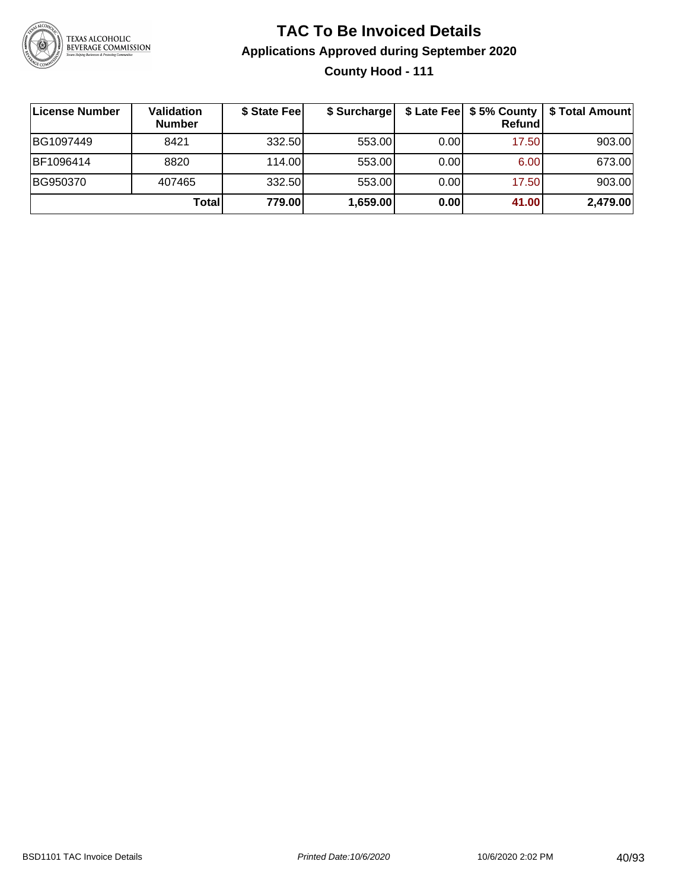# TAC To Be Invoiced Details

## Applications Approved during September 2020

### County Hood - 111

| License Number | Validation Number | $ State Fee | $ Surcharge | $ Late Fee | $ 5% County Refund | $ Total Amount |
|---|---|---|---|---|---|---|
| BG1097449 | 8421 | 332.50 | 553.00 | 0.00 | 17.50 | 903.00 |
| BF1096414 | 8820 | 114.00 | 553.00 | 0.00 | 6.00 | 673.00 |
| BG950370 | 407465 | 332.50 | 553.00 | 0.00 | 17.50 | 903.00 |
| | **Total** | **779.00** | **1,659.00** | **0.00** | **41.00** | **2,479.00** |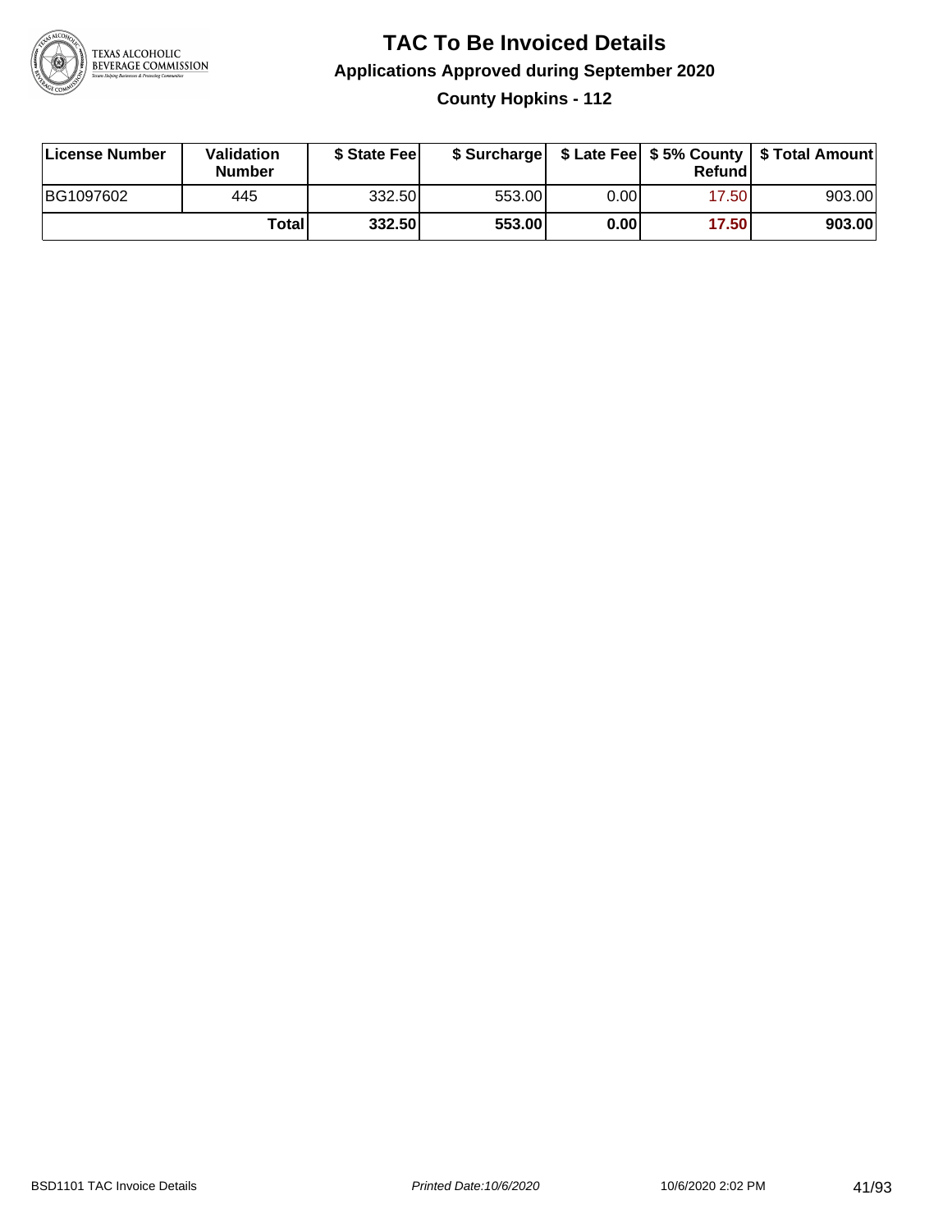# TAC To Be Invoiced Details

## Applications Approved during September 2020

### County Hopkins - 112

| License Number | Validation Number | $ State Fee | $ Surcharge | $ Late Fee | $ 5% County Refund | $ Total Amount |
|---|---|---|---|---|---|---|
| BG1097602 | 445 | 332.50 | 553.00 | 0.00 | 17.50 | 903.00 |
| | **Total** | **332.50** | **553.00** | **0.00** | **17.50** | **903.00** |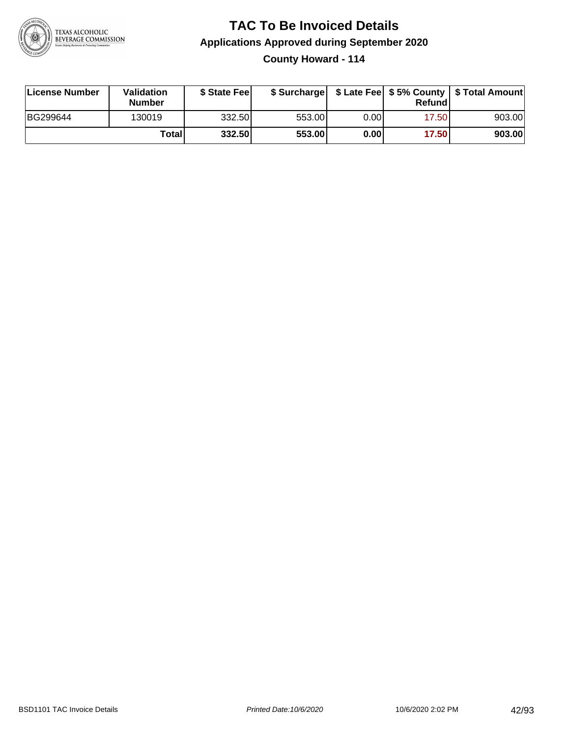# TAC To Be Invoiced Details

## Applications Approved during September 2020

### County Howard - 114

| License Number | Validation Number | $ State Fee | $ Surcharge | $ Late Fee | $ 5% County Refund | $ Total Amount |
|---|---|---|---|---|---|---|
| BG299644 | 130019 | 332.50 | 553.00 | 0.00 | 17.50 | 903.00 |
| | **Total** | **332.50** | **553.00** | **0.00** | **17.50** | **903.00** |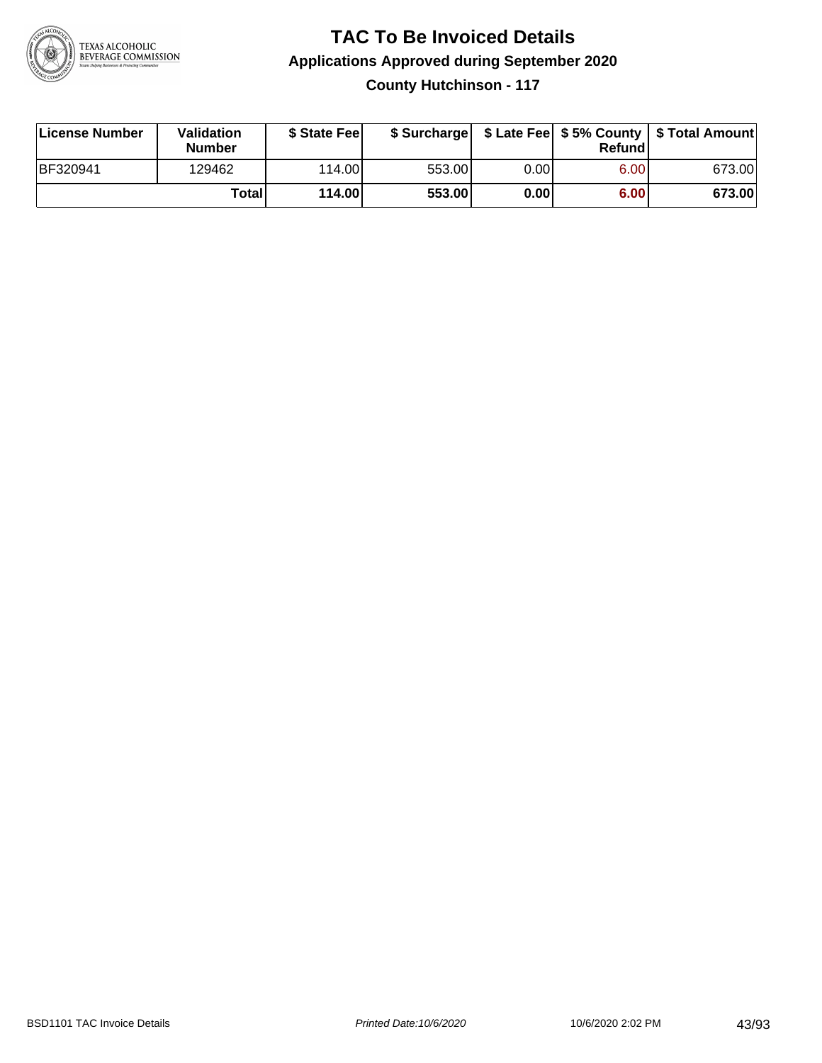# TAC To Be Invoiced Details

## Applications Approved during September 2020

### County Hutchinson - 117

| License Number | Validation Number | $ State Fee | $ Surcharge | $ Late Fee | $ 5% County Refund | $ Total Amount |
|---|---|---|---|---|---|---|
| BF320941 | 129462 | 114.00 | 553.00 | 0.00 | 6.00 | 673.00 |
| | **Total** | **114.00** | **553.00** | **0.00** | **6.00** | **673.00** |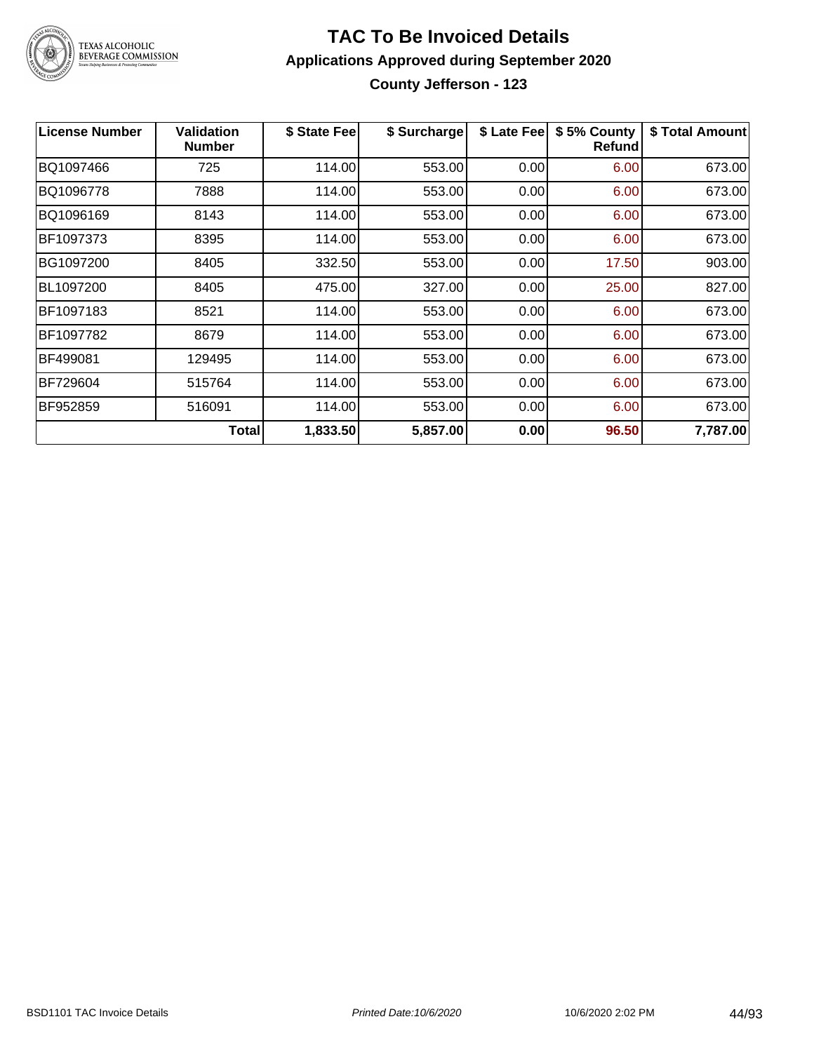# TAC To Be Invoiced Details

## Applications Approved during September 2020

### County Jefferson - 123

| License Number | Validation Number | $ State Fee | $ Surcharge | $ Late Fee | $ 5% County Refund | $ Total Amount |
|---|---|---|---|---|---|---|
| BQ1097466 | 725 | 114.00 | 553.00 | 0.00 | 6.00 | 673.00 |
| BQ1096778 | 7888 | 114.00 | 553.00 | 0.00 | 6.00 | 673.00 |
| BQ1096169 | 8143 | 114.00 | 553.00 | 0.00 | 6.00 | 673.00 |
| BF1097373 | 8395 | 114.00 | 553.00 | 0.00 | 6.00 | 673.00 |
| BG1097200 | 8405 | 332.50 | 553.00 | 0.00 | 17.50 | 903.00 |
| BL1097200 | 8405 | 475.00 | 327.00 | 0.00 | 25.00 | 827.00 |
| BF1097183 | 8521 | 114.00 | 553.00 | 0.00 | 6.00 | 673.00 |
| BF1097782 | 8679 | 114.00 | 553.00 | 0.00 | 6.00 | 673.00 |
| BF499081 | 129495 | 114.00 | 553.00 | 0.00 | 6.00 | 673.00 |
| BF729604 | 515764 | 114.00 | 553.00 | 0.00 | 6.00 | 673.00 |
| BF952859 | 516091 | 114.00 | 553.00 | 0.00 | 6.00 | 673.00 |
| | **Total** | **1,833.50** | **5,857.00** | **0.00** | **96.50** | **7,787.00** |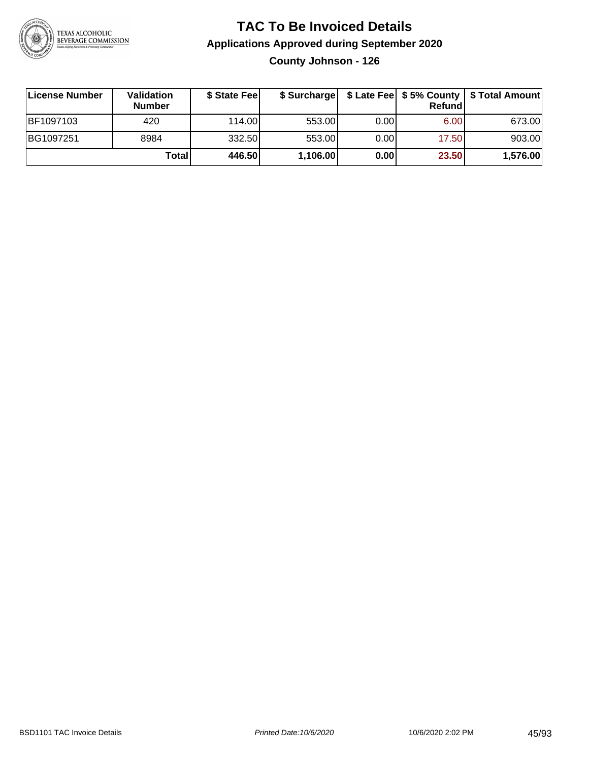# TAC To Be Invoiced Details

## Applications Approved during September 2020

### County Johnson - 126

| License Number | Validation Number | $ State Fee | $ Surcharge | $ Late Fee | $ 5% County Refund | $ Total Amount |
|---|---|---|---|---|---|---|
| BF1097103 | 420 | 114.00 | 553.00 | 0.00 | 6.00 | 673.00 |
| BG1097251 | 8984 | 332.50 | 553.00 | 0.00 | 17.50 | 903.00 |
| | **Total** | **446.50** | **1,106.00** | **0.00** | **23.50** | **1,576.00** |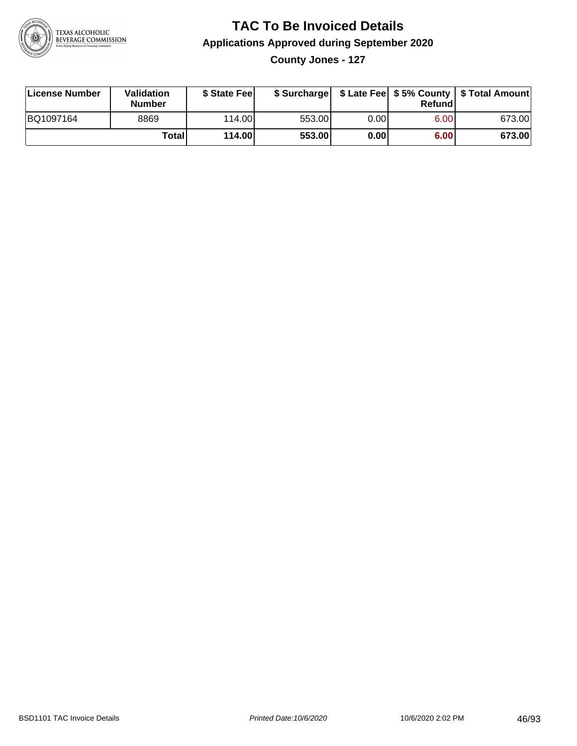# TAC To Be Invoiced Details

## Applications Approved during September 2020

### County Jones - 127

| License Number | Validation Number | $ State Fee | $ Surcharge | $ Late Fee | $ 5% County Refund | $ Total Amount |
|---|---|---|---|---|---|---|
| BQ1097164 | 8869 | 114.00 | 553.00 | 0.00 | 6.00 | 673.00 |
| | **Total** | **114.00** | **553.00** | **0.00** | **6.00** | **673.00** |

BSD1101 TAC Invoice Details | Printed Date:10/6/2020 | 10/6/2020 2:02 PM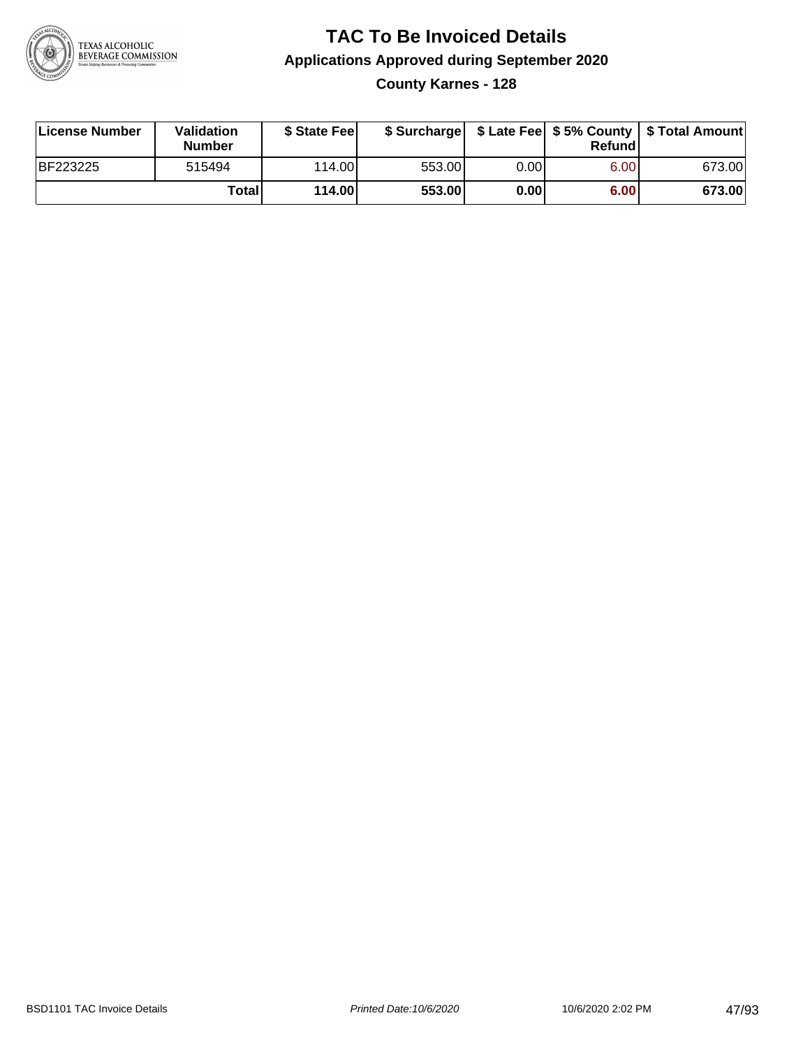# TAC To Be Invoiced Details

## Applications Approved during September 2020

### County Karnes - 128

| License Number | Validation Number | $ State Fee | $ Surcharge | $ Late Fee | $ 5% County Refund | $ Total Amount |
|---|---|---|---|---|---|---|
| BF223225 | 515494 | 114.00 | 553.00 | 0.00 | 6.00 | 673.00 |
| | Total | 114.00 | 553.00 | 0.00 | 6.00 | 673.00 |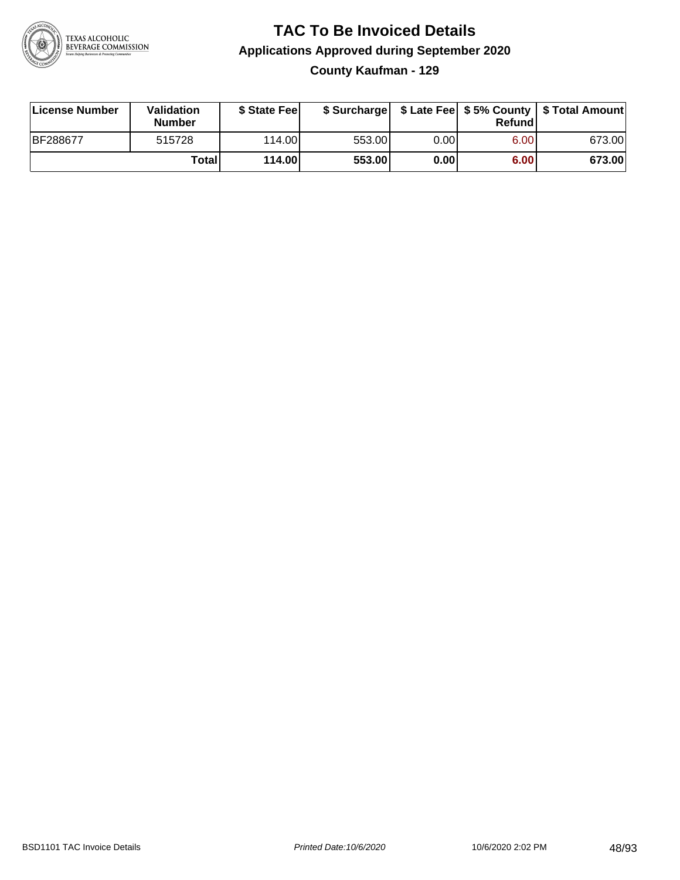# TAC To Be Invoiced Details

## Applications Approved during September 2020

### County Kaufman - 129

| License Number | Validation Number | $ State Fee | $ Surcharge | $ Late Fee | $ 5% County Refund | $ Total Amount |
|---|---|---|---|---|---|---|
| BF288677 | 515728 | 114.00 | 553.00 | 0.00 | 6.00 | 673.00 |
| | **Total** | **114.00** | **553.00** | **0.00** | **6.00** | **673.00** |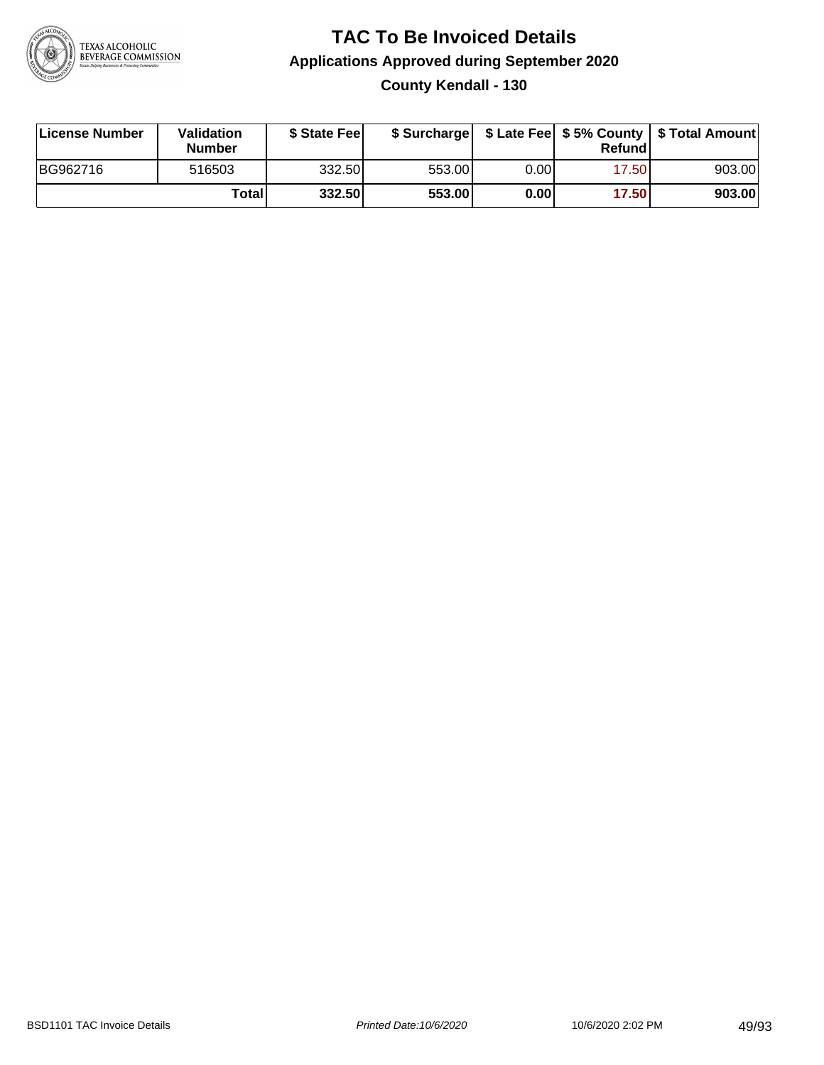# TAC To Be Invoiced Details

## Applications Approved during September 2020

### County Kendall - 130

| License Number | Validation Number | $ State Fee | $ Surcharge | $ Late Fee | $ 5% County Refund | $ Total Amount |
|---|---|---|---|---|---|---|
| BG962716 | 516503 | 332.50 | 553.00 | 0.00 | 17.50 | 903.00 |
| | Total | 332.50 | 553.00 | 0.00 | 17.50 | 903.00 |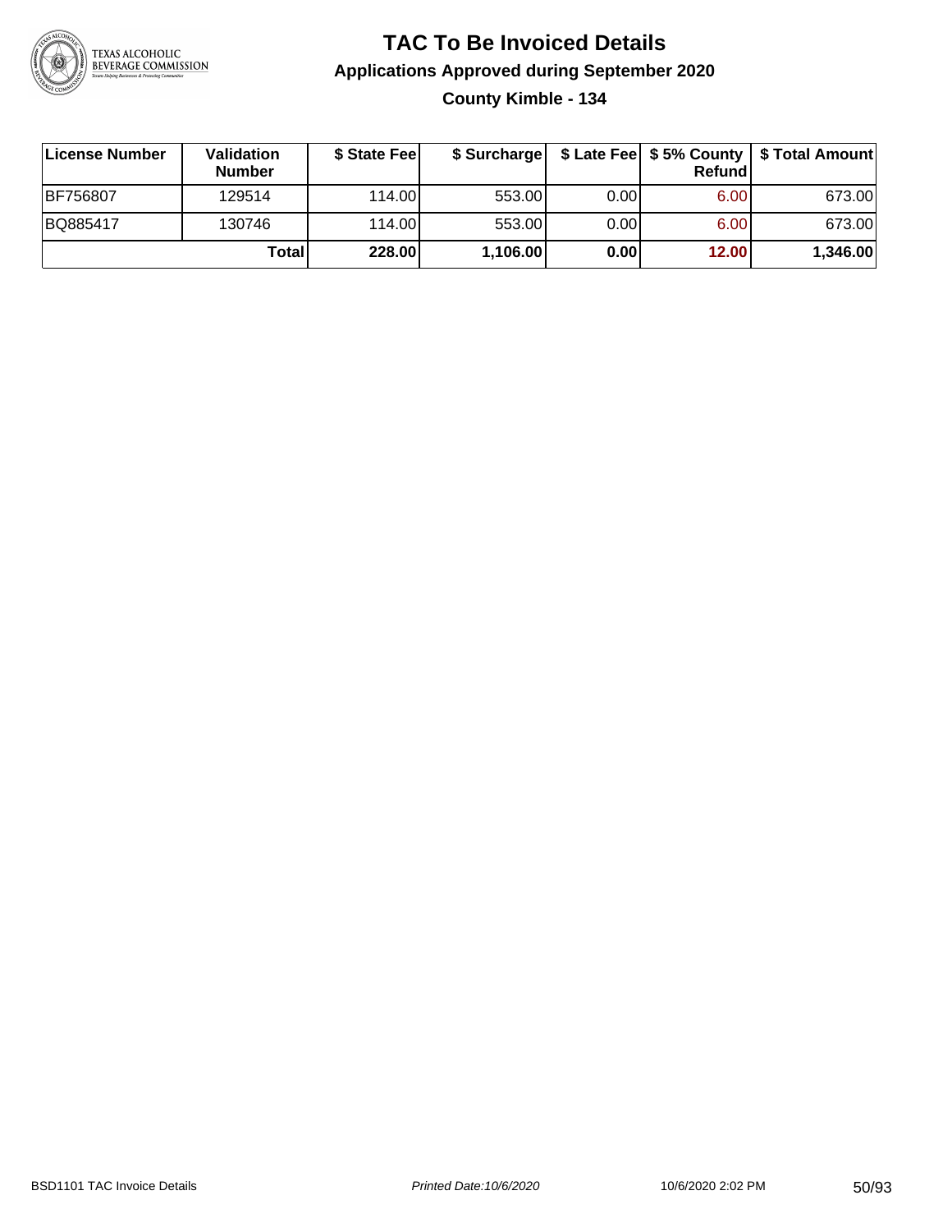# TAC To Be Invoiced Details

## Applications Approved during September 2020

### County Kimble - 134

| License Number | Validation Number | $ State Fee | $ Surcharge | $ Late Fee | $ 5% County Refund | $ Total Amount |
|---|---|---|---|---|---|---|
| BF756807 | 129514 | 114.00 | 553.00 | 0.00 | 6.00 | 673.00 |
| BQ885417 | 130746 | 114.00 | 553.00 | 0.00 | 6.00 | 673.00 |
| | **Total** | **228.00** | **1,106.00** | **0.00** | **12.00** | **1,346.00** |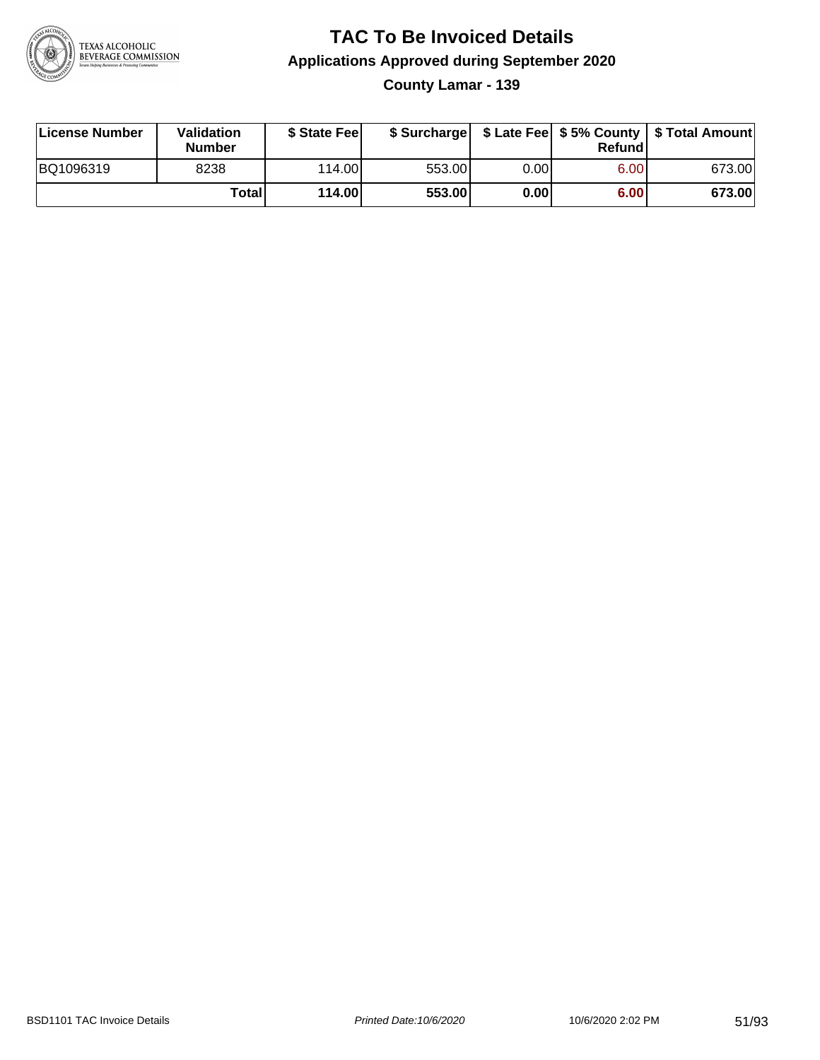# TAC To Be Invoiced Details

## Applications Approved during September 2020

### County Lamar - 139

| License Number | Validation Number | $ State Fee | $ Surcharge | $ Late Fee | $ 5% County Refund | $ Total Amount |
|---|---|---|---|---|---|---|
| BQ1096319 | 8238 | 114.00 | 553.00 | 0.00 | 6.00 | 673.00 |
| | **Total** | **114.00** | **553.00** | **0.00** | **6.00** | **673.00** |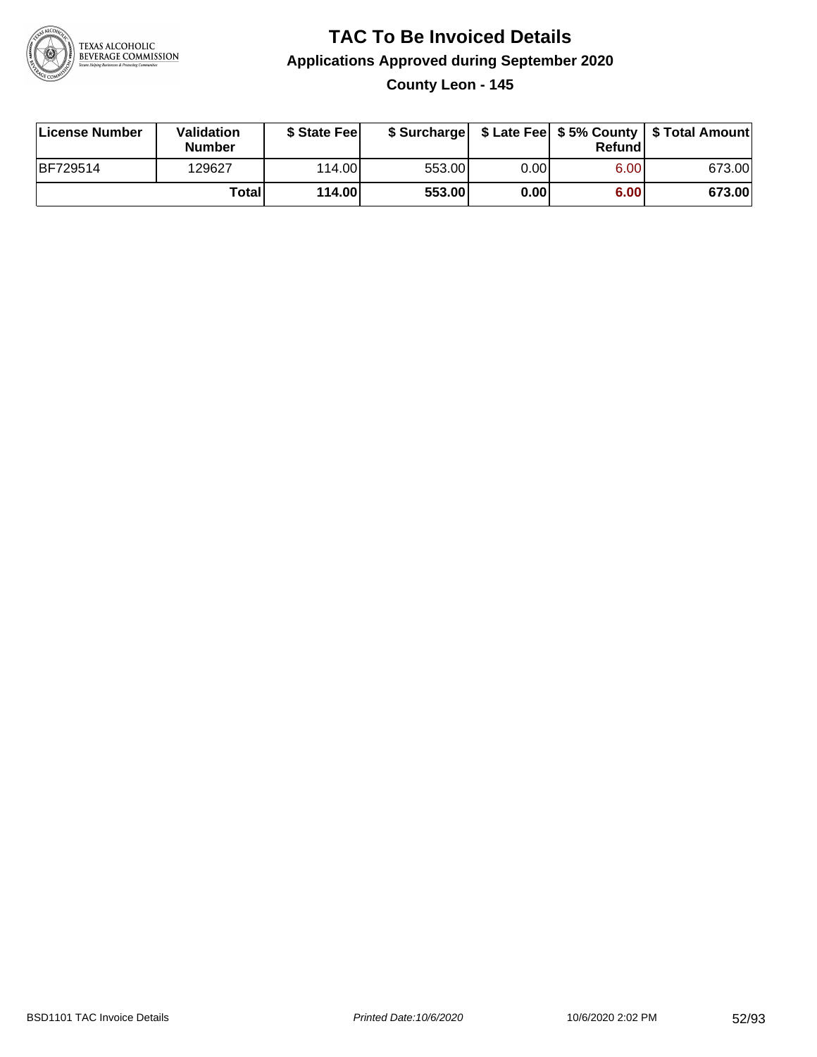# TAC To Be Invoiced Details

## Applications Approved during September 2020

### County Leon - 145

| License Number | Validation Number | $ State Fee | $ Surcharge | $ Late Fee | $ 5% County Refund | $ Total Amount |
|---|---|---|---|---|---|---|
| BF729514 | 129627 | 114.00 | 553.00 | 0.00 | 6.00 | 673.00 |
| | **Total** | **114.00** | **553.00** | **0.00** | **6.00** | **673.00** |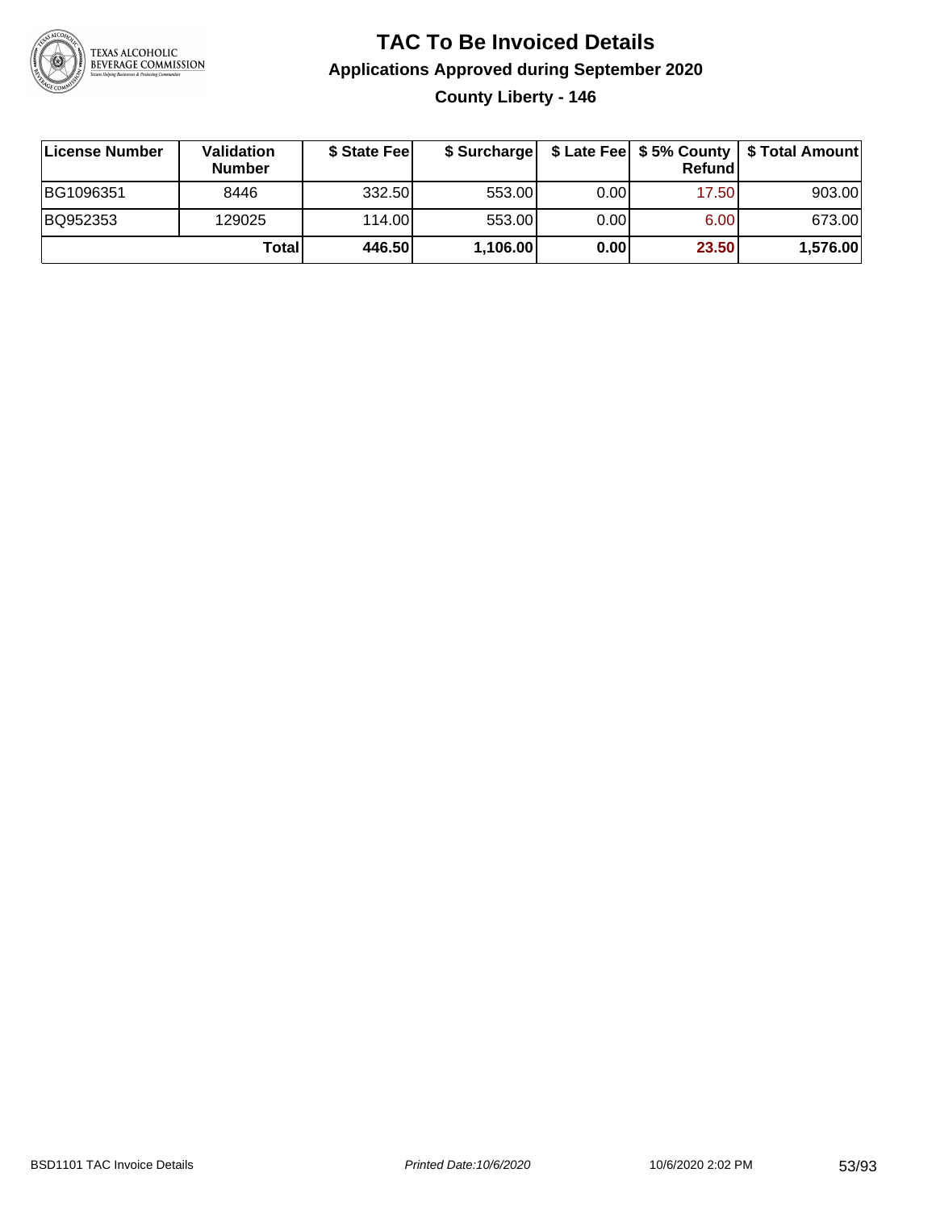# TAC To Be Invoiced Details

## Applications Approved during September 2020

### County Liberty - 146

| License Number | Validation Number | $ State Fee | $ Surcharge | $ Late Fee | $ 5% County Refund | $ Total Amount |
|---|---|---|---|---|---|---|
| BG1096351 | 8446 | 332.50 | 553.00 | 0.00 | 17.50 | 903.00 |
| BQ952353 | 129025 | 114.00 | 553.00 | 0.00 | 6.00 | 673.00 |
| | **Total** | **446.50** | **1,106.00** | **0.00** | **23.50** | **1,576.00** |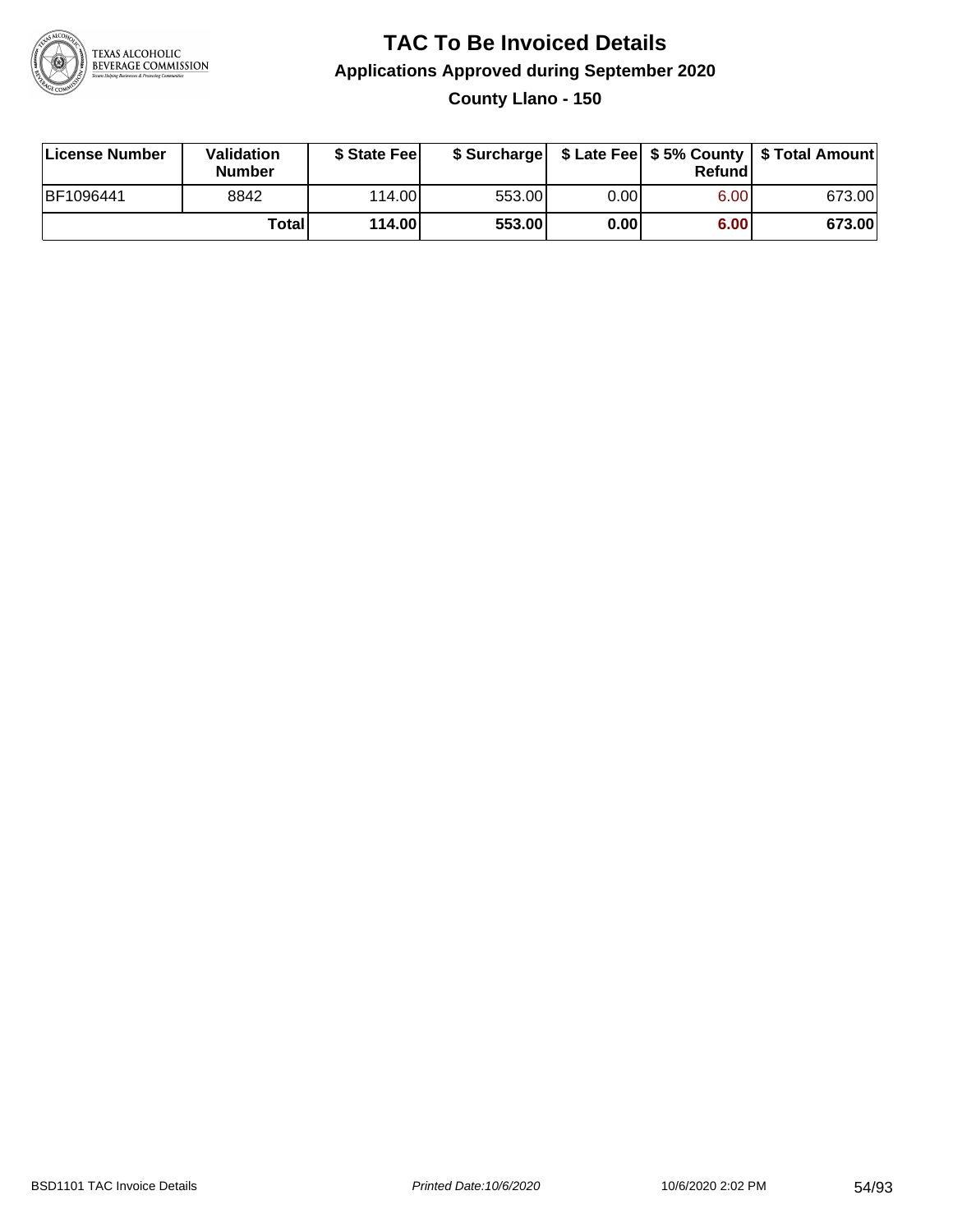# TAC To Be Invoiced Details

## Applications Approved during September 2020

### County Llano - 150

| License Number | Validation Number | $ State Fee | $ Surcharge | $ Late Fee | $ 5% County Refund | $ Total Amount |
|---|---|---|---|---|---|---|
| BF1096441 | 8842 | 114.00 | 553.00 | 0.00 | 6.00 | 673.00 |
| | **Total** | **114.00** | **553.00** | **0.00** | **6.00** | **673.00** |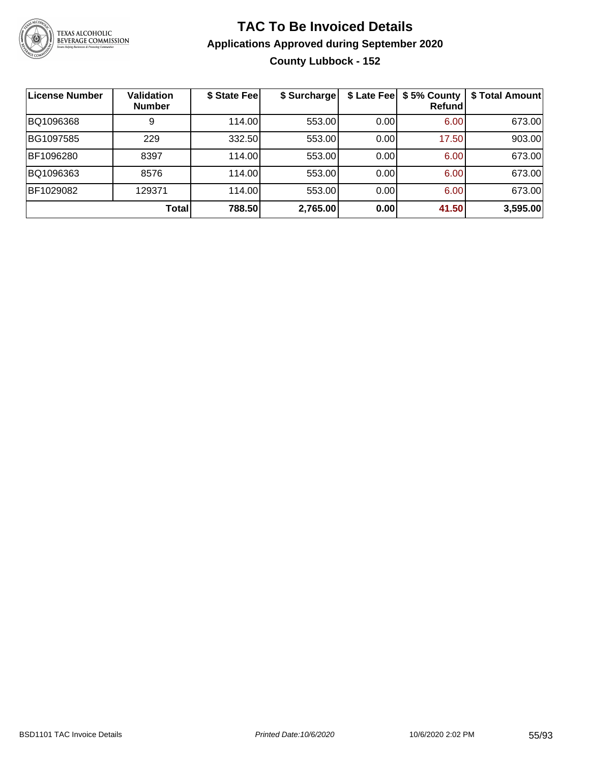# TAC To Be Invoiced Details

## Applications Approved during September 2020

### County Lubbock - 152

| License Number | Validation Number | $ State Fee | $ Surcharge | $ Late Fee | $ 5% County Refund | $ Total Amount |
|---|---|---|---|---|---|---|
| BQ1096368 | 9 | 114.00 | 553.00 | 0.00 | 6.00 | 673.00 |
| BG1097585 | 229 | 332.50 | 553.00 | 0.00 | 17.50 | 903.00 |
| BF1096280 | 8397 | 114.00 | 553.00 | 0.00 | 6.00 | 673.00 |
| BQ1096363 | 8576 | 114.00 | 553.00 | 0.00 | 6.00 | 673.00 |
| BF1029082 | 129371 | 114.00 | 553.00 | 0.00 | 6.00 | 673.00 |
| | **Total** | **788.50** | **2,765.00** | **0.00** | **41.50** | **3,595.00** |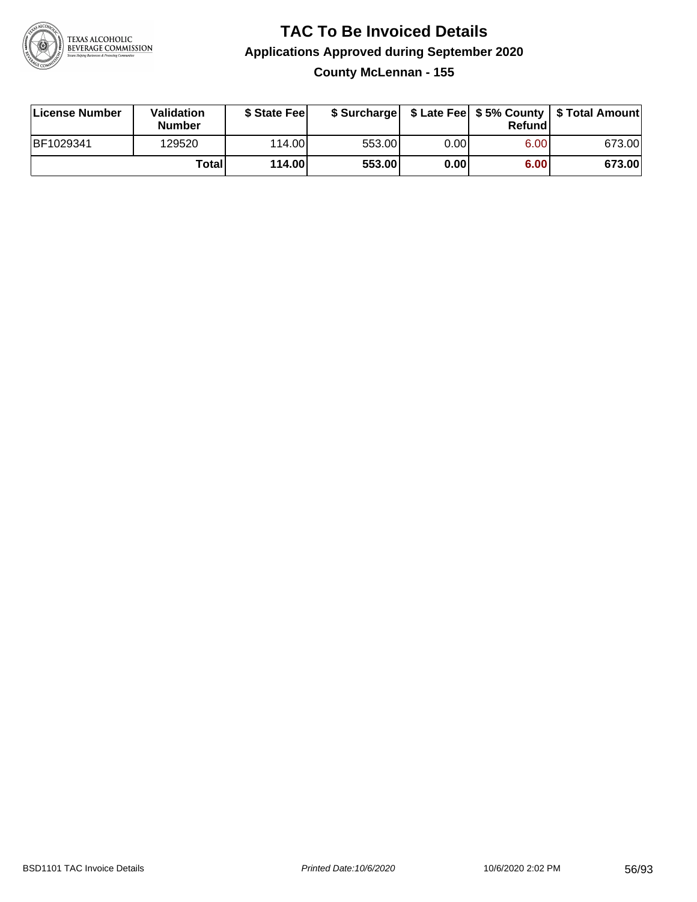# TAC To Be Invoiced Details

## Applications Approved during September 2020

### County McLennan - 155

| License Number | Validation Number | $ State Fee | $ Surcharge | $ Late Fee | $ 5% County Refund | $ Total Amount |
|---|---|---|---|---|---|---|
| BF1029341 | 129520 | 114.00 | 553.00 | 0.00 | 6.00 | 673.00 |
| | **Total** | **114.00** | **553.00** | **0.00** | **6.00** | **673.00** |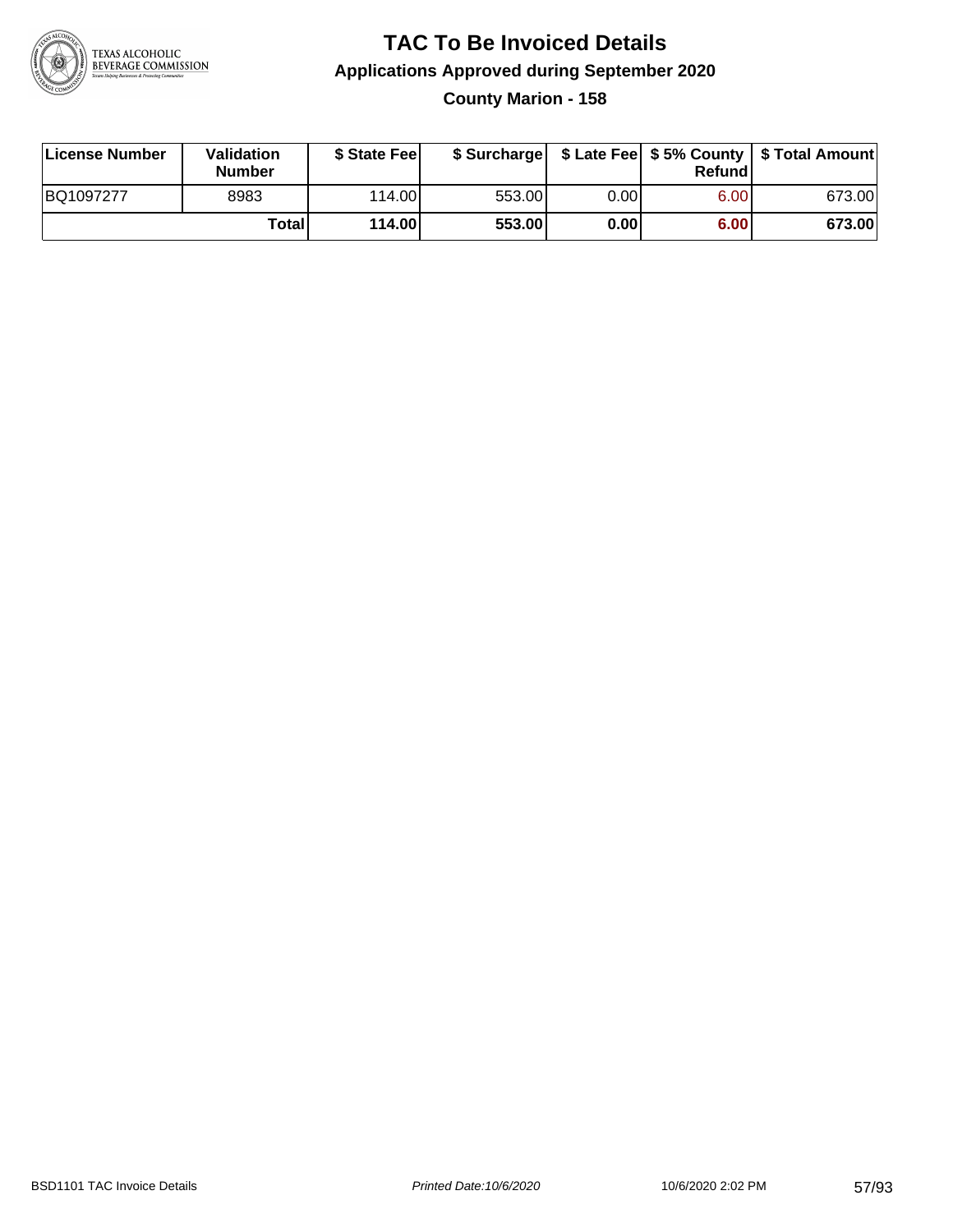# TAC To Be Invoiced Details

## Applications Approved during September 2020

### County Marion - 158

| License Number | Validation Number | $ State Fee | $ Surcharge | $ Late Fee | $ 5% County Refund | $ Total Amount |
|---|---|---|---|---|---|---|
| BQ1097277 | 8983 | 114.00 | 553.00 | 0.00 | 6.00 | 673.00 |
| | **Total** | **114.00** | **553.00** | **0.00** | **6.00** | **673.00** |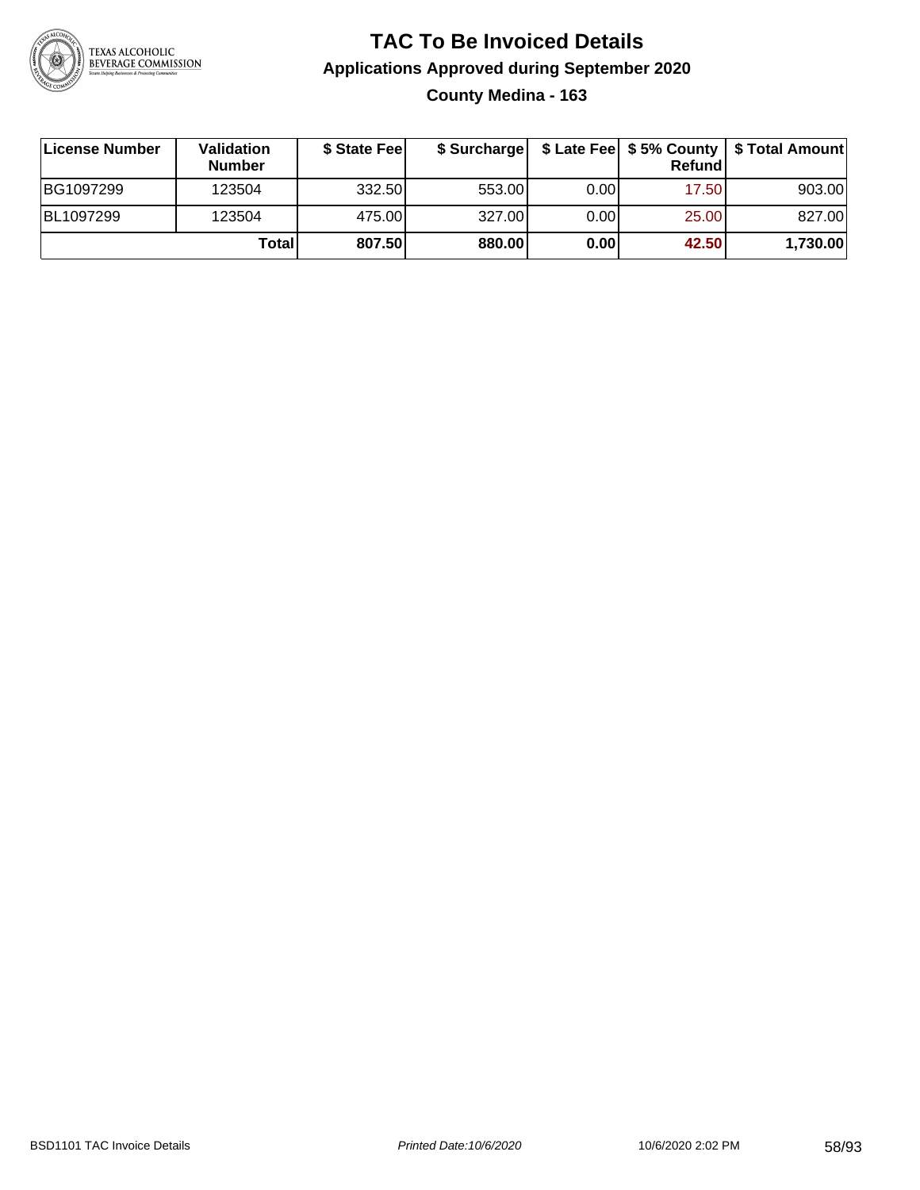# TAC To Be Invoiced Details

## Applications Approved during September 2020

### County Medina - 163

| License Number | Validation Number | $ State Fee | $ Surcharge | $ Late Fee | $ 5% County Refund | $ Total Amount |
|---|---|---|---|---|---|---|
| BG1097299 | 123504 | 332.50 | 553.00 | 0.00 | 17.50 | 903.00 |
| BL1097299 | 123504 | 475.00 | 327.00 | 0.00 | 25.00 | 827.00 |
| | **Total** | **807.50** | **880.00** | **0.00** | **42.50** | **1,730.00** |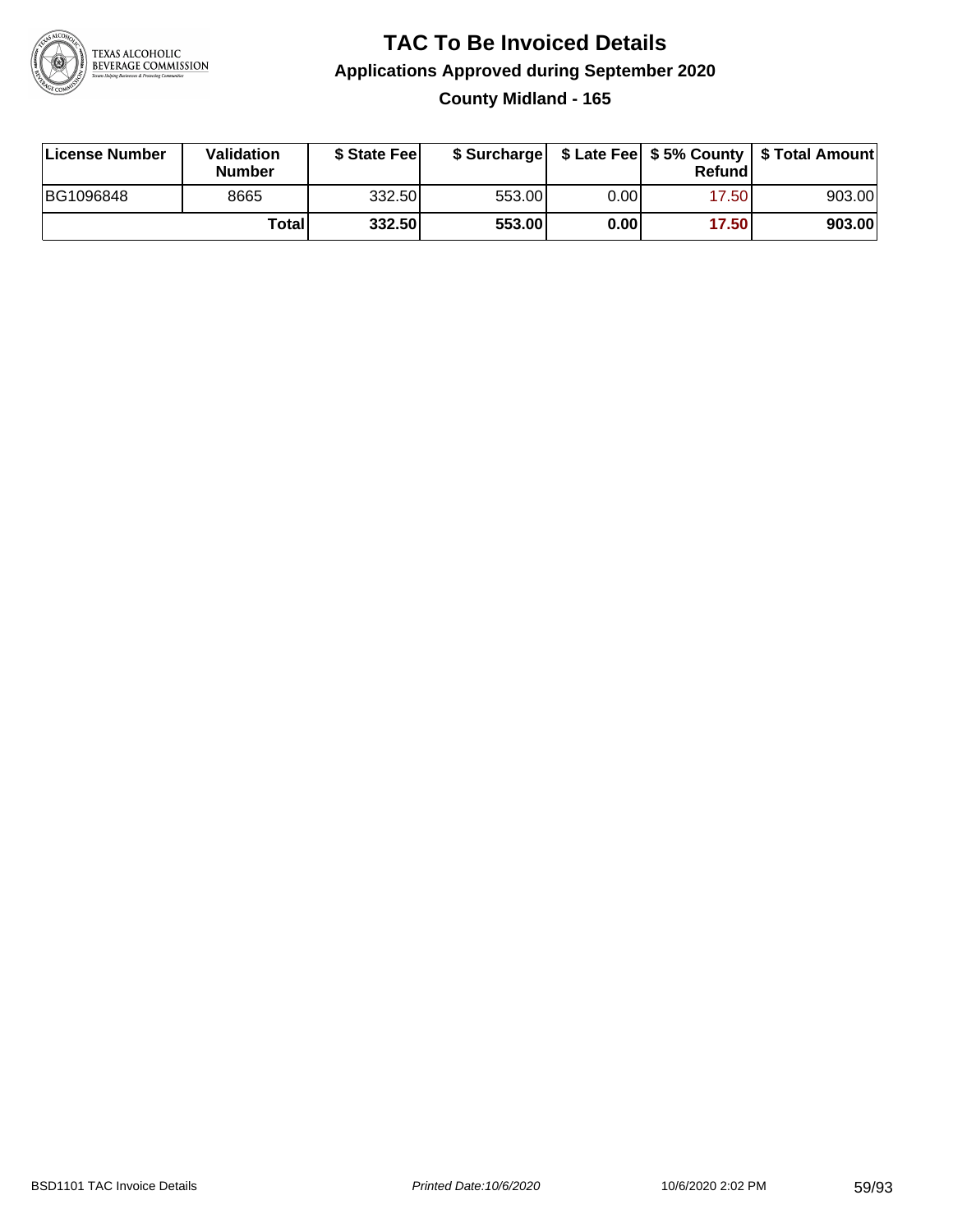# TAC To Be Invoiced Details

## Applications Approved during September 2020

### County Midland - 165

| License Number | Validation Number | $ State Fee | $ Surcharge | $ Late Fee | $ 5% County Refund | $ Total Amount |
|---|---|---|---|---|---|---|
| BG1096848 | 8665 | 332.50 | 553.00 | 0.00 | 17.50 | 903.00 |
| | **Total** | **332.50** | **553.00** | **0.00** | **17.50** | **903.00** |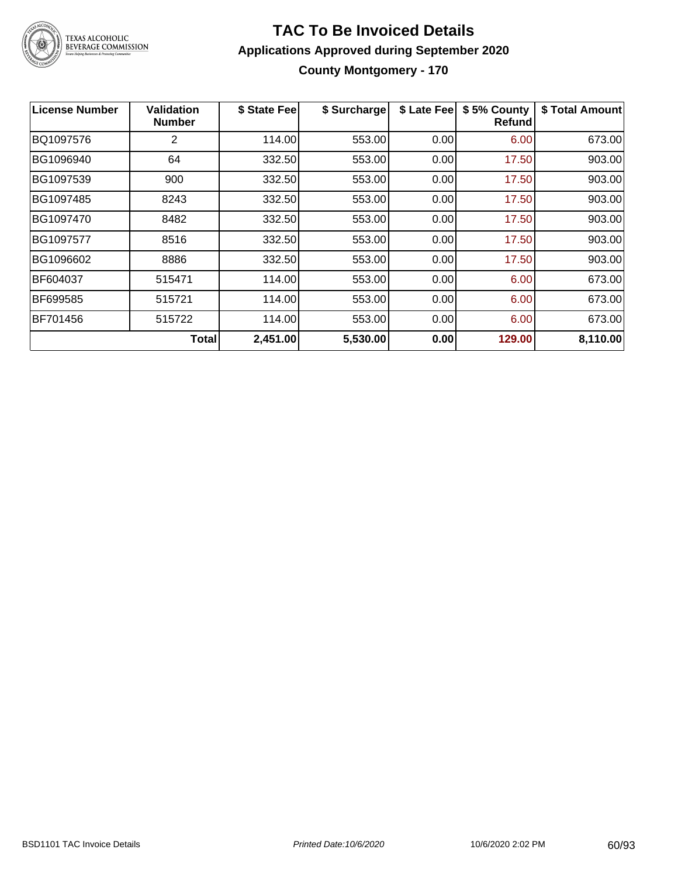# TAC To Be Invoiced Details

## Applications Approved during September 2020

### County Montgomery - 170

| License Number | Validation Number | $ State Fee | $ Surcharge | $ Late Fee | $ 5% County Refund | $ Total Amount |
|---|---|---|---|---|---|---|
| BQ1097576 | 2 | 114.00 | 553.00 | 0.00 | 6.00 | 673.00 |
| BG1096940 | 64 | 332.50 | 553.00 | 0.00 | 17.50 | 903.00 |
| BG1097539 | 900 | 332.50 | 553.00 | 0.00 | 17.50 | 903.00 |
| BG1097485 | 8243 | 332.50 | 553.00 | 0.00 | 17.50 | 903.00 |
| BG1097470 | 8482 | 332.50 | 553.00 | 0.00 | 17.50 | 903.00 |
| BG1097577 | 8516 | 332.50 | 553.00 | 0.00 | 17.50 | 903.00 |
| BG1096602 | 8886 | 332.50 | 553.00 | 0.00 | 17.50 | 903.00 |
| BF604037 | 515471 | 114.00 | 553.00 | 0.00 | 6.00 | 673.00 |
| BF699585 | 515721 | 114.00 | 553.00 | 0.00 | 6.00 | 673.00 |
| BF701456 | 515722 | 114.00 | 553.00 | 0.00 | 6.00 | 673.00 |
| | **Total** | **2,451.00** | **5,530.00** | **0.00** | **129.00** | **8,110.00** |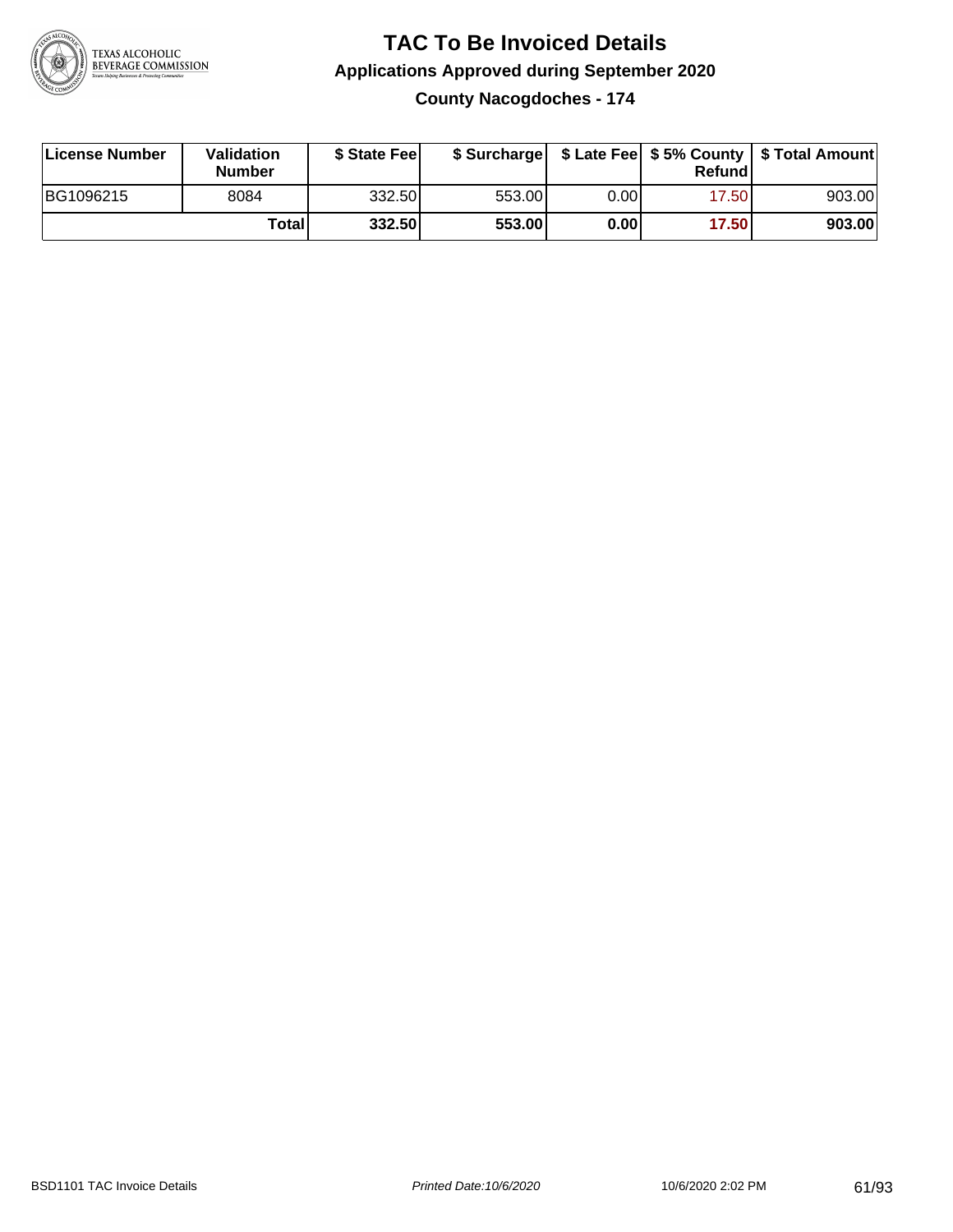# TAC To Be Invoiced Details

## Applications Approved during September 2020

### County Nacogdoches - 174

| License Number | Validation Number | $ State Fee | $ Surcharge | $ Late Fee | $ 5% County Refund | $ Total Amount |
|---|---|---|---|---|---|---|
| BG1096215 | 8084 | 332.50 | 553.00 | 0.00 | 17.50 | 903.00 |
| | **Total** | **332.50** | **553.00** | **0.00** | **17.50** | **903.00** |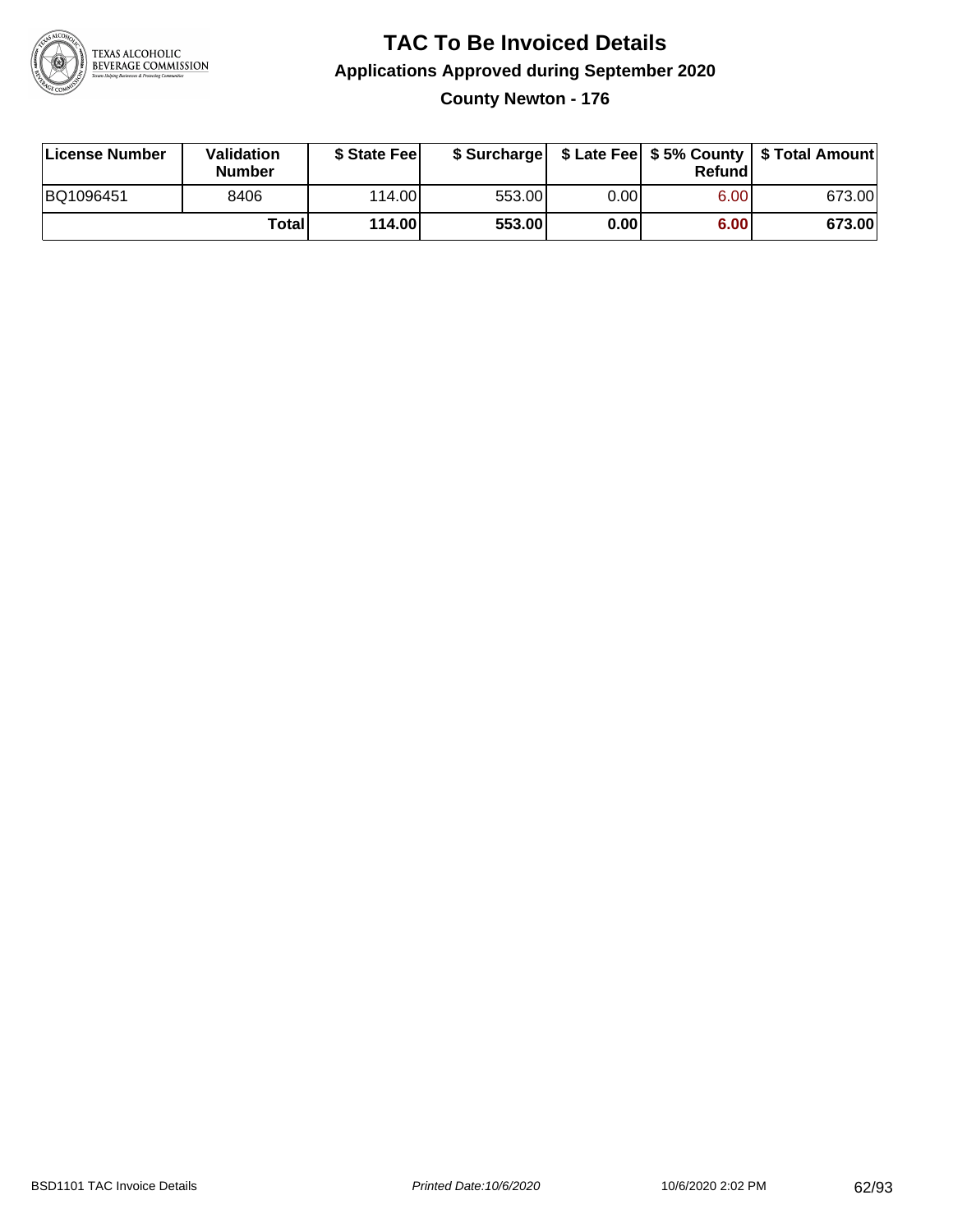# TAC To Be Invoiced Details

## Applications Approved during September 2020

### County Newton - 176

| License Number | Validation Number | $ State Fee | $ Surcharge | $ Late Fee | $ 5% County Refund | $ Total Amount |
|---|---|---|---|---|---|---|
| BQ1096451 | 8406 | 114.00 | 553.00 | 0.00 | 6.00 | 673.00 |
| | **Total** | **114.00** | **553.00** | **0.00** | **6.00** | **673.00** |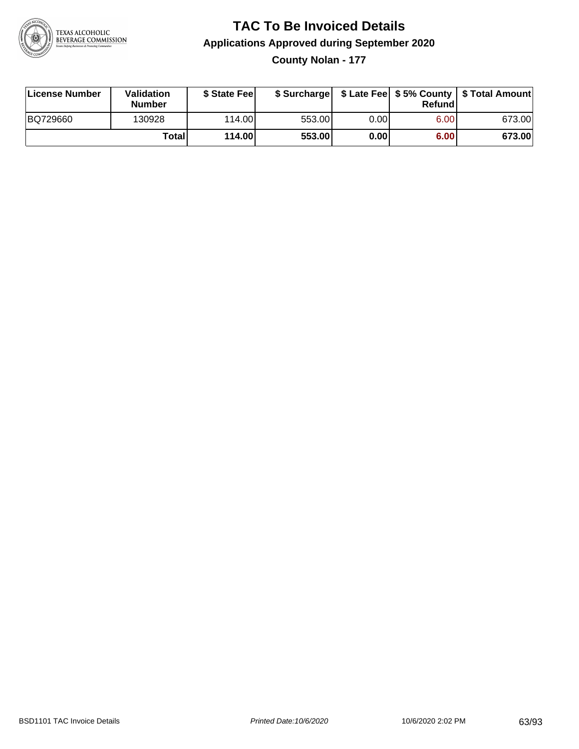# TAC To Be Invoiced Details

## Applications Approved during September 2020

### County Nolan - 177

| License Number | Validation Number | \$ State Fee | \$ Surcharge | \$ Late Fee | \$ 5% County Refund | \$ Total Amount |
|---|---|---|---|---|---|---|
| BQ729660 | 130928 | 114.00 | 553.00 | 0.00 | 6.00 | 673.00 |
| | **Total** | **114.00** | **553.00** | **0.00** | **6.00** | **673.00** |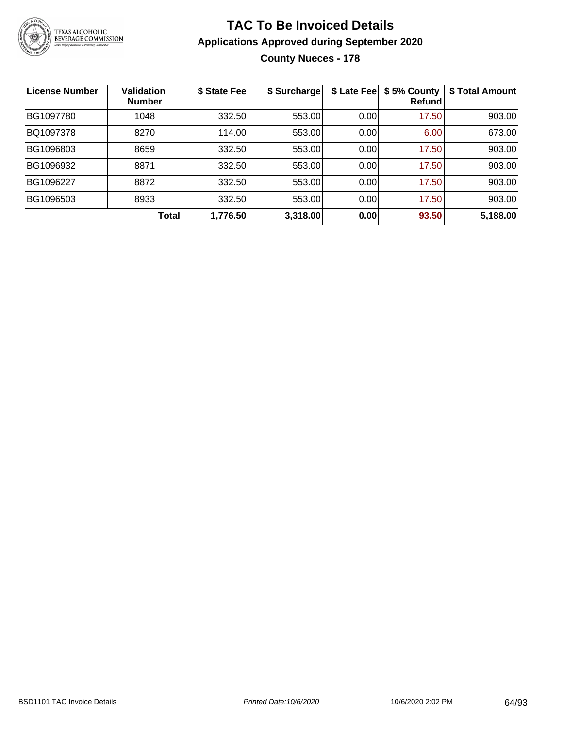# TAC To Be Invoiced Details

## Applications Approved during September 2020

### County Nueces - 178

| License Number | Validation Number | $ State Fee | $ Surcharge | $ Late Fee | $ 5% County Refund | $ Total Amount |
|---|---|---|---|---|---|---|
| BG1097780 | 1048 | 332.50 | 553.00 | 0.00 | 17.50 | 903.00 |
| BQ1097378 | 8270 | 114.00 | 553.00 | 0.00 | 6.00 | 673.00 |
| BG1096803 | 8659 | 332.50 | 553.00 | 0.00 | 17.50 | 903.00 |
| BG1096932 | 8871 | 332.50 | 553.00 | 0.00 | 17.50 | 903.00 |
| BG1096227 | 8872 | 332.50 | 553.00 | 0.00 | 17.50 | 903.00 |
| BG1096503 | 8933 | 332.50 | 553.00 | 0.00 | 17.50 | 903.00 |
| | **Total** | **1,776.50** | **3,318.00** | **0.00** | **93.50** | **5,188.00** |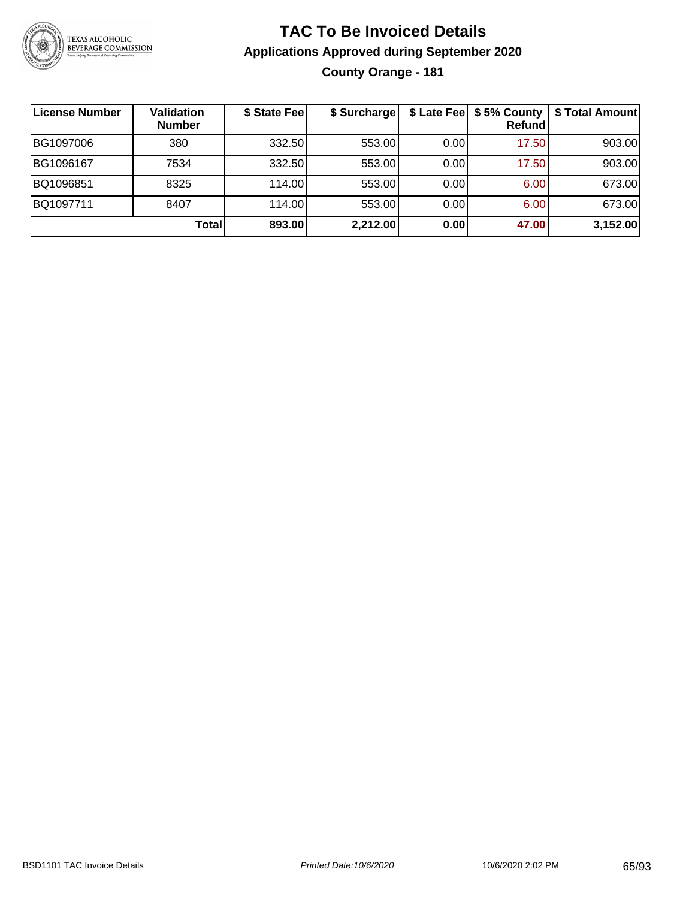# TAC To Be Invoiced Details

## Applications Approved during September 2020

### County Orange - 181

| License Number | Validation Number | $ State Fee | $ Surcharge | $ Late Fee | $ 5% County Refund | $ Total Amount |
|---|---|---|---|---|---|---|
| BG1097006 | 380 | 332.50 | 553.00 | 0.00 | 17.50 | 903.00 |
| BG1096167 | 7534 | 332.50 | 553.00 | 0.00 | 17.50 | 903.00 |
| BQ1096851 | 8325 | 114.00 | 553.00 | 0.00 | 6.00 | 673.00 |
| BQ1097711 | 8407 | 114.00 | 553.00 | 0.00 | 6.00 | 673.00 |
| | **Total** | **893.00** | **2,212.00** | **0.00** | **47.00** | **3,152.00** |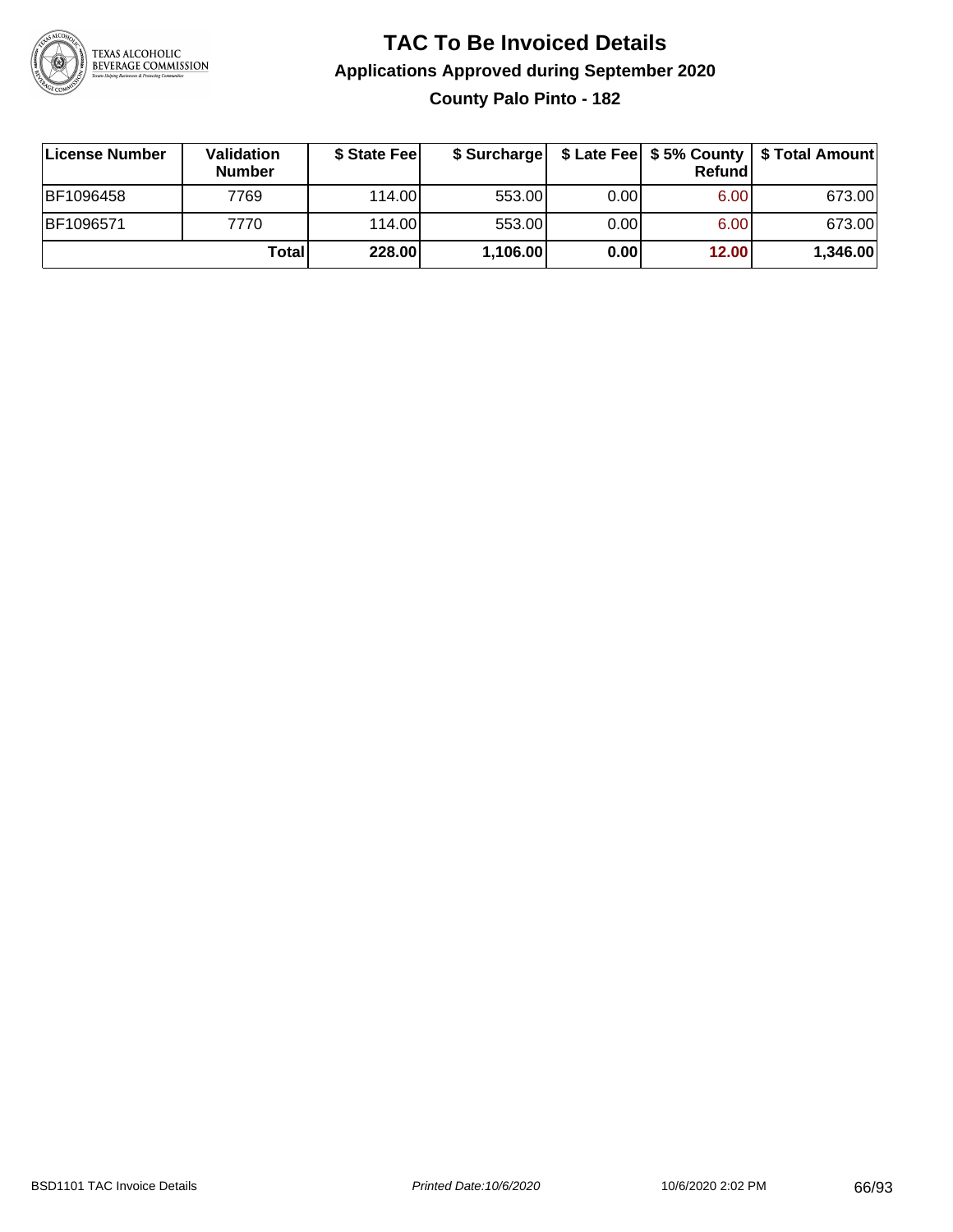# TAC To Be Invoiced Details

## Applications Approved during September 2020

### County Palo Pinto - 182

| License Number | Validation Number | $ State Fee | $ Surcharge | $ Late Fee | $ 5% County Refund | $ Total Amount |
|---|---|---|---|---|---|---|
| BF1096458 | 7769 | 114.00 | 553.00 | 0.00 | 6.00 | 673.00 |
| BF1096571 | 7770 | 114.00 | 553.00 | 0.00 | 6.00 | 673.00 |
| | **Total** | **228.00** | **1,106.00** | **0.00** | **12.00** | **1,346.00** |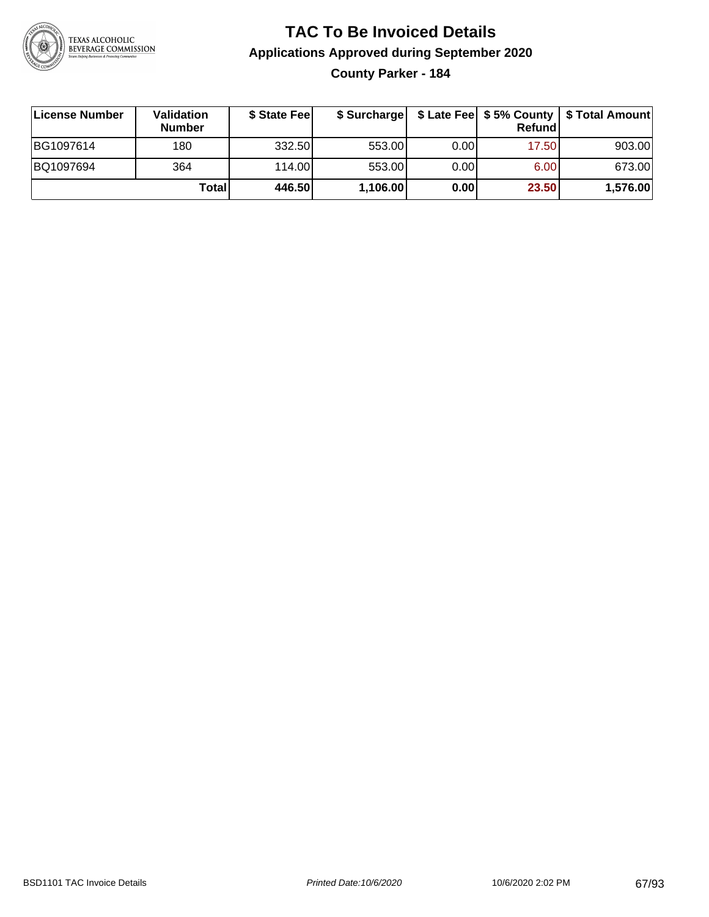# TAC To Be Invoiced Details

## Applications Approved during September 2020

### County Parker - 184

| License Number | Validation Number | $ State Fee | $ Surcharge | $ Late Fee | $ 5% County Refund | $ Total Amount |
| --- | --- | --- | --- | --- | --- | --- |
| BG1097614 | 180 | 332.50 | 553.00 | 0.00 | 17.50 | 903.00 |
| BQ1097694 | 364 | 114.00 | 553.00 | 0.00 | 6.00 | 673.00 |
| | **Total** | **446.50** | **1,106.00** | **0.00** | **23.50** | **1,576.00** |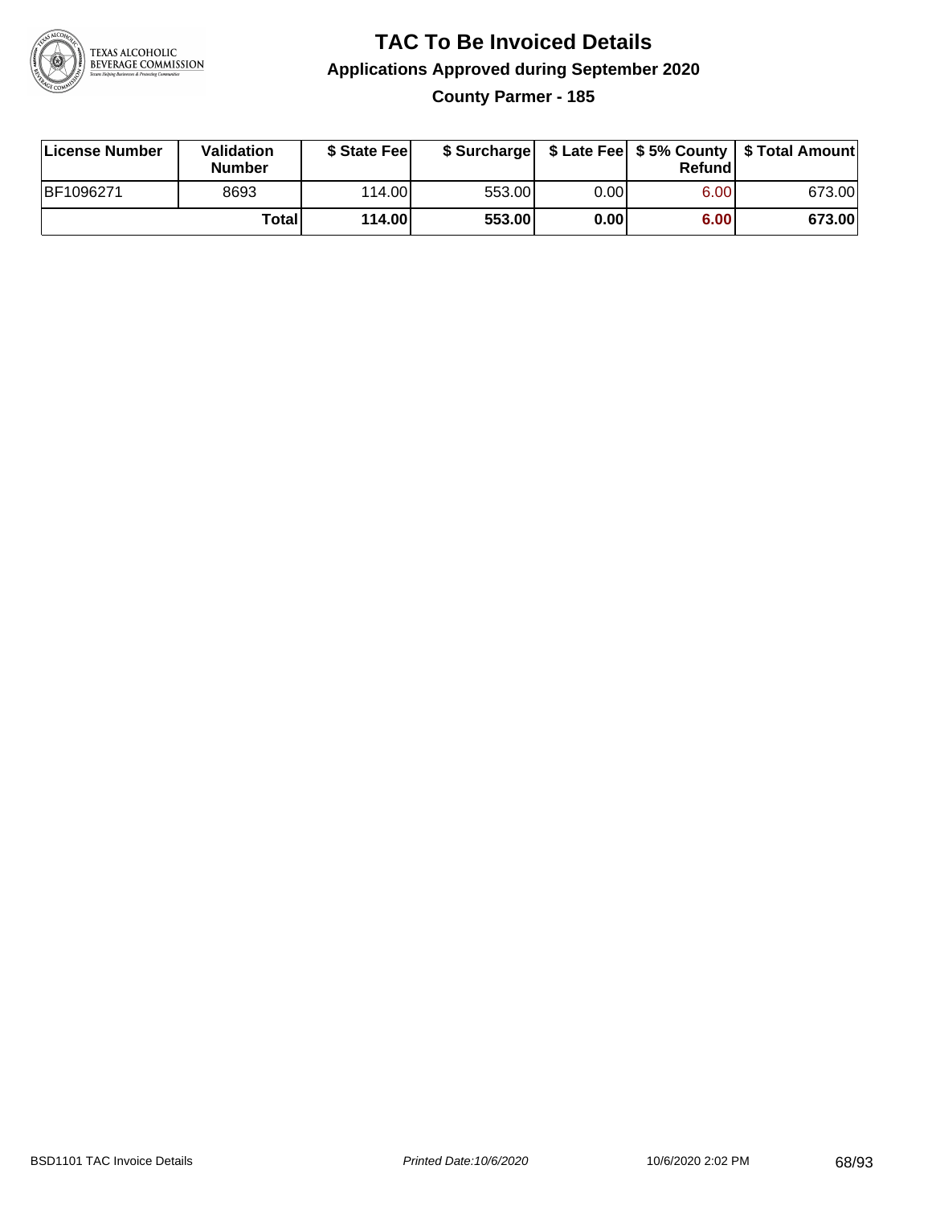# TAC To Be Invoiced Details

## Applications Approved during September 2020

### County Parmer - 185

| License Number | Validation Number | $ State Fee | $ Surcharge | $ Late Fee | $ 5% County Refund | $ Total Amount |
|---|---|---|---|---|---|---|
| BF1096271 | 8693 | 114.00 | 553.00 | 0.00 | 6.00 | 673.00 |
| | **Total** | **114.00** | **553.00** | **0.00** | **6.00** | **673.00** |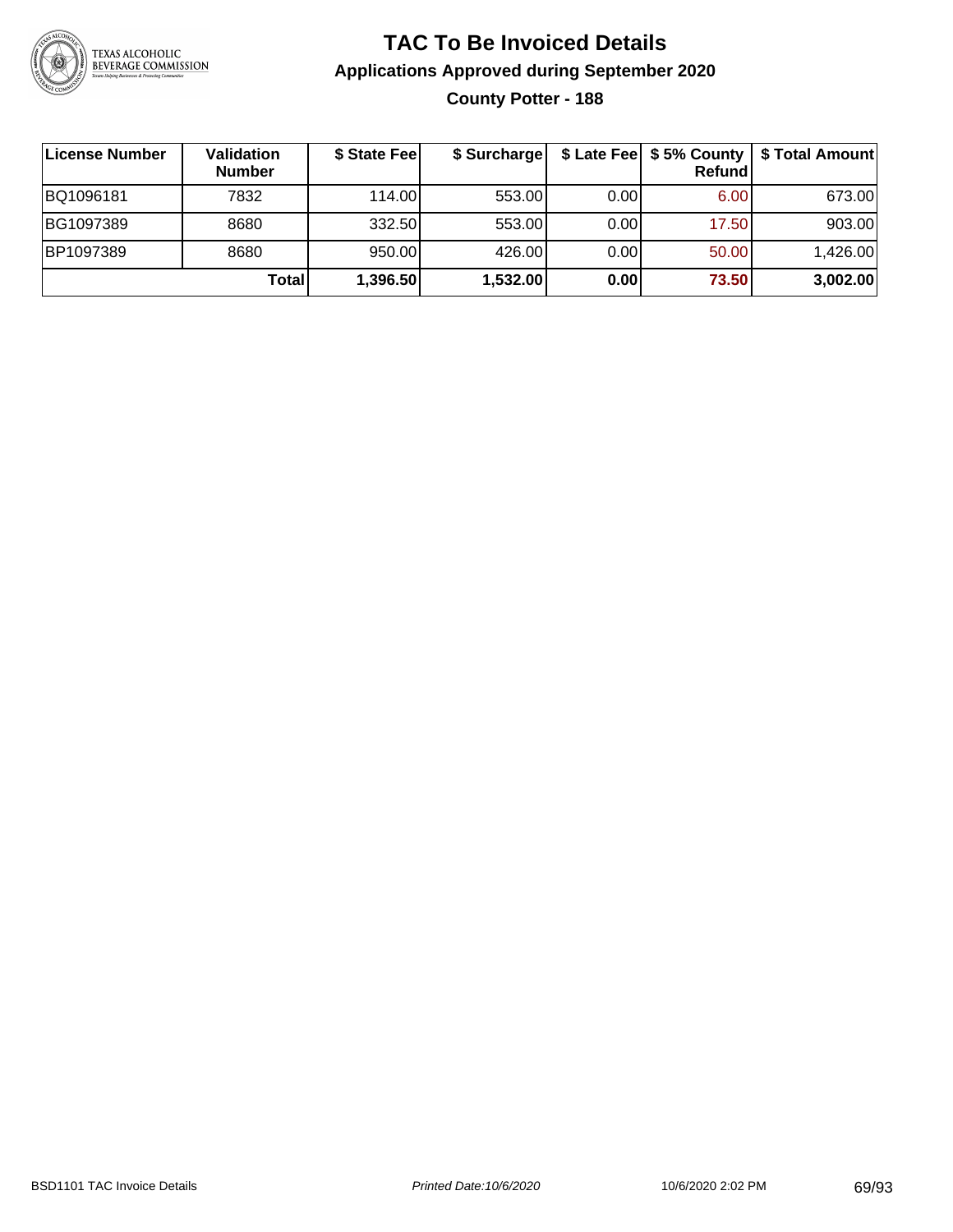# TAC To Be Invoiced Details

## Applications Approved during September 2020

### County Potter - 188

| License Number | Validation Number | \$ State Fee | \$ Surcharge | \$ Late Fee | \$ 5% County Refund | \$ Total Amount |
|---|---|---|---|---|---|---|
| BQ1096181 | 7832 | 114.00 | 553.00 | 0.00 | 6.00 | 673.00 |
| BG1097389 | 8680 | 332.50 | 553.00 | 0.00 | 17.50 | 903.00 |
| BP1097389 | 8680 | 950.00 | 426.00 | 0.00 | 50.00 | 1,426.00 |
| | **Total** | **1,396.50** | **1,532.00** | **0.00** | **73.50** | **3,002.00** |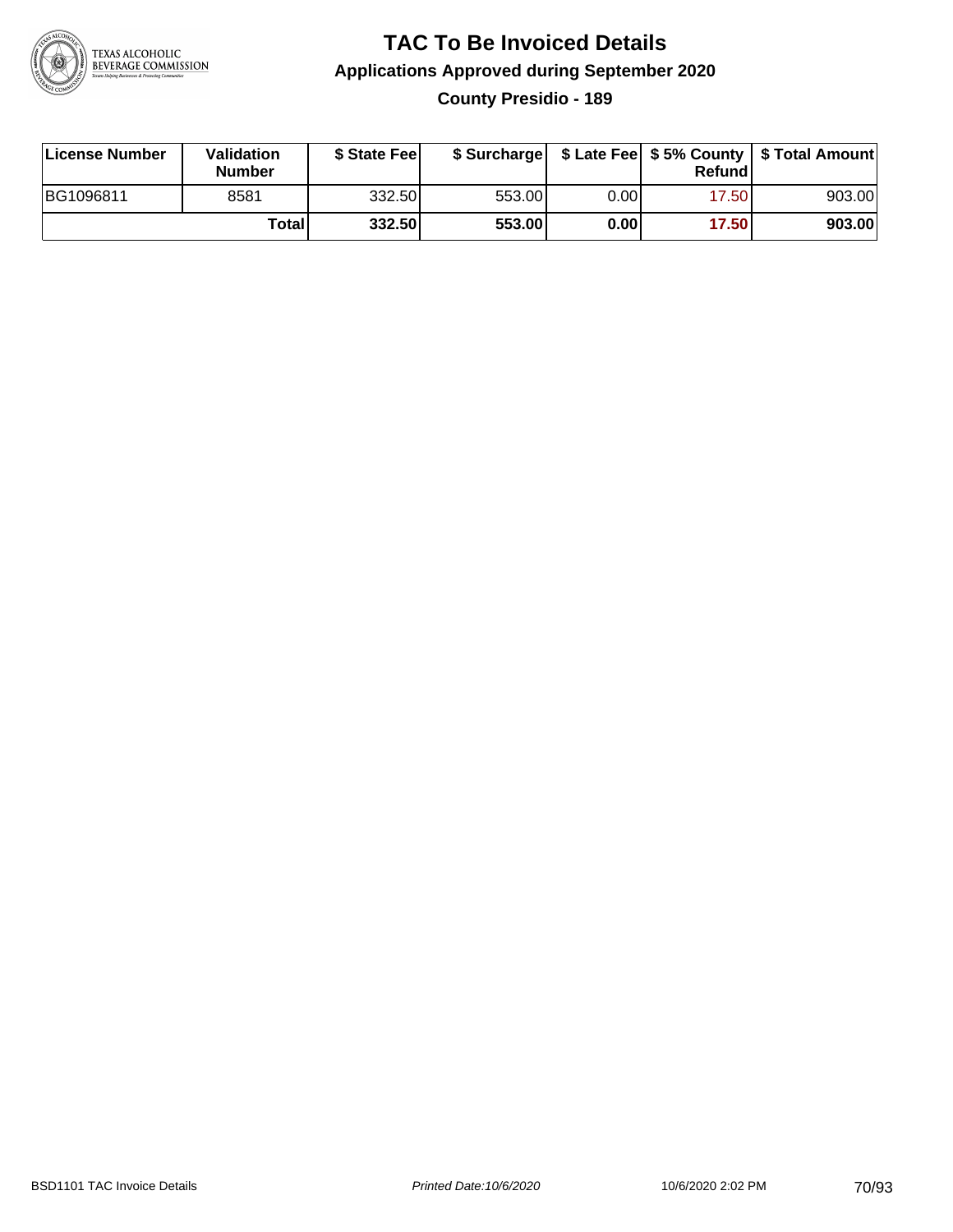# TAC To Be Invoiced Details

## Applications Approved during September 2020

### County Presidio - 189

| License Number | Validation Number | $ State Fee | $ Surcharge | $ Late Fee | $ 5% County Refund | $ Total Amount |
|---|---|---|---|---|---|---|
| BG1096811 | 8581 | 332.50 | 553.00 | 0.00 | 17.50 | 903.00 |
| | **Total** | **332.50** | **553.00** | **0.00** | **17.50** | **903.00** |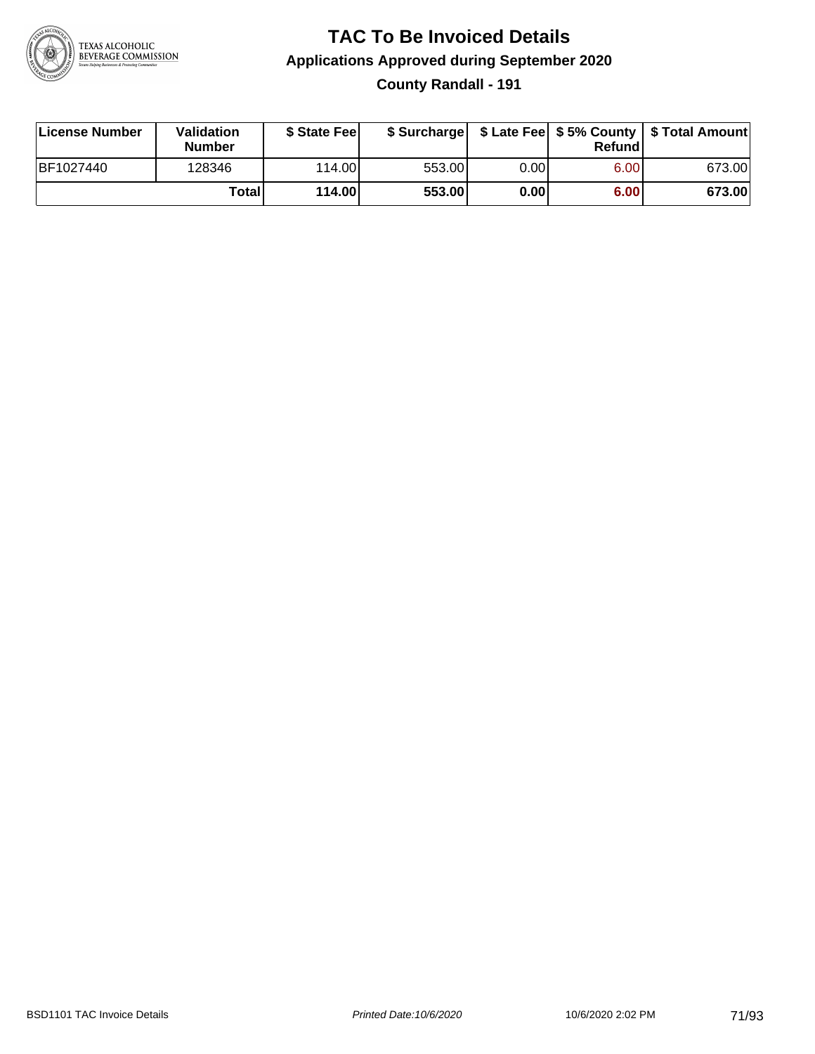# TAC To Be Invoiced Details

## Applications Approved during September 2020

### County Randall - 191

| License Number | Validation Number | $ State Fee | $ Surcharge | $ Late Fee | $ 5% County Refund | $ Total Amount |
|---|---|---|---|---|---|---|
| BF1027440 | 128346 | 114.00 | 553.00 | 0.00 | 6.00 | 673.00 |
| | **Total** | **114.00** | **553.00** | **0.00** | **6.00** | **673.00** |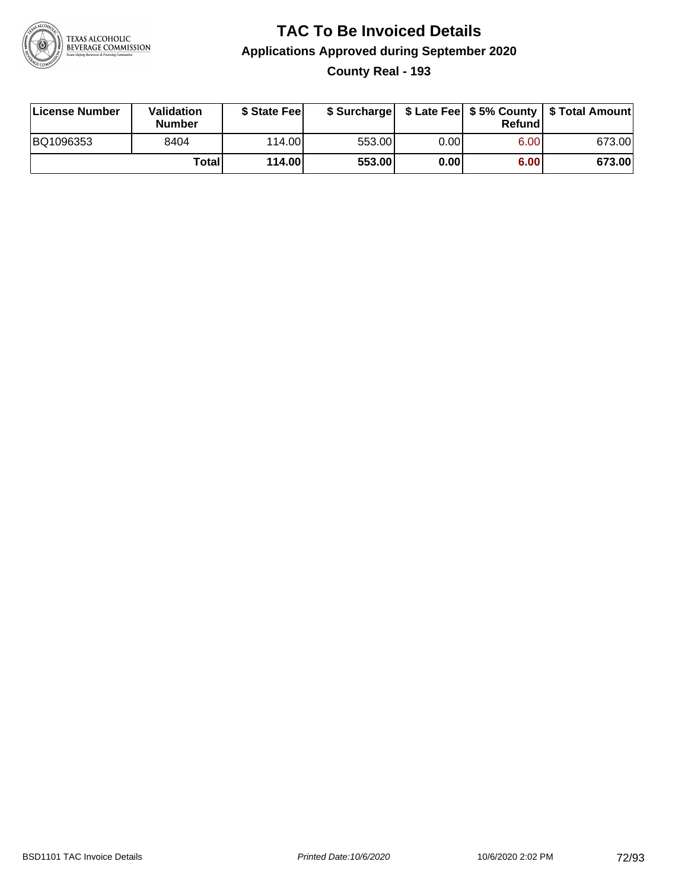# TAC To Be Invoiced Details

## Applications Approved during September 2020

### County Real - 193

| License Number | Validation Number | $ State Fee | $ Surcharge | $ Late Fee | $ 5% County Refund | $ Total Amount |
|---|---|---|---|---|---|---|
| BQ1096353 | 8404 | 114.00 | 553.00 | 0.00 | 6.00 | 673.00 |
| | Total | 114.00 | 553.00 | 0.00 | 6.00 | 673.00 |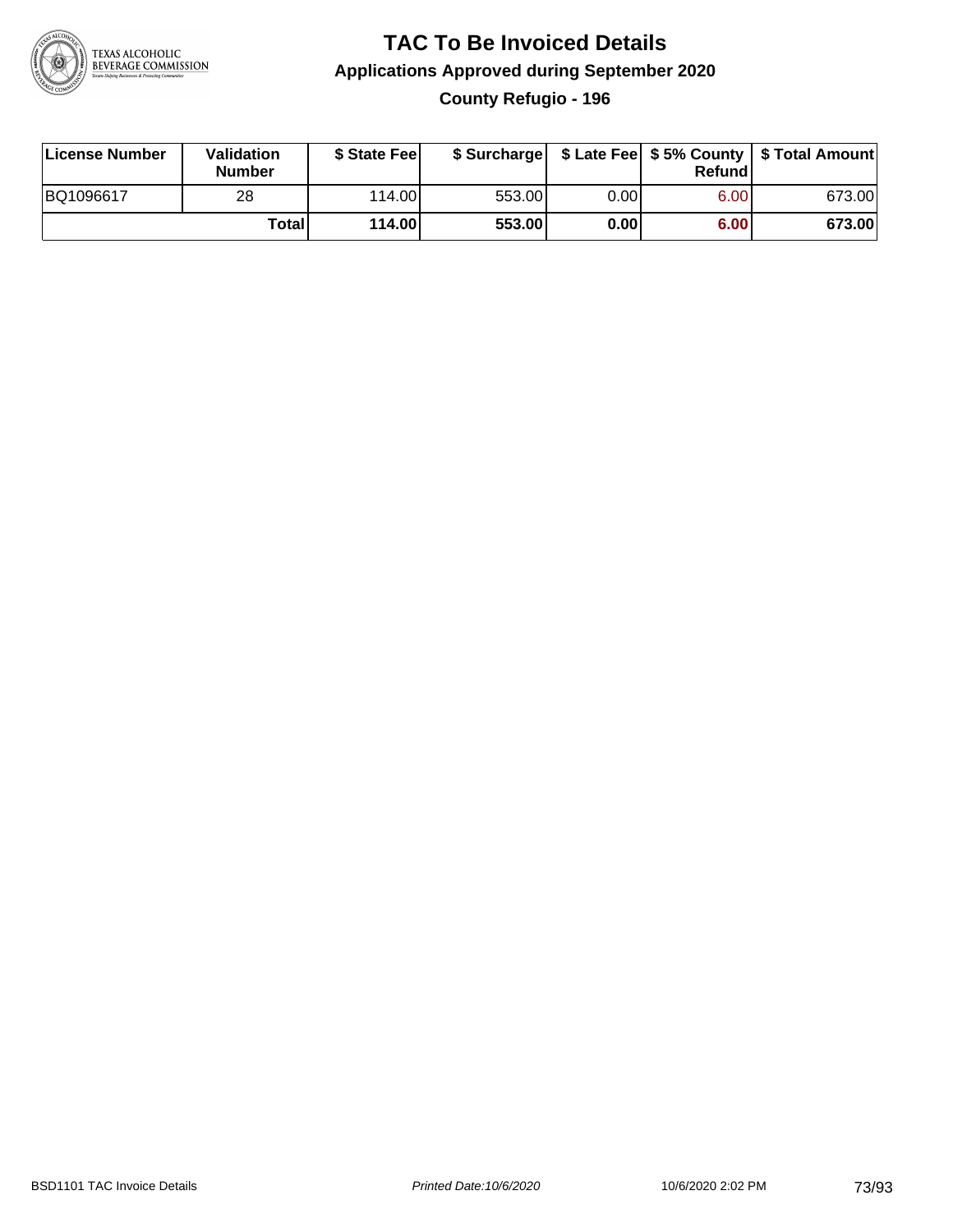# TAC To Be Invoiced Details

## Applications Approved during September 2020

### County Refugio - 196

| License Number | Validation Number | $ State Fee | $ Surcharge | $ Late Fee | $ 5% County Refund | $ Total Amount |
|---|---|---|---|---|---|---|
| BQ1096617 | 28 | 114.00 | 553.00 | 0.00 | 6.00 | 673.00 |
| | **Total** | **114.00** | **553.00** | **0.00** | **6.00** | **673.00** |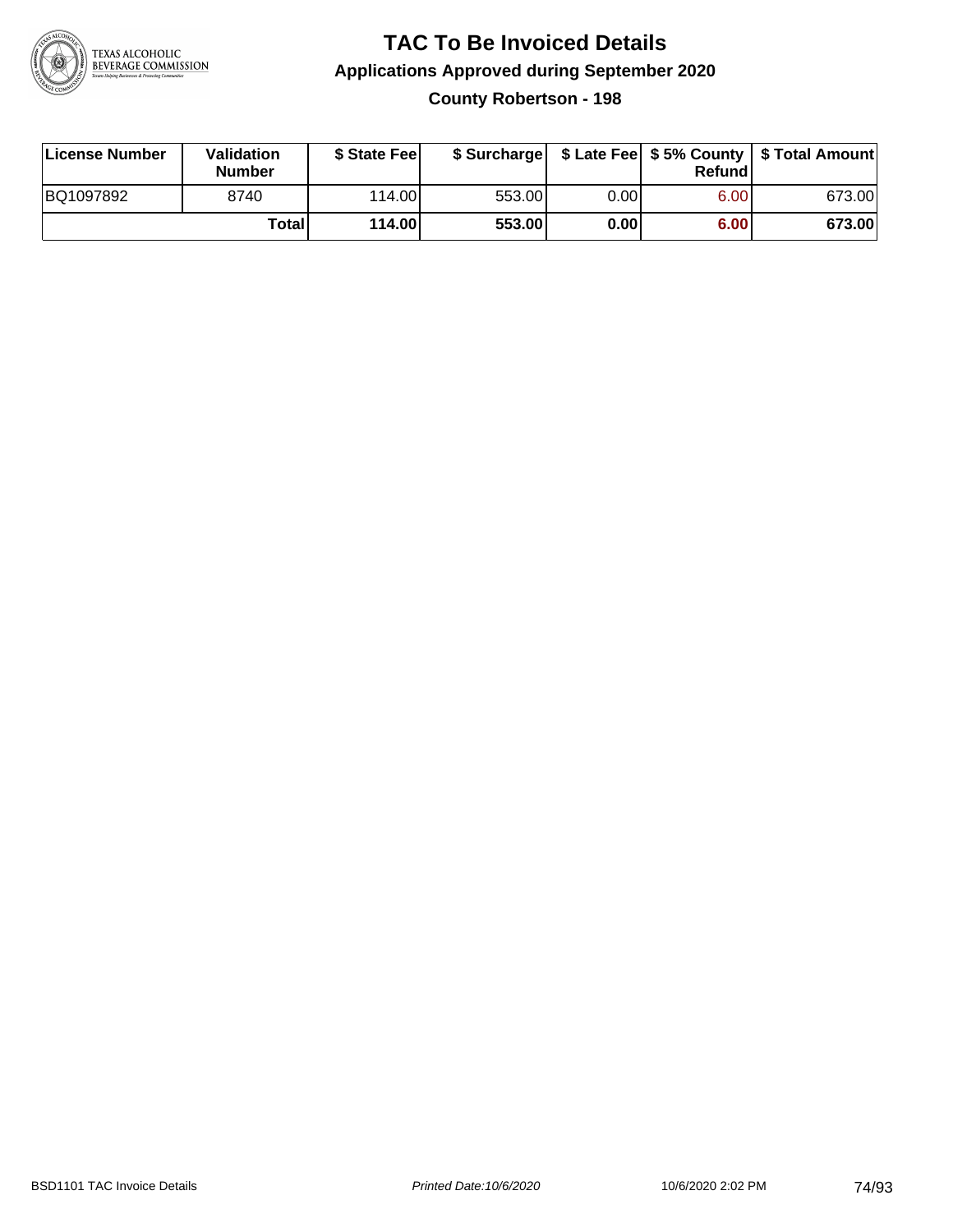# TAC To Be Invoiced Details

## Applications Approved during September 2020

### County Robertson - 198

| License Number | Validation Number | $ State Fee | $ Surcharge | $ Late Fee | $ 5% County Refund | $ Total Amount |
|---|---|---|---|---|---|---|
| BQ1097892 | 8740 | 114.00 | 553.00 | 0.00 | 6.00 | 673.00 |
| | **Total** | **114.00** | **553.00** | **0.00** | **6.00** | **673.00** |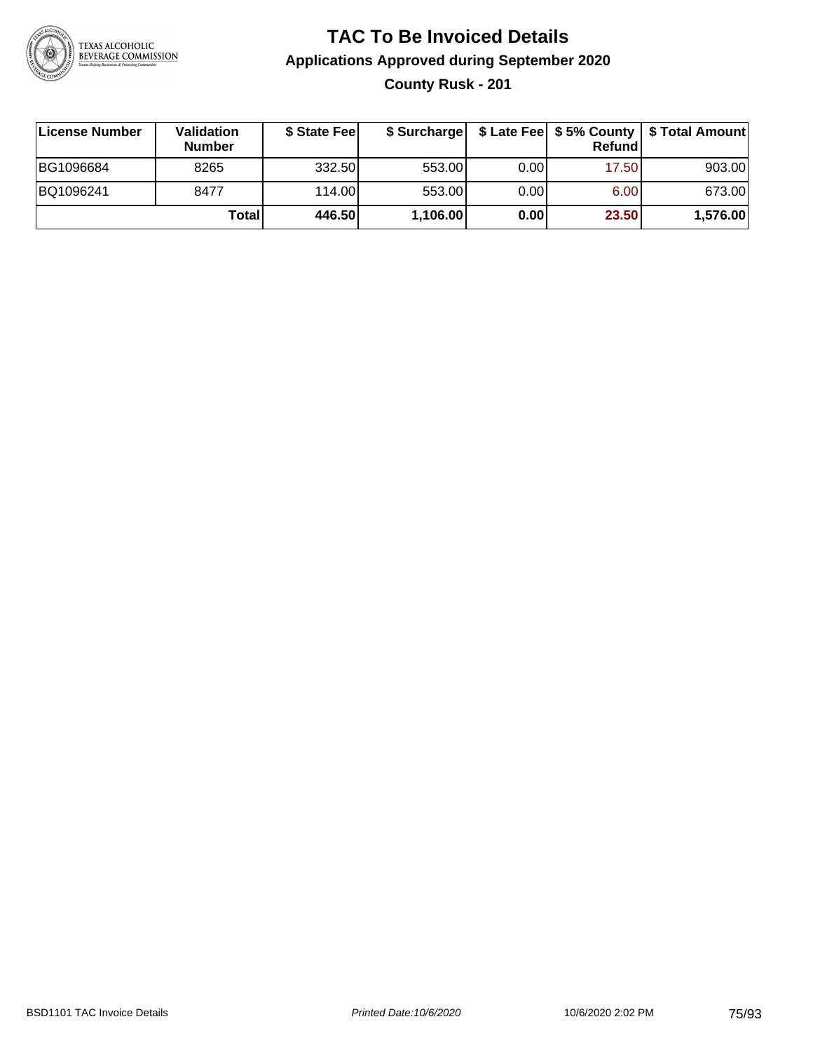# TAC To Be Invoiced Details

## Applications Approved during September 2020

### County Rusk - 201

| License Number | Validation Number | $ State Fee | $ Surcharge | $ Late Fee | $ 5% County Refund | $ Total Amount |
|---|---|---|---|---|---|---|
| BG1096684 | 8265 | 332.50 | 553.00 | 0.00 | 17.50 | 903.00 |
| BQ1096241 | 8477 | 114.00 | 553.00 | 0.00 | 6.00 | 673.00 |
| | **Total** | **446.50** | **1,106.00** | **0.00** | **23.50** | **1,576.00** |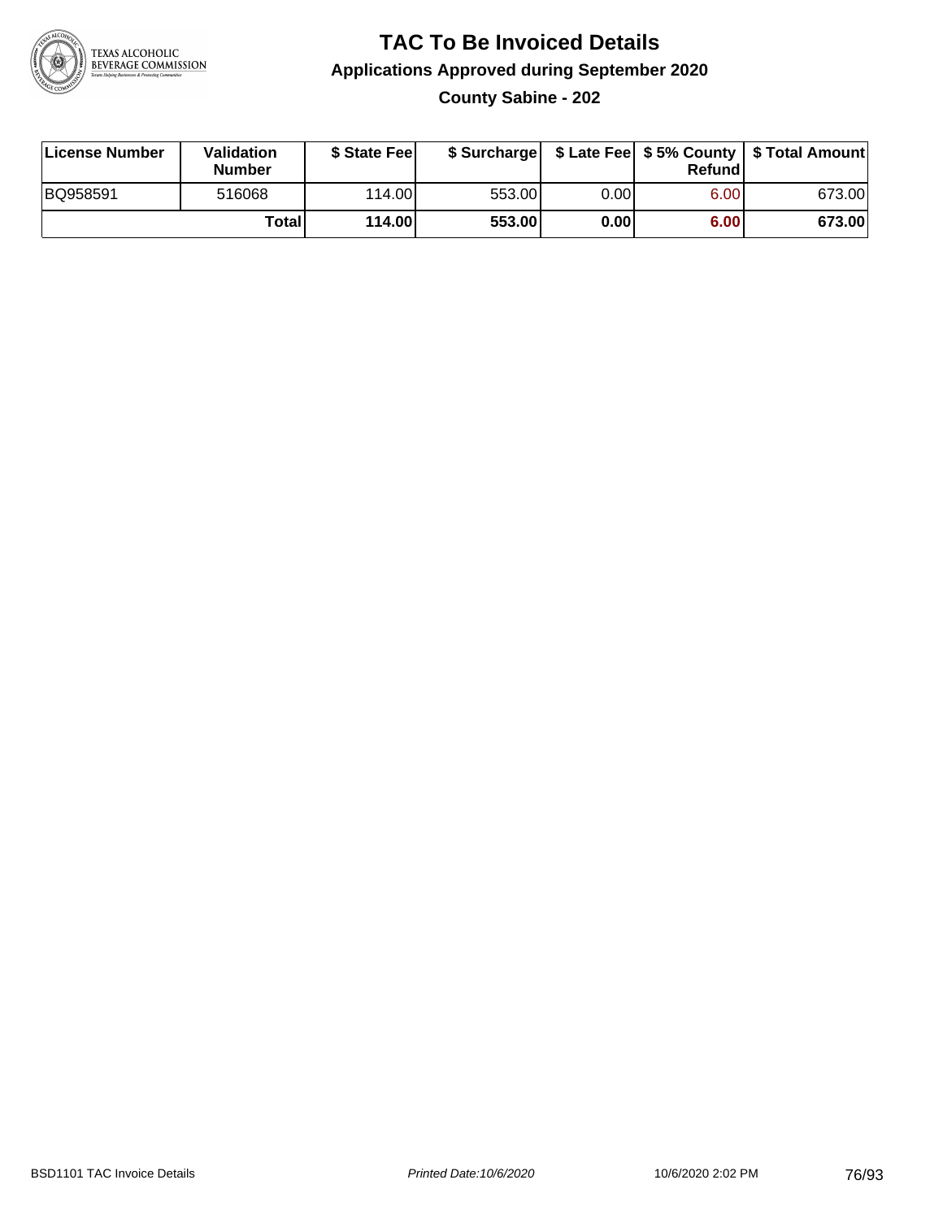# TAC To Be Invoiced Details

## Applications Approved during September 2020

### County Sabine - 202

| License Number | Validation Number | $ State Fee | $ Surcharge | $ Late Fee | $ 5% County Refund | $ Total Amount |
|---|---|---|---|---|---|---|
| BQ958591 | 516068 | 114.00 | 553.00 | 0.00 | 6.00 | 673.00 |
| | **Total** | **114.00** | **553.00** | **0.00** | **6.00** | **673.00** |

BSD1101 TAC Invoice Details | *Printed Date:10/6/2020* | 10/6/2020 2:02 PM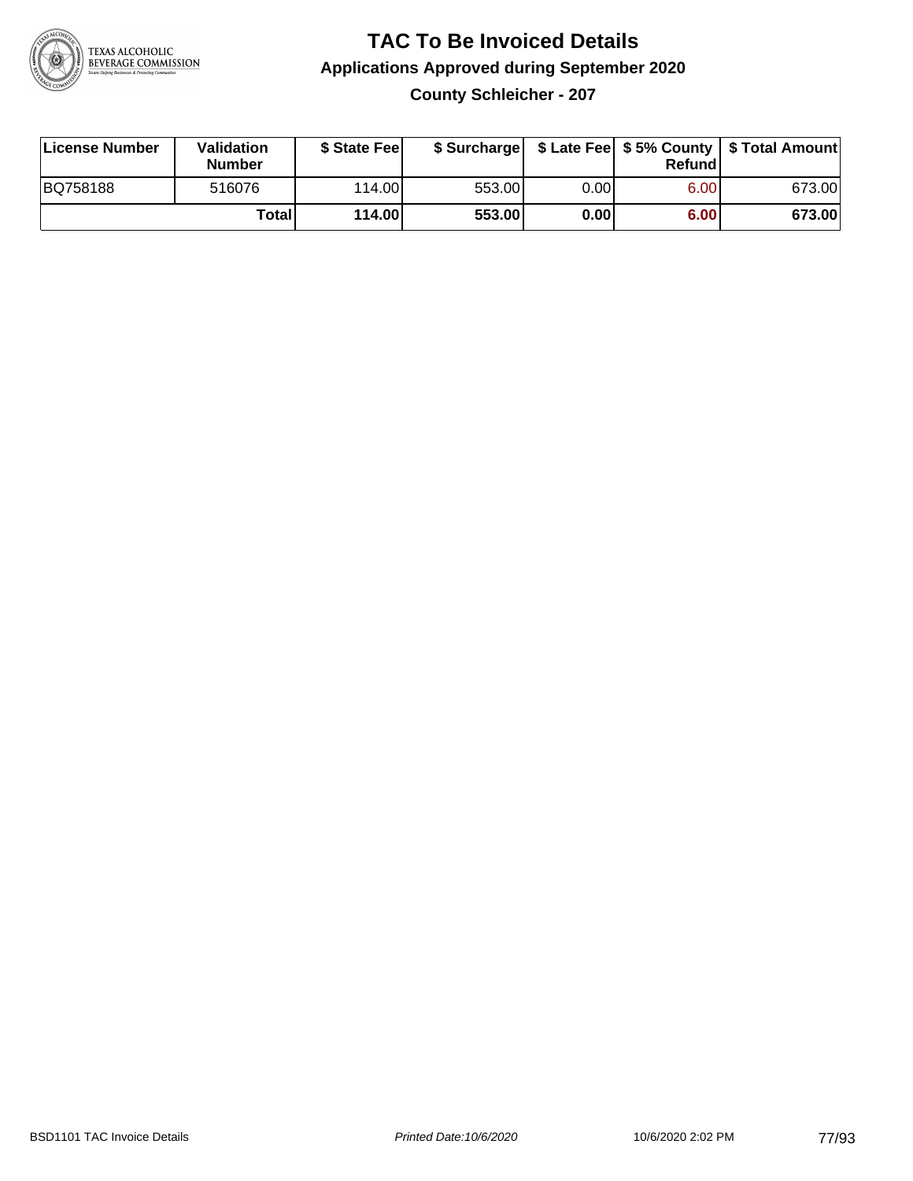# TAC To Be Invoiced Details

## Applications Approved during September 2020

### County Schleicher - 207

| License Number | Validation Number | $ State Fee | $ Surcharge | $ Late Fee | $ 5% County Refund | $ Total Amount |
|---|---|---|---|---|---|---|
| BQ758188 | 516076 | 114.00 | 553.00 | 0.00 | 6.00 | 673.00 |
| | **Total** | **114.00** | **553.00** | **0.00** | **6.00** | **673.00** |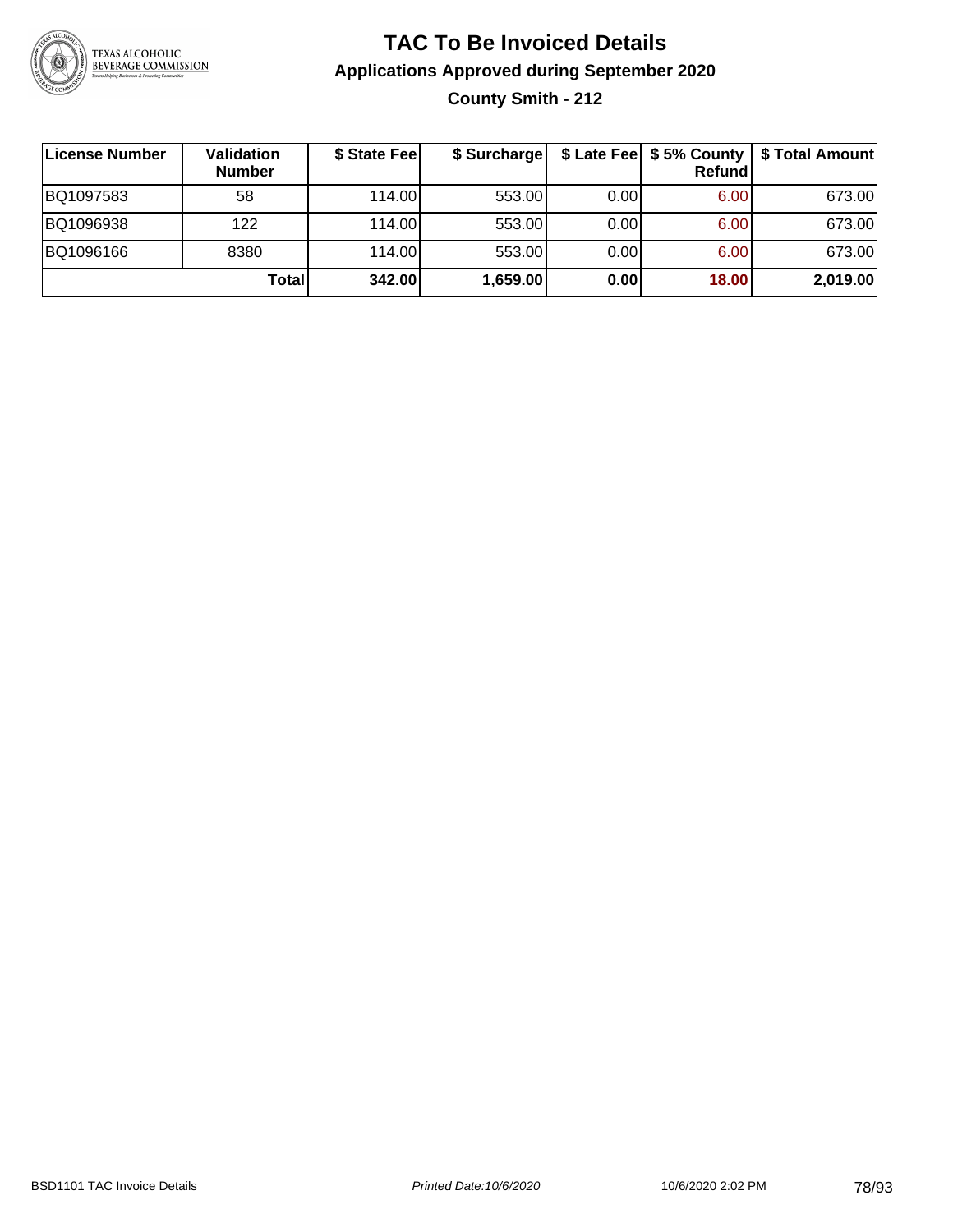# TAC To Be Invoiced Details

## Applications Approved during September 2020

### County Smith - 212

| License Number | Validation Number | $ State Fee | $ Surcharge | $ Late Fee | $ 5% County Refund | $ Total Amount |
|---|---|---|---|---|---|---|
| BQ1097583 | 58 | 114.00 | 553.00 | 0.00 | 6.00 | 673.00 |
| BQ1096938 | 122 | 114.00 | 553.00 | 0.00 | 6.00 | 673.00 |
| BQ1096166 | 8380 | 114.00 | 553.00 | 0.00 | 6.00 | 673.00 |
| | **Total** | **342.00** | **1,659.00** | **0.00** | **18.00** | **2,019.00** |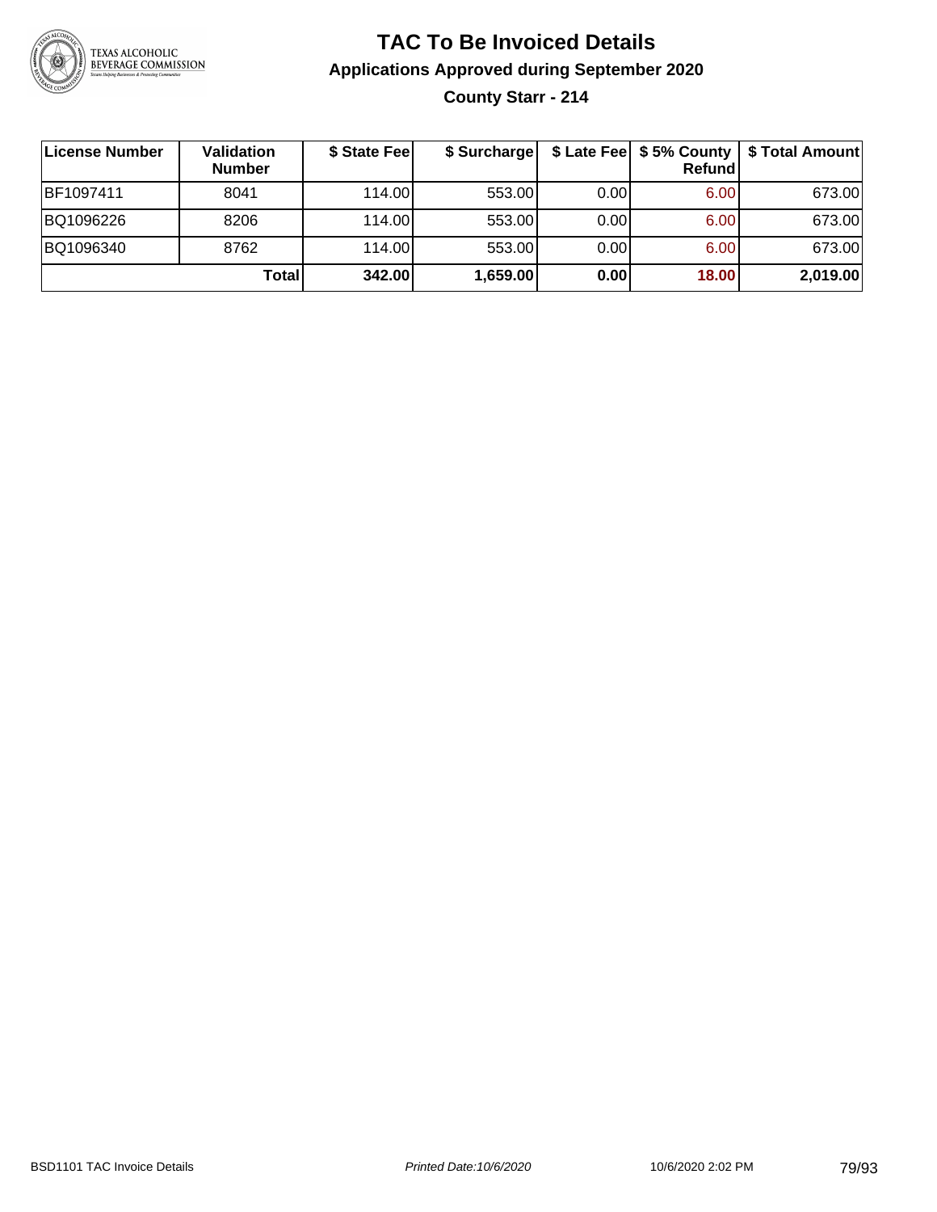# TAC To Be Invoiced Details

## Applications Approved during September 2020

### County Starr - 214

| License Number | Validation Number | $ State Fee | $ Surcharge | $ Late Fee | $ 5% County Refund | $ Total Amount |
|---|---|---|---|---|---|---|
| BF1097411 | 8041 | 114.00 | 553.00 | 0.00 | 6.00 | 673.00 |
| BQ1096226 | 8206 | 114.00 | 553.00 | 0.00 | 6.00 | 673.00 |
| BQ1096340 | 8762 | 114.00 | 553.00 | 0.00 | 6.00 | 673.00 |
| | **Total** | **342.00** | **1,659.00** | **0.00** | **18.00** | **2,019.00** |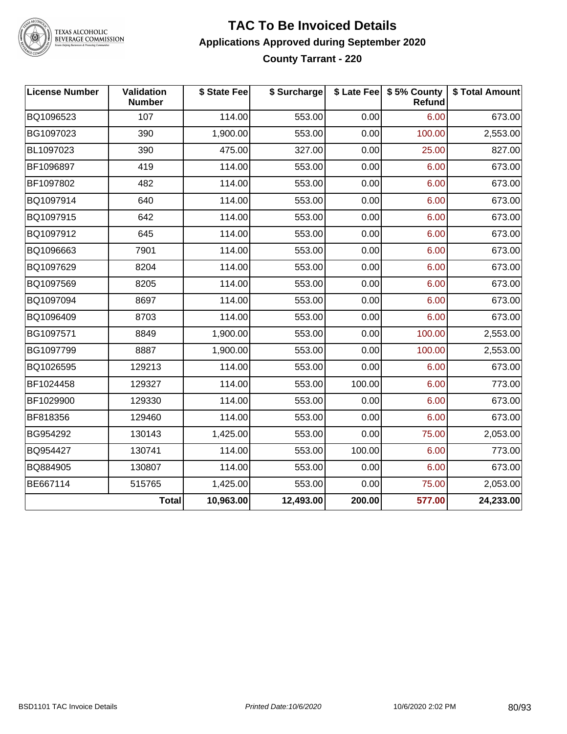# TAC To Be Invoiced Details

## Applications Approved during September 2020

### County Tarrant - 220

| License Number | Validation Number | $ State Fee | $ Surcharge | $ Late Fee | $ 5% County Refund | $ Total Amount |
|---|---|---|---|---|---|---|
| BQ1096523 | 107 | 114.00 | 553.00 | 0.00 | 6.00 | 673.00 |
| BG1097023 | 390 | 1,900.00 | 553.00 | 0.00 | 100.00 | 2,553.00 |
| BL1097023 | 390 | 475.00 | 327.00 | 0.00 | 25.00 | 827.00 |
| BF1096897 | 419 | 114.00 | 553.00 | 0.00 | 6.00 | 673.00 |
| BF1097802 | 482 | 114.00 | 553.00 | 0.00 | 6.00 | 673.00 |
| BQ1097914 | 640 | 114.00 | 553.00 | 0.00 | 6.00 | 673.00 |
| BQ1097915 | 642 | 114.00 | 553.00 | 0.00 | 6.00 | 673.00 |
| BQ1097912 | 645 | 114.00 | 553.00 | 0.00 | 6.00 | 673.00 |
| BQ1096663 | 7901 | 114.00 | 553.00 | 0.00 | 6.00 | 673.00 |
| BQ1097629 | 8204 | 114.00 | 553.00 | 0.00 | 6.00 | 673.00 |
| BQ1097569 | 8205 | 114.00 | 553.00 | 0.00 | 6.00 | 673.00 |
| BQ1097094 | 8697 | 114.00 | 553.00 | 0.00 | 6.00 | 673.00 |
| BQ1096409 | 8703 | 114.00 | 553.00 | 0.00 | 6.00 | 673.00 |
| BG1097571 | 8849 | 1,900.00 | 553.00 | 0.00 | 100.00 | 2,553.00 |
| BG1097799 | 8887 | 1,900.00 | 553.00 | 0.00 | 100.00 | 2,553.00 |
| BQ1026595 | 129213 | 114.00 | 553.00 | 0.00 | 6.00 | 673.00 |
| BF1024458 | 129327 | 114.00 | 553.00 | 100.00 | 6.00 | 773.00 |
| BF1029900 | 129330 | 114.00 | 553.00 | 0.00 | 6.00 | 673.00 |
| BF818356 | 129460 | 114.00 | 553.00 | 0.00 | 6.00 | 673.00 |
| BG954292 | 130143 | 1,425.00 | 553.00 | 0.00 | 75.00 | 2,053.00 |
| BQ954427 | 130741 | 114.00 | 553.00 | 100.00 | 6.00 | 773.00 |
| BQ884905 | 130807 | 114.00 | 553.00 | 0.00 | 6.00 | 673.00 |
| BE667114 | 515765 | 1,425.00 | 553.00 | 0.00 | 75.00 | 2,053.00 |
| | **Total** | **10,963.00** | **12,493.00** | **200.00** | **577.00** | **24,233.00** |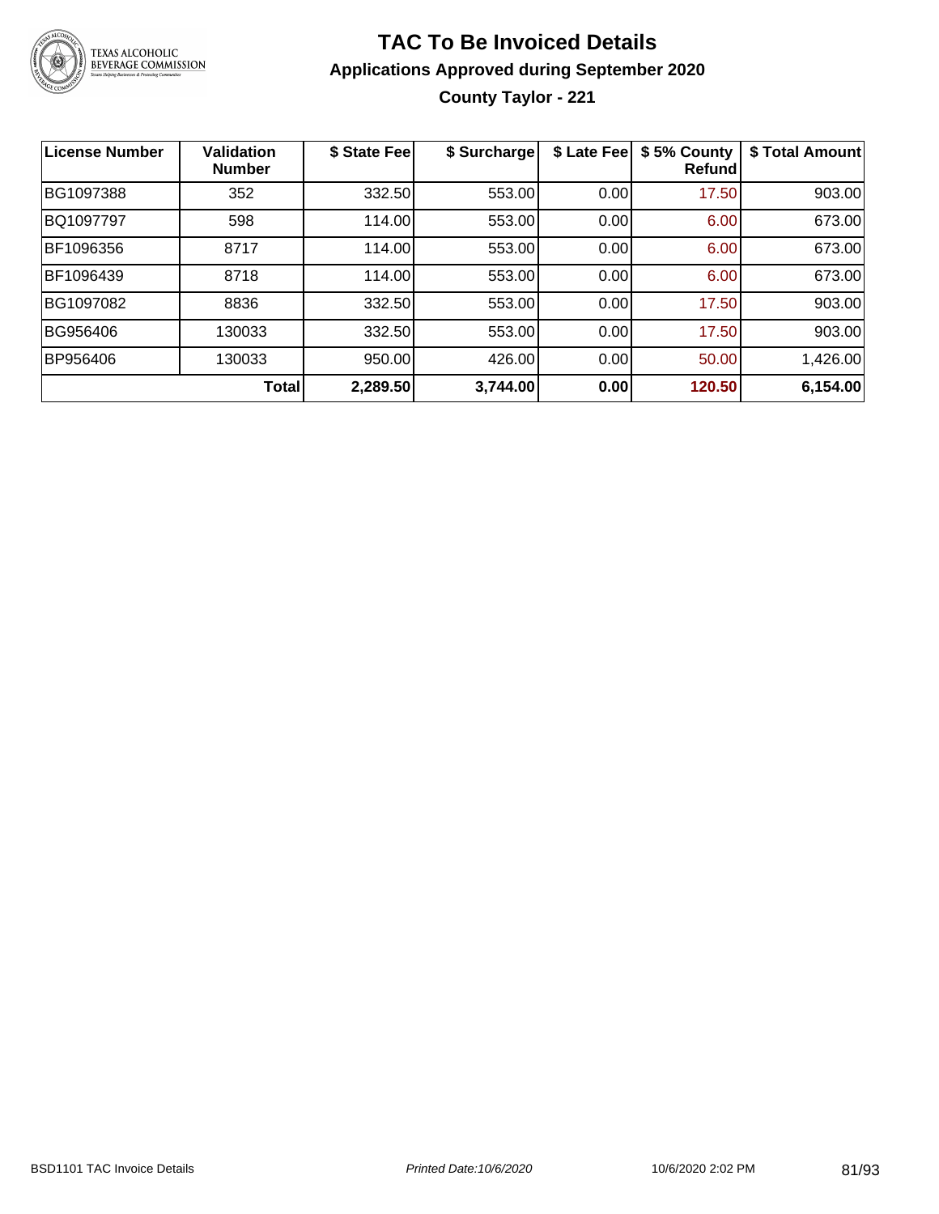# TAC To Be Invoiced Details

## Applications Approved during September 2020

### County Taylor - 221

| License Number | Validation Number | $ State Fee | $ Surcharge | $ Late Fee | $ 5% County Refund | $ Total Amount |
|---|---|---|---|---|---|---|
| BG1097388 | 352 | 332.50 | 553.00 | 0.00 | 17.50 | 903.00 |
| BQ1097797 | 598 | 114.00 | 553.00 | 0.00 | 6.00 | 673.00 |
| BF1096356 | 8717 | 114.00 | 553.00 | 0.00 | 6.00 | 673.00 |
| BF1096439 | 8718 | 114.00 | 553.00 | 0.00 | 6.00 | 673.00 |
| BG1097082 | 8836 | 332.50 | 553.00 | 0.00 | 17.50 | 903.00 |
| BG956406 | 130033 | 332.50 | 553.00 | 0.00 | 17.50 | 903.00 |
| BP956406 | 130033 | 950.00 | 426.00 | 0.00 | 50.00 | 1,426.00 |
| | **Total** | **2,289.50** | **3,744.00** | **0.00** | **120.50** | **6,154.00** |

BSD1101 TAC Invoice Details — *Printed Date:10/6/2020* — 10/6/2020 2:02 PM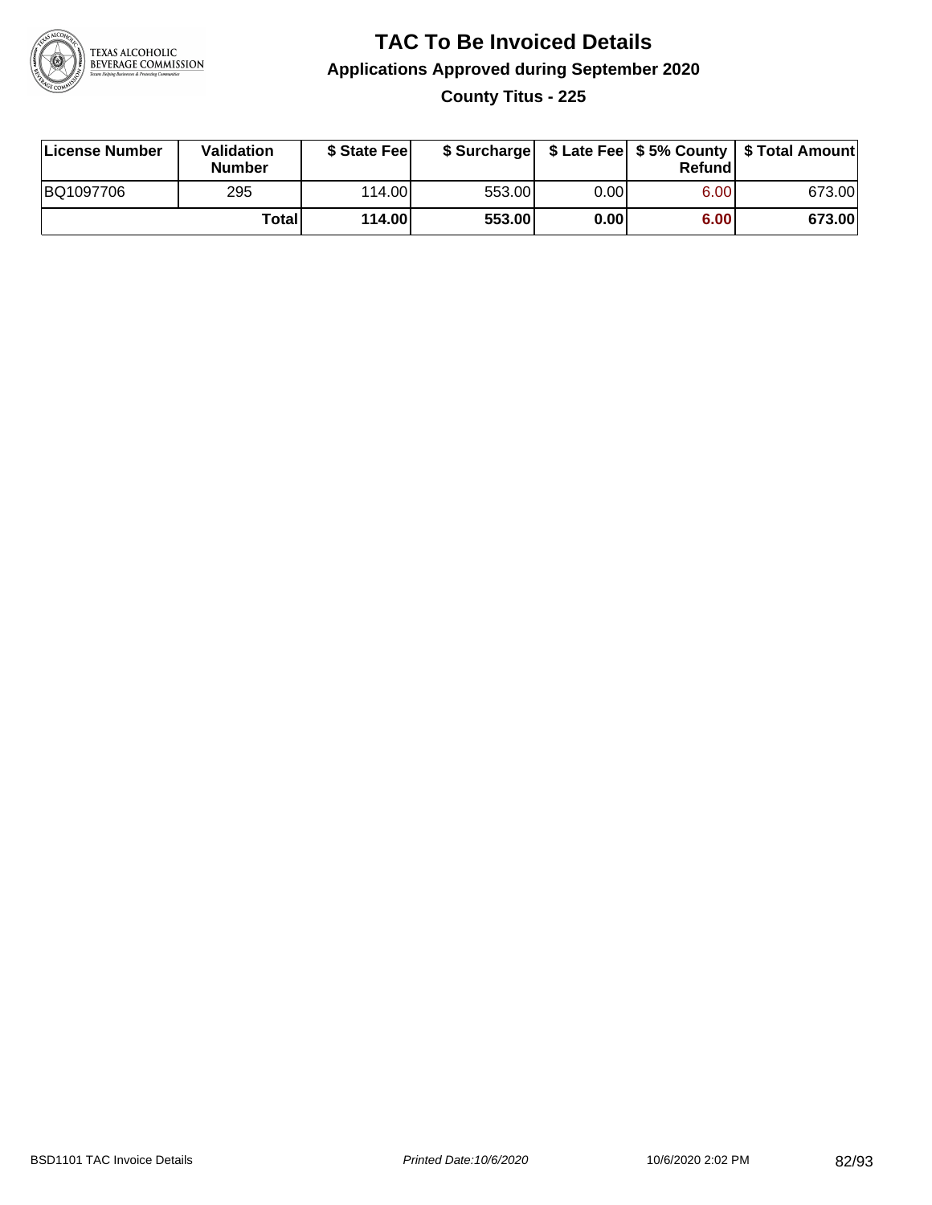# TAC To Be Invoiced Details

## Applications Approved during September 2020

### County Titus - 225

| License Number | Validation Number | $ State Fee | $ Surcharge | $ Late Fee | $ 5% County Refund | $ Total Amount |
|---|---|---|---|---|---|---|
| BQ1097706 | 295 | 114.00 | 553.00 | 0.00 | 6.00 | 673.00 |
| | **Total** | **114.00** | **553.00** | **0.00** | **6.00** | **673.00** |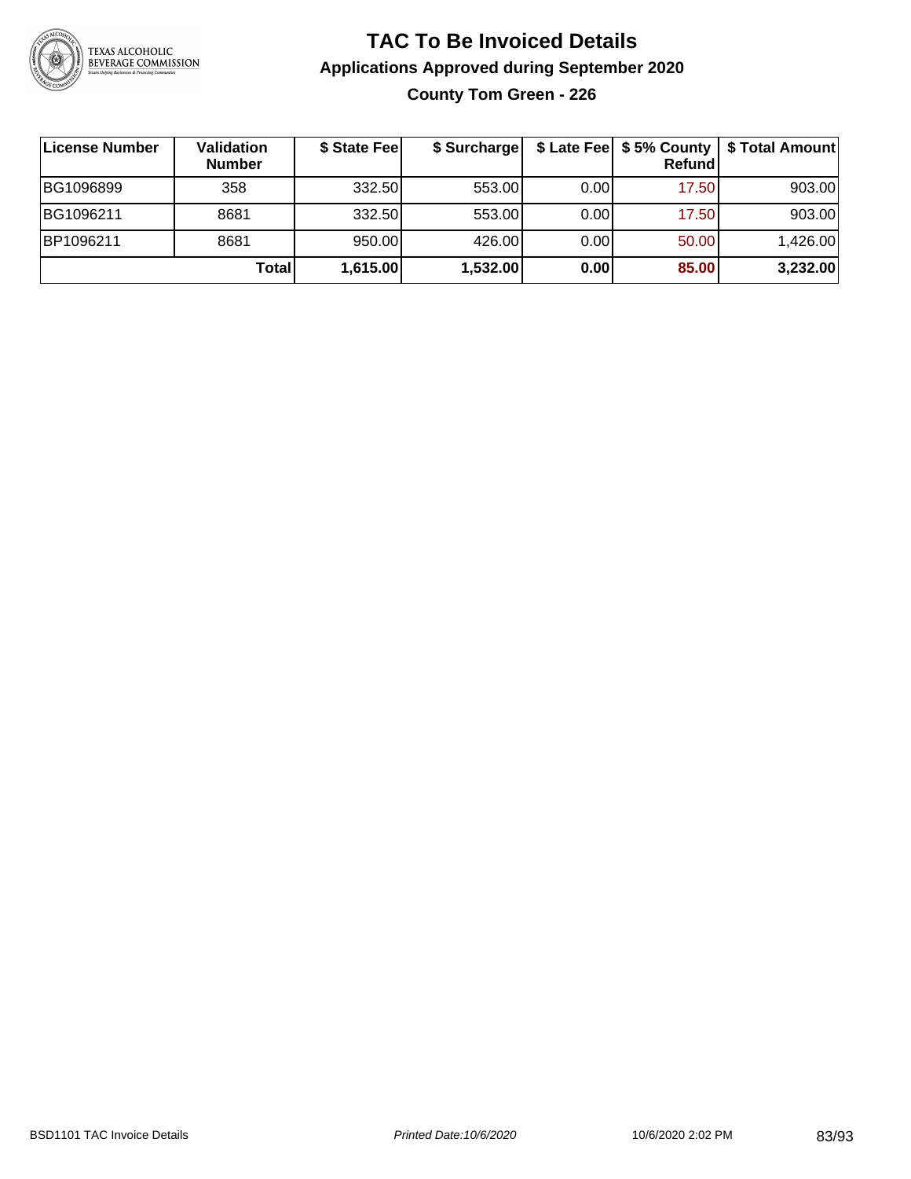# TAC To Be Invoiced Details

## Applications Approved during September 2020

### County Tom Green - 226

| License Number | Validation Number | $ State Fee | $ Surcharge | $ Late Fee | $ 5% County Refund | $ Total Amount |
|---|---|---|---|---|---|---|
| BG1096899 | 358 | 332.50 | 553.00 | 0.00 | 17.50 | 903.00 |
| BG1096211 | 8681 | 332.50 | 553.00 | 0.00 | 17.50 | 903.00 |
| BP1096211 | 8681 | 950.00 | 426.00 | 0.00 | 50.00 | 1,426.00 |
| | **Total** | **1,615.00** | **1,532.00** | **0.00** | **85.00** | **3,232.00** |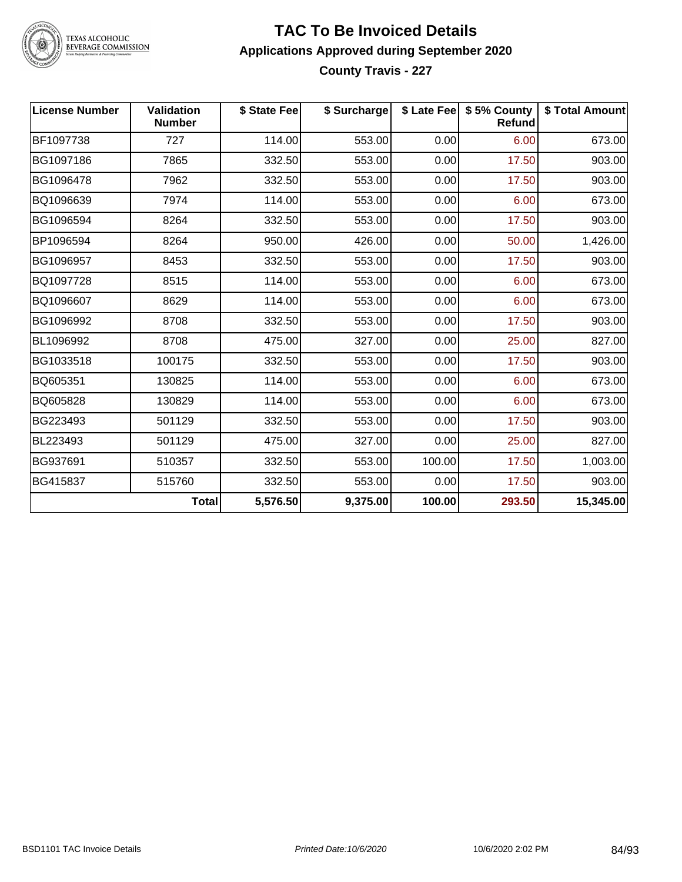# TAC To Be Invoiced Details

## Applications Approved during September 2020

### County Travis - 227

| License Number | Validation Number | $ State Fee | $ Surcharge | $ Late Fee | $ 5% County Refund | $ Total Amount |
|---|---|---|---|---|---|---|
| BF1097738 | 727 | 114.00 | 553.00 | 0.00 | 6.00 | 673.00 |
| BG1097186 | 7865 | 332.50 | 553.00 | 0.00 | 17.50 | 903.00 |
| BG1096478 | 7962 | 332.50 | 553.00 | 0.00 | 17.50 | 903.00 |
| BQ1096639 | 7974 | 114.00 | 553.00 | 0.00 | 6.00 | 673.00 |
| BG1096594 | 8264 | 332.50 | 553.00 | 0.00 | 17.50 | 903.00 |
| BP1096594 | 8264 | 950.00 | 426.00 | 0.00 | 50.00 | 1,426.00 |
| BG1096957 | 8453 | 332.50 | 553.00 | 0.00 | 17.50 | 903.00 |
| BQ1097728 | 8515 | 114.00 | 553.00 | 0.00 | 6.00 | 673.00 |
| BQ1096607 | 8629 | 114.00 | 553.00 | 0.00 | 6.00 | 673.00 |
| BG1096992 | 8708 | 332.50 | 553.00 | 0.00 | 17.50 | 903.00 |
| BL1096992 | 8708 | 475.00 | 327.00 | 0.00 | 25.00 | 827.00 |
| BG1033518 | 100175 | 332.50 | 553.00 | 0.00 | 17.50 | 903.00 |
| BQ605351 | 130825 | 114.00 | 553.00 | 0.00 | 6.00 | 673.00 |
| BQ605828 | 130829 | 114.00 | 553.00 | 0.00 | 6.00 | 673.00 |
| BG223493 | 501129 | 332.50 | 553.00 | 0.00 | 17.50 | 903.00 |
| BL223493 | 501129 | 475.00 | 327.00 | 0.00 | 25.00 | 827.00 |
| BG937691 | 510357 | 332.50 | 553.00 | 100.00 | 17.50 | 1,003.00 |
| BG415837 | 515760 | 332.50 | 553.00 | 0.00 | 17.50 | 903.00 |
| | **Total** | **5,576.50** | **9,375.00** | **100.00** | **293.50** | **15,345.00** |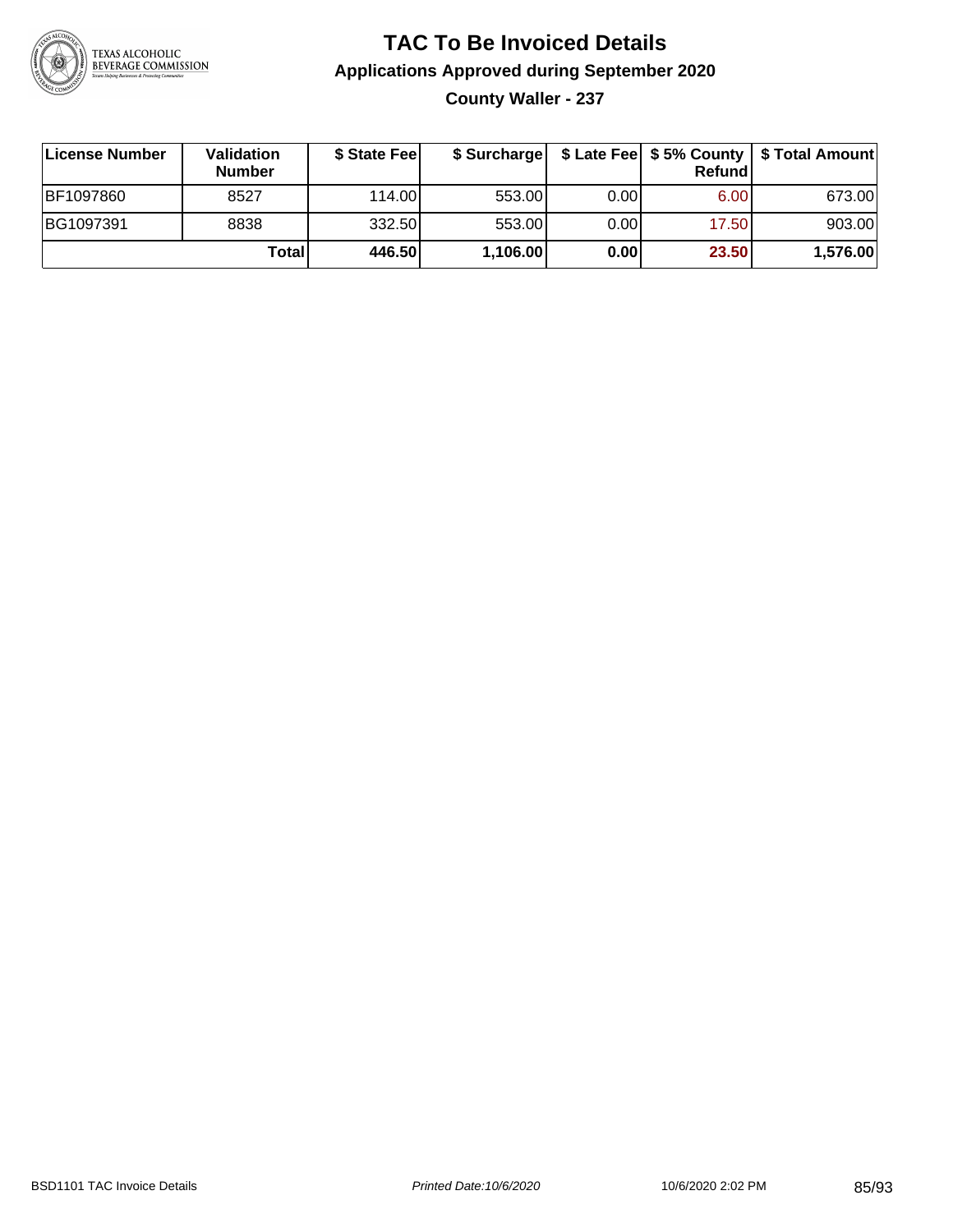# TAC To Be Invoiced Details

## Applications Approved during September 2020

### County Waller - 237

| License Number | Validation Number | $ State Fee | $ Surcharge | $ Late Fee | $ 5% County Refund | $ Total Amount |
|---|---|---|---|---|---|---|
| BF1097860 | 8527 | 114.00 | 553.00 | 0.00 | 6.00 | 673.00 |
| BG1097391 | 8838 | 332.50 | 553.00 | 0.00 | 17.50 | 903.00 |
| | **Total** | **446.50** | **1,106.00** | **0.00** | **23.50** | **1,576.00** |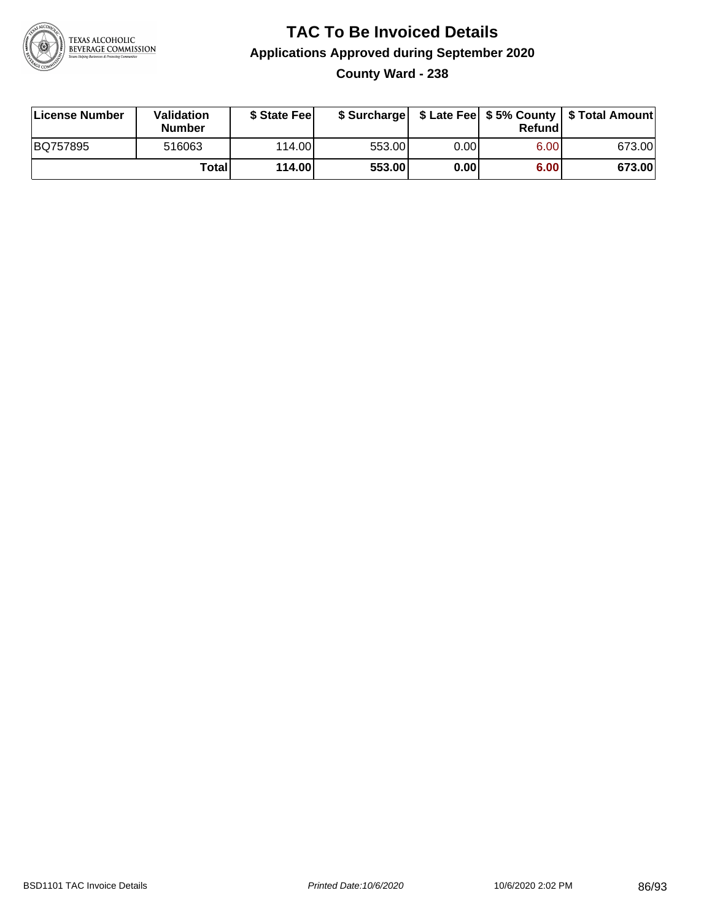# TAC To Be Invoiced Details

## Applications Approved during September 2020

### County Ward - 238

| License Number | Validation Number | $ State Fee | $ Surcharge | $ Late Fee | $ 5% County Refund | $ Total Amount |
|---|---|---|---|---|---|---|
| BQ757895 | 516063 | 114.00 | 553.00 | 0.00 | 6.00 | 673.00 |
| | **Total** | **114.00** | **553.00** | **0.00** | **6.00** | **673.00** |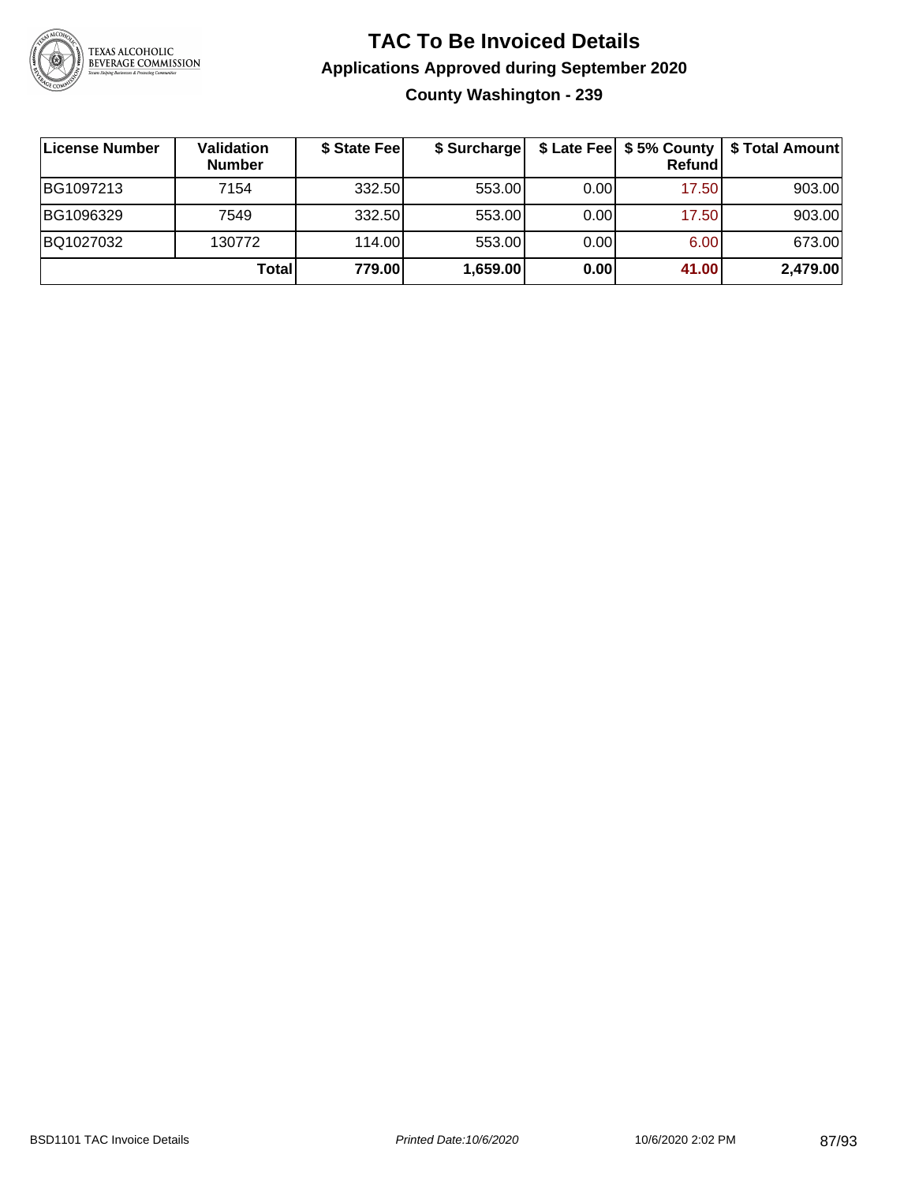# TAC To Be Invoiced Details

## Applications Approved during September 2020

### County Washington - 239

| License Number | Validation Number | $ State Fee | $ Surcharge | $ Late Fee | $ 5% County Refund | $ Total Amount |
|---|---|---|---|---|---|---|
| BG1097213 | 7154 | 332.50 | 553.00 | 0.00 | 17.50 | 903.00 |
| BG1096329 | 7549 | 332.50 | 553.00 | 0.00 | 17.50 | 903.00 |
| BQ1027032 | 130772 | 114.00 | 553.00 | 0.00 | 6.00 | 673.00 |
| | **Total** | **779.00** | **1,659.00** | **0.00** | **41.00** | **2,479.00** |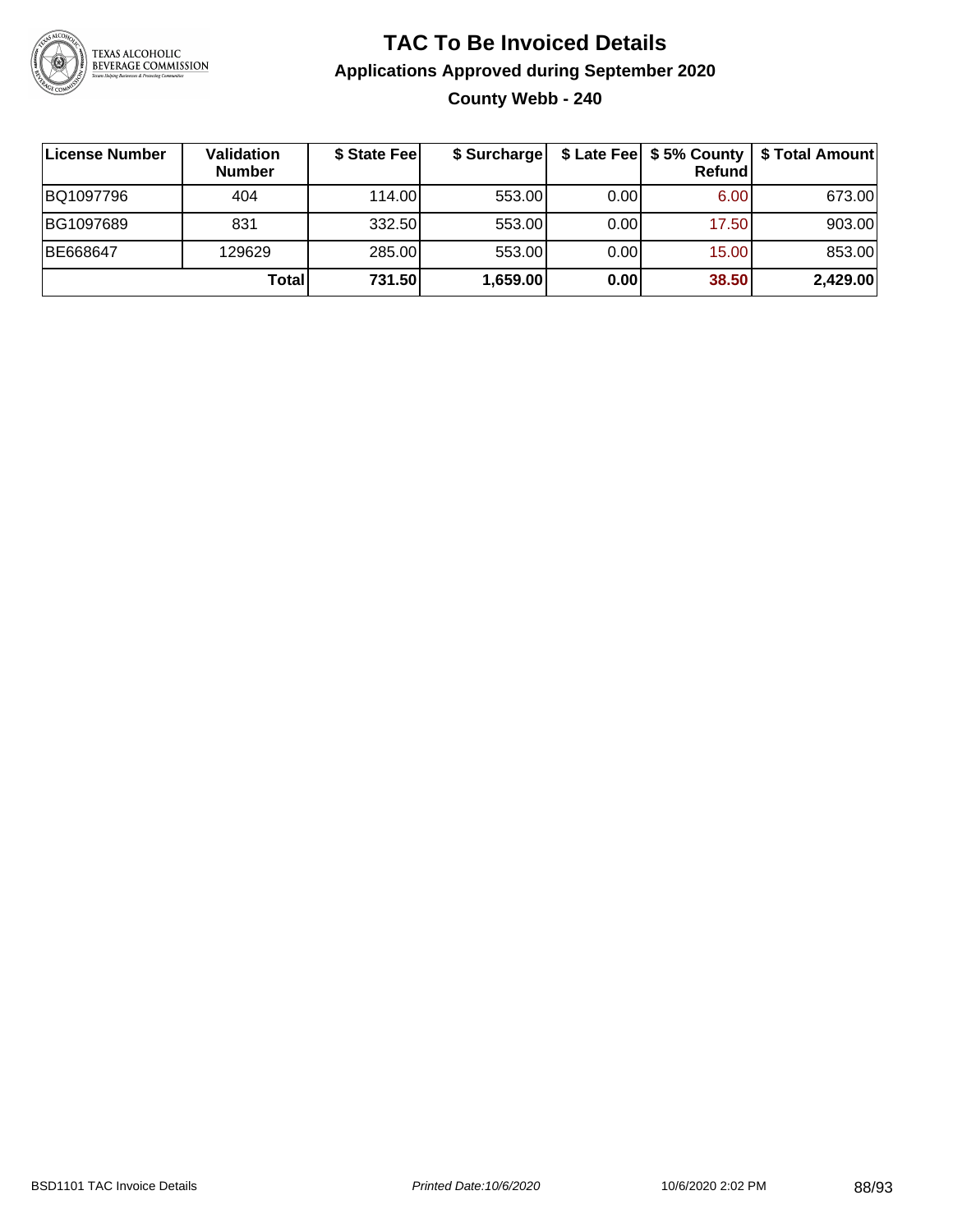# TAC To Be Invoiced Details

## Applications Approved during September 2020

### County Webb - 240

| License Number | Validation Number | $ State Fee | $ Surcharge | $ Late Fee | $ 5% County Refund | $ Total Amount |
|---|---|---|---|---|---|---|
| BQ1097796 | 404 | 114.00 | 553.00 | 0.00 | 6.00 | 673.00 |
| BG1097689 | 831 | 332.50 | 553.00 | 0.00 | 17.50 | 903.00 |
| BE668647 | 129629 | 285.00 | 553.00 | 0.00 | 15.00 | 853.00 |
| | **Total** | **731.50** | **1,659.00** | **0.00** | **38.50** | **2,429.00** |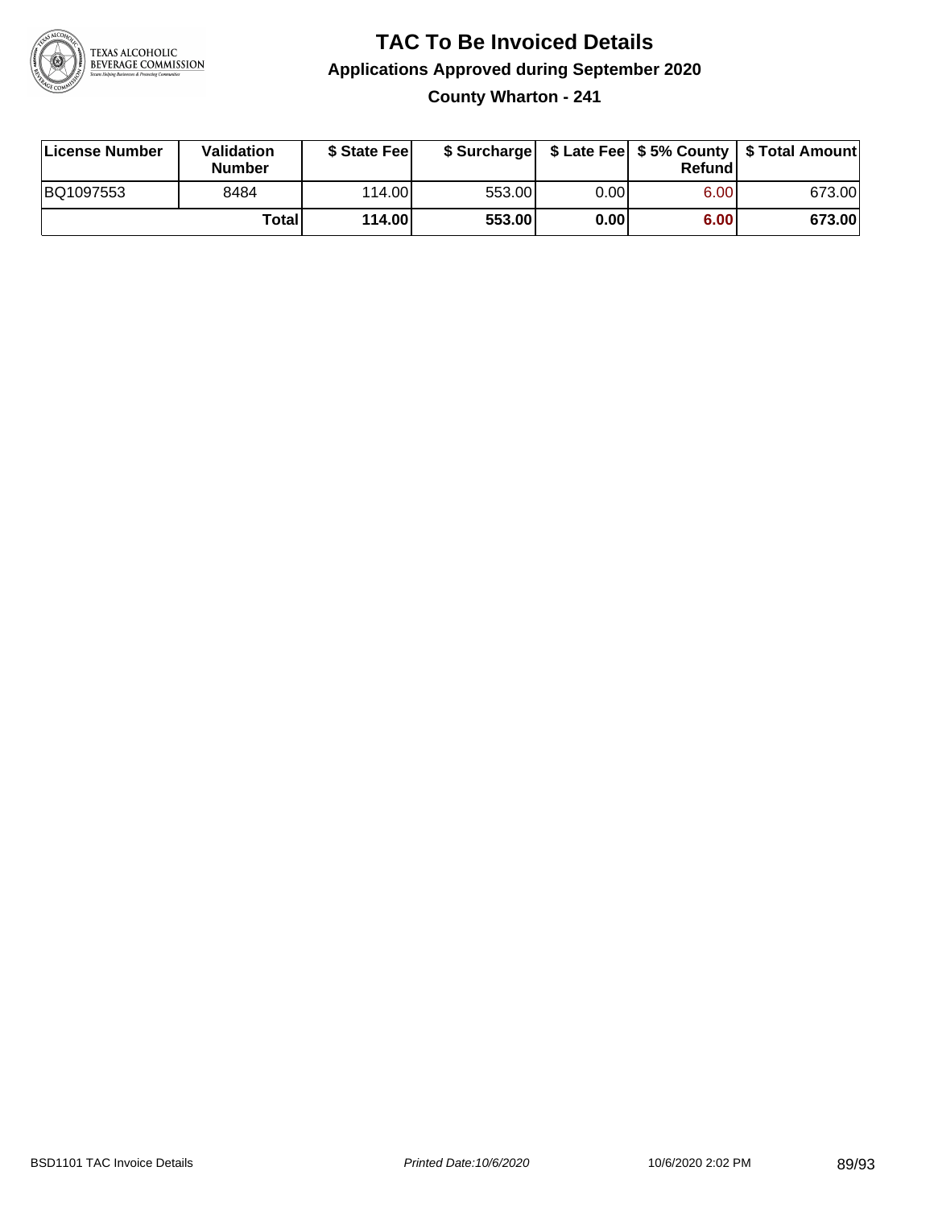# TAC To Be Invoiced Details

## Applications Approved during September 2020

### County Wharton - 241

| License Number | Validation Number | $ State Fee | $ Surcharge | $ Late Fee | $ 5% County Refund | $ Total Amount |
|---|---|---|---|---|---|---|
| BQ1097553 | 8484 | 114.00 | 553.00 | 0.00 | 6.00 | 673.00 |
| | **Total** | **114.00** | **553.00** | **0.00** | **6.00** | **673.00** |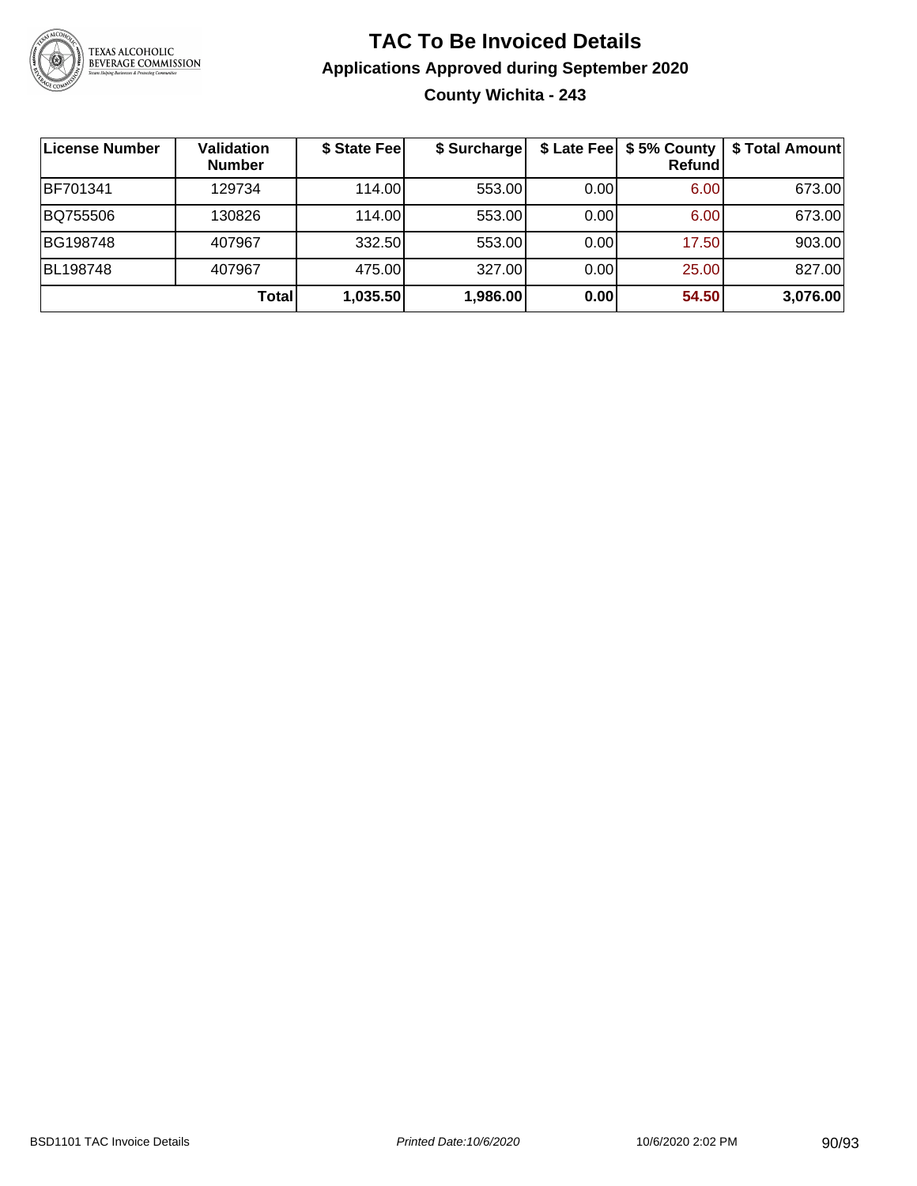# TAC To Be Invoiced Details

## Applications Approved during September 2020

### County Wichita - 243

| License Number | Validation Number | $ State Fee | $ Surcharge | $ Late Fee | $ 5% County Refund | $ Total Amount |
|---|---|---|---|---|---|---|
| BF701341 | 129734 | 114.00 | 553.00 | 0.00 | 6.00 | 673.00 |
| BQ755506 | 130826 | 114.00 | 553.00 | 0.00 | 6.00 | 673.00 |
| BG198748 | 407967 | 332.50 | 553.00 | 0.00 | 17.50 | 903.00 |
| BL198748 | 407967 | 475.00 | 327.00 | 0.00 | 25.00 | 827.00 |
| | **Total** | **1,035.50** | **1,986.00** | **0.00** | **54.50** | **3,076.00** |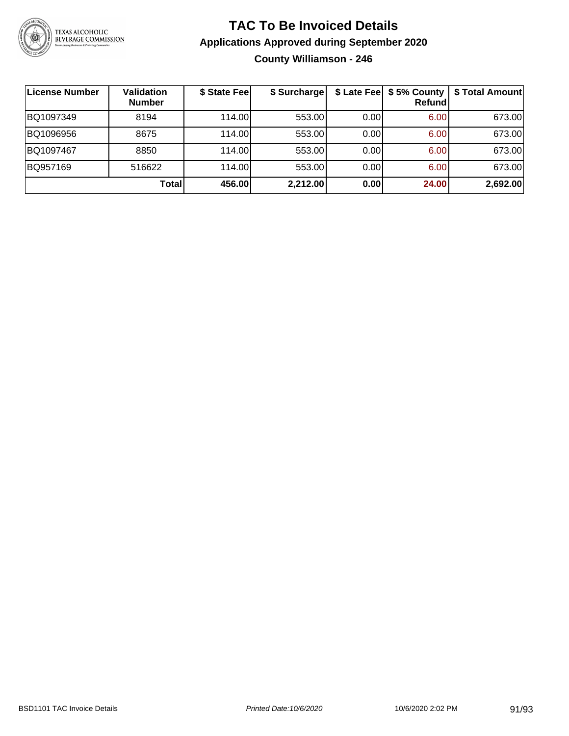# TAC To Be Invoiced Details

## Applications Approved during September 2020

### County Williamson - 246

| License Number | Validation Number | $ State Fee | $ Surcharge | $ Late Fee | $ 5% County Refund | $ Total Amount |
|---|---|---|---|---|---|---|
| BQ1097349 | 8194 | 114.00 | 553.00 | 0.00 | 6.00 | 673.00 |
| BQ1096956 | 8675 | 114.00 | 553.00 | 0.00 | 6.00 | 673.00 |
| BQ1097467 | 8850 | 114.00 | 553.00 | 0.00 | 6.00 | 673.00 |
| BQ957169 | 516622 | 114.00 | 553.00 | 0.00 | 6.00 | 673.00 |
| | **Total** | **456.00** | **2,212.00** | **0.00** | **24.00** | **2,692.00** |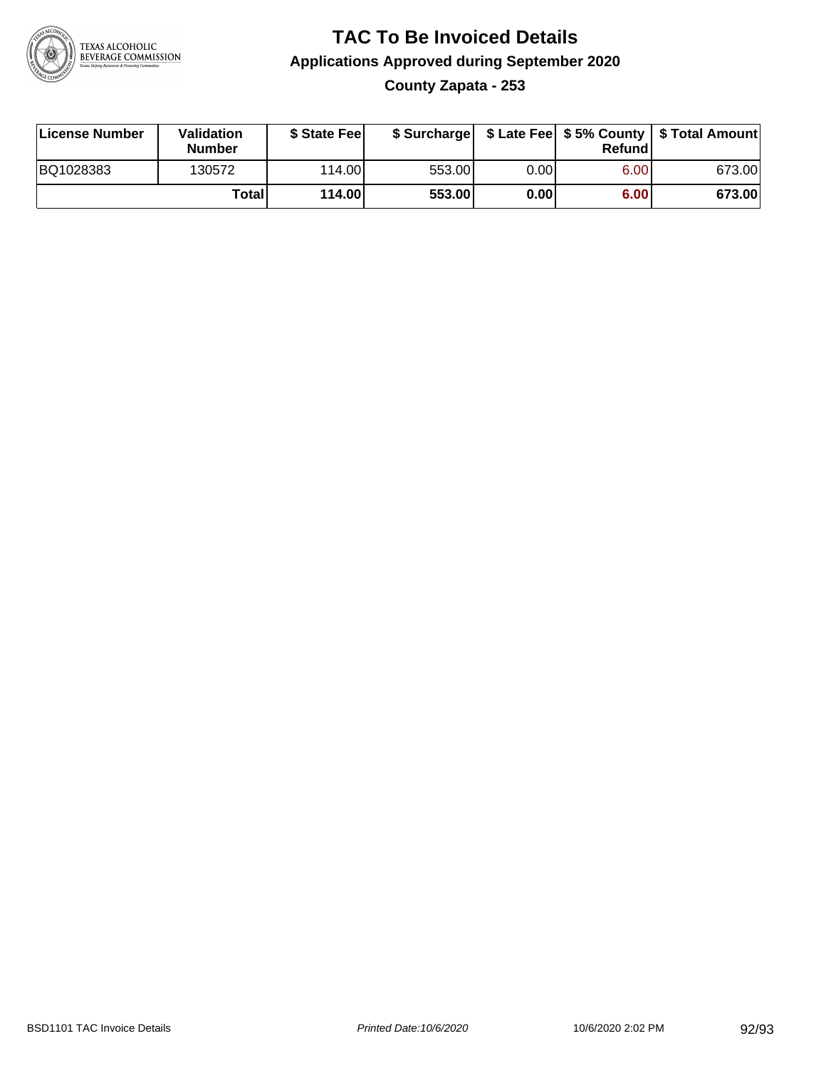# TAC To Be Invoiced Details

## Applications Approved during September 2020

### County Zapata - 253

| License Number | Validation Number | $ State Fee | $ Surcharge | $ Late Fee | $ 5% County Refund | $ Total Amount |
|---|---|---|---|---|---|---|
| BQ1028383 | 130572 | 114.00 | 553.00 | 0.00 | 6.00 | 673.00 |
| | **Total** | **114.00** | **553.00** | **0.00** | **6.00** | **673.00** |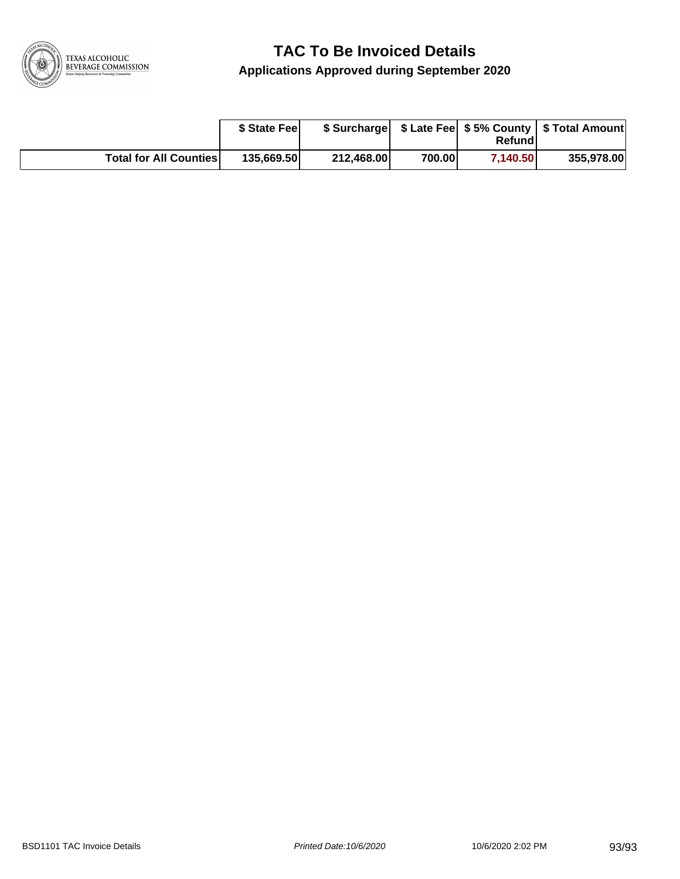# TAC To Be Invoiced Details

## Applications Approved during September 2020

| | \$ State Fee | \$ Surcharge | \$ Late Fee | \$ 5% County Refund | \$ Total Amount |
|---|---|---|---|---|---|
| **Total for All Counties** | 135,669.50 | 212,468.00 | 700.00 | 7,140.50 | 355,978.00 |

BSD1101 TAC Invoice Details &nbsp;&nbsp;&nbsp; *Printed Date:10/6/2020* &nbsp;&nbsp;&nbsp; 10/6/2020 2:02 PM